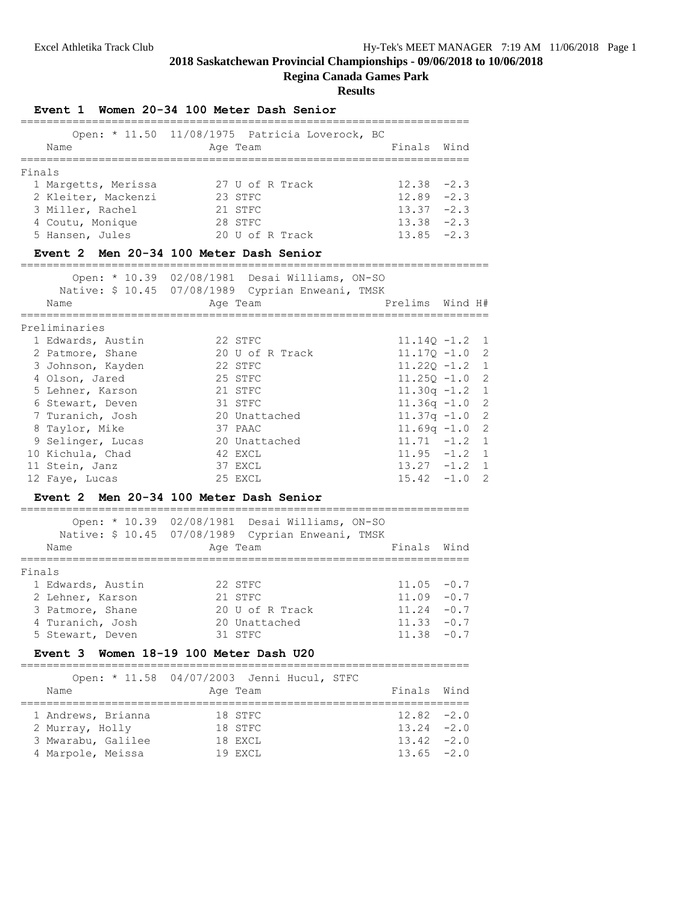Excel Athletika Track Club                                   Hy-Tek's MEET MANAGER 7:19 AM 11/06/2018 Page 1

# 2018 Saskatchewan Provincial Championships - 09/06/2018 to 10/06/2018

## Regina Canada Games Park

## Results

### Event 1 Women 20-34 100 Meter Dash Senior

Open: * 11.50 11/08/1975 Patricia Loverock, BC

| Name | Age | Team | Finals | Wind |
|---|---|---|---|---|
| **Finals** | | | | |
| 1 Margetts, Merissa | 27 | U of R Track | 12.38 | -2.3 |
| 2 Kleiter, Mackenzi | 23 | STFC | 12.89 | -2.3 |
| 3 Miller, Rachel | 21 | STFC | 13.37 | -2.3 |
| 4 Coutu, Monique | 28 | STFC | 13.38 | -2.3 |
| 5 Hansen, Jules | 20 | U of R Track | 13.85 | -2.3 |

### Event 2 Men 20-34 100 Meter Dash Senior

Open: * 10.39 02/08/1981 Desai Williams, ON-SO
Native: $ 10.45 07/08/1989 Cyprian Enweani, TMSK

| Name | Age | Team | Prelims | Wind | H# |
|---|---|---|---|---|---|
| **Preliminaries** | | | | | |
| 1 Edwards, Austin | 22 | STFC | 11.14Q | -1.2 | 1 |
| 2 Patmore, Shane | 20 | U of R Track | 11.17Q | -1.0 | 2 |
| 3 Johnson, Kayden | 22 | STFC | 11.22Q | -1.2 | 1 |
| 4 Olson, Jared | 25 | STFC | 11.25Q | -1.0 | 2 |
| 5 Lehner, Karson | 21 | STFC | 11.30q | -1.2 | 1 |
| 6 Stewart, Deven | 31 | STFC | 11.36q | -1.0 | 2 |
| 7 Turanich, Josh | 20 | Unattached | 11.37q | -1.0 | 2 |
| 8 Taylor, Mike | 37 | PAAC | 11.69q | -1.0 | 2 |
| 9 Selinger, Lucas | 20 | Unattached | 11.71 | -1.2 | 1 |
| 10 Kichula, Chad | 42 | EXCL | 11.95 | -1.2 | 1 |
| 11 Stein, Janz | 37 | EXCL | 13.27 | -1.2 | 1 |
| 12 Faye, Lucas | 25 | EXCL | 15.42 | -1.0 | 2 |

### Event 2 Men 20-34 100 Meter Dash Senior

Open: * 10.39 02/08/1981 Desai Williams, ON-SO
Native: $ 10.45 07/08/1989 Cyprian Enweani, TMSK

| Name | Age | Team | Finals | Wind |
|---|---|---|---|---|
| **Finals** | | | | |
| 1 Edwards, Austin | 22 | STFC | 11.05 | -0.7 |
| 2 Lehner, Karson | 21 | STFC | 11.09 | -0.7 |
| 3 Patmore, Shane | 20 | U of R Track | 11.24 | -0.7 |
| 4 Turanich, Josh | 20 | Unattached | 11.33 | -0.7 |
| 5 Stewart, Deven | 31 | STFC | 11.38 | -0.7 |

### Event 3 Women 18-19 100 Meter Dash U20

Open: * 11.58 04/07/2003 Jenni Hucul, STFC

| Name | Age | Team | Finals | Wind |
|---|---|---|---|---|
| 1 Andrews, Brianna | 18 | STFC | 12.82 | -2.0 |
| 2 Murray, Holly | 18 | STFC | 13.24 | -2.0 |
| 3 Mwarabu, Galilee | 18 | EXCL | 13.42 | -2.0 |
| 4 Marpole, Meissa | 19 | EXCL | 13.65 | -2.0 |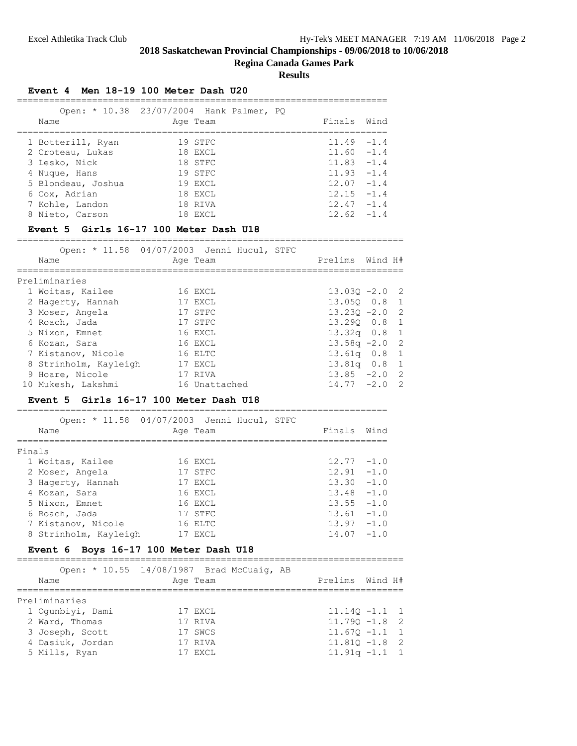## 2018 Saskatchewan Provincial Championships - 09/06/2018 to 10/06/2018

### Regina Canada Games Park

### Results

#### Event 4 Men 18-19 100 Meter Dash U20

Open: * 10.38 23/07/2004 Hank Palmer, PQ

| | Name | Age | Team | Finals | Wind |
|---|---|---|---|---|---|
| 1 | Botterill, Ryan | 19 | STFC | 11.49 | -1.4 |
| 2 | Croteau, Lukas | 18 | EXCL | 11.60 | -1.4 |
| 3 | Lesko, Nick | 18 | STFC | 11.83 | -1.4 |
| 4 | Nuque, Hans | 19 | STFC | 11.93 | -1.4 |
| 5 | Blondeau, Joshua | 19 | EXCL | 12.07 | -1.4 |
| 6 | Cox, Adrian | 18 | EXCL | 12.15 | -1.4 |
| 7 | Kohle, Landon | 18 | RIVA | 12.47 | -1.4 |
| 8 | Nieto, Carson | 18 | EXCL | 12.62 | -1.4 |

#### Event 5 Girls 16-17 100 Meter Dash U18

Open: * 11.58 04/07/2003 Jenni Hucul, STFC

Preliminaries

| | Name | Age | Team | Prelims | Wind | H# |
|---|---|---|---|---|---|---|
| 1 | Woitas, Kailee | 16 | EXCL | 13.03Q | -2.0 | 2 |
| 2 | Hagerty, Hannah | 17 | EXCL | 13.05Q | 0.8 | 1 |
| 3 | Moser, Angela | 17 | STFC | 13.23Q | -2.0 | 2 |
| 4 | Roach, Jada | 17 | STFC | 13.29Q | 0.8 | 1 |
| 5 | Nixon, Emnet | 16 | EXCL | 13.32q | 0.8 | 1 |
| 6 | Kozan, Sara | 16 | EXCL | 13.58q | -2.0 | 2 |
| 7 | Kistanov, Nicole | 16 | ELTC | 13.61q | 0.8 | 1 |
| 8 | Strinholm, Kayleigh | 17 | EXCL | 13.81q | 0.8 | 1 |
| 9 | Hoare, Nicole | 17 | RIVA | 13.85 | -2.0 | 2 |
| 10 | Mukesh, Lakshmi | 16 | Unattached | 14.77 | -2.0 | 2 |

#### Event 5 Girls 16-17 100 Meter Dash U18

Open: * 11.58 04/07/2003 Jenni Hucul, STFC

Finals

| | Name | Age | Team | Finals | Wind |
|---|---|---|---|---|---|
| 1 | Woitas, Kailee | 16 | EXCL | 12.77 | -1.0 |
| 2 | Moser, Angela | 17 | STFC | 12.91 | -1.0 |
| 3 | Hagerty, Hannah | 17 | EXCL | 13.30 | -1.0 |
| 4 | Kozan, Sara | 16 | EXCL | 13.48 | -1.0 |
| 5 | Nixon, Emnet | 16 | EXCL | 13.55 | -1.0 |
| 6 | Roach, Jada | 17 | STFC | 13.61 | -1.0 |
| 7 | Kistanov, Nicole | 16 | ELTC | 13.97 | -1.0 |
| 8 | Strinholm, Kayleigh | 17 | EXCL | 14.07 | -1.0 |

#### Event 6 Boys 16-17 100 Meter Dash U18

Open: * 10.55 14/08/1987 Brad McCuaig, AB

Preliminaries

| | Name | Age | Team | Prelims | Wind | H# |
|---|---|---|---|---|---|---|
| 1 | Ogunbiyi, Dami | 17 | EXCL | 11.14Q | -1.1 | 1 |
| 2 | Ward, Thomas | 17 | RIVA | 11.79Q | -1.8 | 2 |
| 3 | Joseph, Scott | 17 | SWCS | 11.67Q | -1.1 | 1 |
| 4 | Dasiuk, Jordan | 17 | RIVA | 11.81Q | -1.8 | 2 |
| 5 | Mills, Ryan | 17 | EXCL | 11.91q | -1.1 | 1 |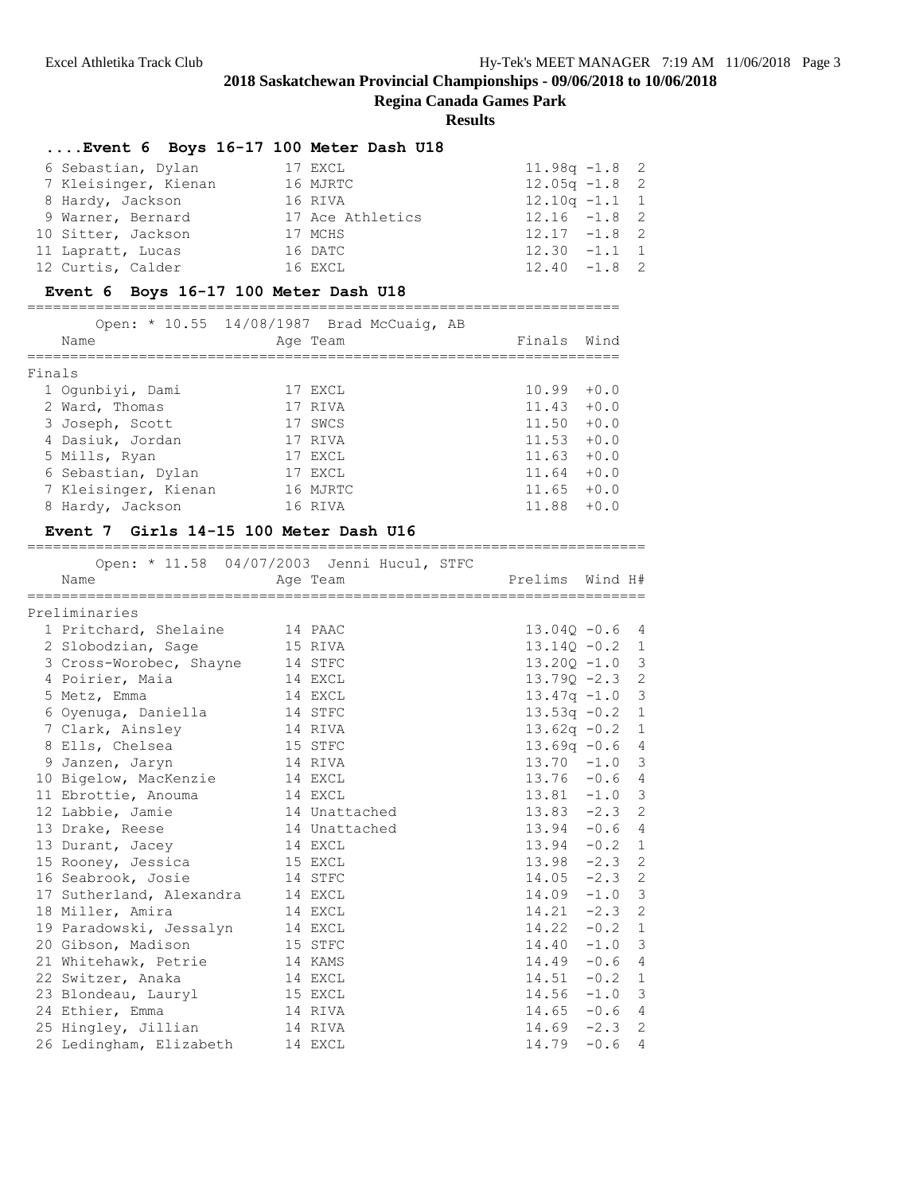## 2018 Saskatchewan Provincial Championships - 09/06/2018 to 10/06/2018

**Regina Canada Games Park**

**Results**

### ....Event 6 Boys 16-17 100 Meter Dash U18

| Place | Name | Age | Team | Prelims | Wind | H# |
|---|---|---|---|---|---|---|
| 6 | Sebastian, Dylan | 17 | EXCL | 11.98q | -1.8 | 2 |
| 7 | Kleisinger, Kienan | 16 | MJRTC | 12.05q | -1.8 | 2 |
| 8 | Hardy, Jackson | 16 | RIVA | 12.10q | -1.1 | 1 |
| 9 | Warner, Bernard | 17 | Ace Athletics | 12.16 | -1.8 | 2 |
| 10 | Sitter, Jackson | 17 | MCHS | 12.17 | -1.8 | 2 |
| 11 | Lapratt, Lucas | 16 | DATC | 12.30 | -1.1 | 1 |
| 12 | Curtis, Calder | 16 | EXCL | 12.40 | -1.8 | 2 |

### Event 6 Boys 16-17 100 Meter Dash U18

Open: * 10.55 14/08/1987 Brad McCuaig, AB

**Finals**

| Place | Name | Age | Team | Finals | Wind |
|---|---|---|---|---|---|
| 1 | Ogunbiyi, Dami | 17 | EXCL | 10.99 | +0.0 |
| 2 | Ward, Thomas | 17 | RIVA | 11.43 | +0.0 |
| 3 | Joseph, Scott | 17 | SWCS | 11.50 | +0.0 |
| 4 | Dasiuk, Jordan | 17 | RIVA | 11.53 | +0.0 |
| 5 | Mills, Ryan | 17 | EXCL | 11.63 | +0.0 |
| 6 | Sebastian, Dylan | 17 | EXCL | 11.64 | +0.0 |
| 7 | Kleisinger, Kienan | 16 | MJRTC | 11.65 | +0.0 |
| 8 | Hardy, Jackson | 16 | RIVA | 11.88 | +0.0 |

### Event 7 Girls 14-15 100 Meter Dash U16

Open: * 11.58 04/07/2003 Jenni Hucul, STFC

**Preliminaries**

| Place | Name | Age | Team | Prelims | Wind | H# |
|---|---|---|---|---|---|---|
| 1 | Pritchard, Shelaine | 14 | PAAC | 13.04Q | -0.6 | 4 |
| 2 | Slobodzian, Sage | 15 | RIVA | 13.14Q | -0.2 | 1 |
| 3 | Cross-Worobec, Shayne | 14 | STFC | 13.20Q | -1.0 | 3 |
| 4 | Poirier, Maia | 14 | EXCL | 13.79Q | -2.3 | 2 |
| 5 | Metz, Emma | 14 | EXCL | 13.47q | -1.0 | 3 |
| 6 | Oyenuga, Daniella | 14 | STFC | 13.53q | -0.2 | 1 |
| 7 | Clark, Ainsley | 14 | RIVA | 13.62q | -0.2 | 1 |
| 8 | Ells, Chelsea | 15 | STFC | 13.69q | -0.6 | 4 |
| 9 | Janzen, Jaryn | 14 | RIVA | 13.70 | -1.0 | 3 |
| 10 | Bigelow, MacKenzie | 14 | EXCL | 13.76 | -0.6 | 4 |
| 11 | Ebrottie, Anouma | 14 | EXCL | 13.81 | -1.0 | 3 |
| 12 | Labbie, Jamie | 14 | Unattached | 13.83 | -2.3 | 2 |
| 13 | Drake, Reese | 14 | Unattached | 13.94 | -0.6 | 4 |
| 13 | Durant, Jacey | 14 | EXCL | 13.94 | -0.2 | 1 |
| 15 | Rooney, Jessica | 15 | EXCL | 13.98 | -2.3 | 2 |
| 16 | Seabrook, Josie | 14 | STFC | 14.05 | -2.3 | 2 |
| 17 | Sutherland, Alexandra | 14 | EXCL | 14.09 | -1.0 | 3 |
| 18 | Miller, Amira | 14 | EXCL | 14.21 | -2.3 | 2 |
| 19 | Paradowski, Jessalyn | 14 | EXCL | 14.22 | -0.2 | 1 |
| 20 | Gibson, Madison | 15 | STFC | 14.40 | -1.0 | 3 |
| 21 | Whitehawk, Petrie | 14 | KAMS | 14.49 | -0.6 | 4 |
| 22 | Switzer, Anaka | 14 | EXCL | 14.51 | -0.2 | 1 |
| 23 | Blondeau, Lauryl | 15 | EXCL | 14.56 | -1.0 | 3 |
| 24 | Ethier, Emma | 14 | RIVA | 14.65 | -0.6 | 4 |
| 25 | Hingley, Jillian | 14 | RIVA | 14.69 | -2.3 | 2 |
| 26 | Ledingham, Elizabeth | 14 | EXCL | 14.79 | -0.6 | 4 |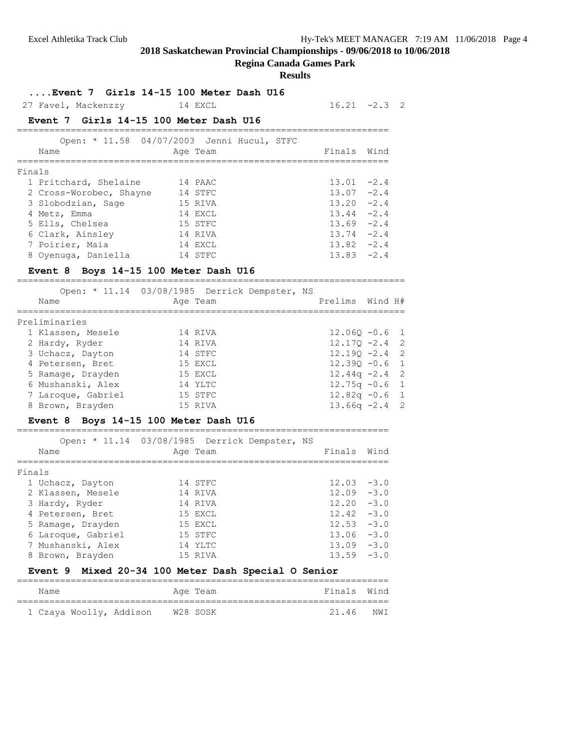# 2018 Saskatchewan Provincial Championships - 09/06/2018 to 10/06/2018

## Regina Canada Games Park

### Results

#### ....Event 7 Girls 14-15 100 Meter Dash U16

| Name | Age | Team | Prelims | Wind | H# |
|---|---|---|---|---|---|
| 27 Favel, Mackenzzy | 14 | EXCL | 16.21 | -2.3 | 2 |

#### Event 7 Girls 14-15 100 Meter Dash U16

Open: * 11.58 04/07/2003 Jenni Hucul, STFC

| Name | Age | Team | Finals | Wind |
|---|---|---|---|---|
| **Finals** | | | | |
| 1 Pritchard, Shelaine | 14 | PAAC | 13.01 | -2.4 |
| 2 Cross-Worobec, Shayne | 14 | STFC | 13.07 | -2.4 |
| 3 Slobodzian, Sage | 15 | RIVA | 13.20 | -2.4 |
| 4 Metz, Emma | 14 | EXCL | 13.44 | -2.4 |
| 5 Ells, Chelsea | 15 | STFC | 13.69 | -2.4 |
| 6 Clark, Ainsley | 14 | RIVA | 13.74 | -2.4 |
| 7 Poirier, Maia | 14 | EXCL | 13.82 | -2.4 |
| 8 Oyenuga, Daniella | 14 | STFC | 13.83 | -2.4 |

#### Event 8 Boys 14-15 100 Meter Dash U16

Open: * 11.14 03/08/1985 Derrick Dempster, NS

| Name | Age | Team | Prelims | Wind | H# |
|---|---|---|---|---|---|
| **Preliminaries** | | | | | |
| 1 Klassen, Mesele | 14 | RIVA | 12.06Q | -0.6 | 1 |
| 2 Hardy, Ryder | 14 | RIVA | 12.17Q | -2.4 | 2 |
| 3 Uchacz, Dayton | 14 | STFC | 12.19Q | -2.4 | 2 |
| 4 Petersen, Bret | 15 | EXCL | 12.39Q | -0.6 | 1 |
| 5 Ramage, Drayden | 15 | EXCL | 12.44q | -2.4 | 2 |
| 6 Mushanski, Alex | 14 | YLTC | 12.75q | -0.6 | 1 |
| 7 Laroque, Gabriel | 15 | STFC | 12.82q | -0.6 | 1 |
| 8 Brown, Brayden | 15 | RIVA | 13.66q | -2.4 | 2 |

#### Event 8 Boys 14-15 100 Meter Dash U16

Open: * 11.14 03/08/1985 Derrick Dempster, NS

| Name | Age | Team | Finals | Wind |
|---|---|---|---|---|
| **Finals** | | | | |
| 1 Uchacz, Dayton | 14 | STFC | 12.03 | -3.0 |
| 2 Klassen, Mesele | 14 | RIVA | 12.09 | -3.0 |
| 3 Hardy, Ryder | 14 | RIVA | 12.20 | -3.0 |
| 4 Petersen, Bret | 15 | EXCL | 12.42 | -3.0 |
| 5 Ramage, Drayden | 15 | EXCL | 12.53 | -3.0 |
| 6 Laroque, Gabriel | 15 | STFC | 13.06 | -3.0 |
| 7 Mushanski, Alex | 14 | YLTC | 13.09 | -3.0 |
| 8 Brown, Brayden | 15 | RIVA | 13.59 | -3.0 |

#### Event 9 Mixed 20-34 100 Meter Dash Special O Senior

| Name | Age | Team | Finals | Wind |
|---|---|---|---|---|
| 1 Czaya Woolly, Addison | W28 | SOSK | 21.46 | NWI |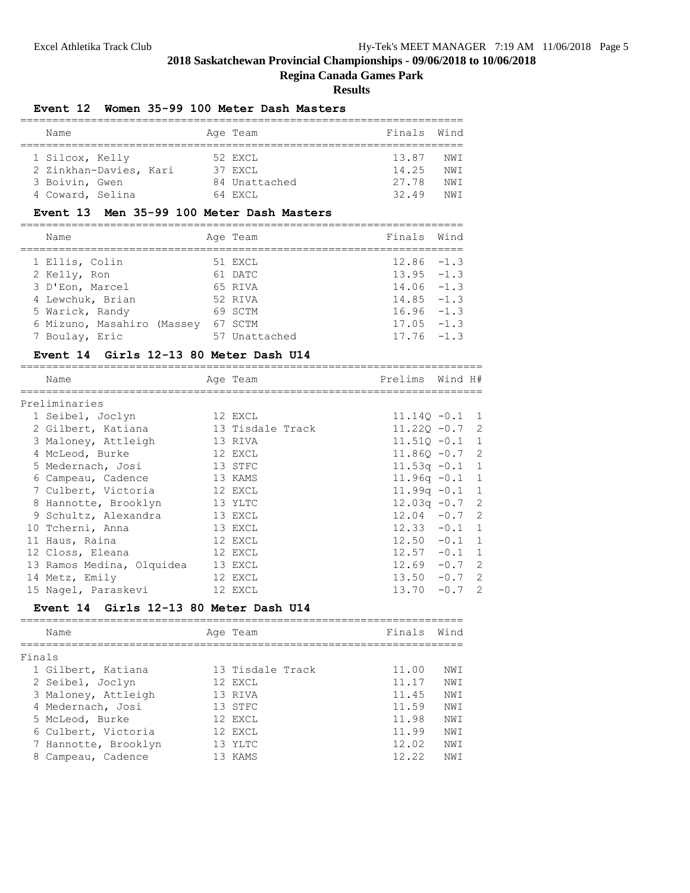## 2018 Saskatchewan Provincial Championships - 09/06/2018 to 10/06/2018

### Regina Canada Games Park

### Results

#### Event 12 Women 35-99 100 Meter Dash Masters

| | Name | Age | Team | Finals | Wind |
|---|---|---|---|---|---|
| 1 | Silcox, Kelly | 52 | EXCL | 13.87 | NWI |
| 2 | Zinkhan-Davies, Kari | 37 | EXCL | 14.25 | NWI |
| 3 | Boivin, Gwen | 84 | Unattached | 27.78 | NWI |
| 4 | Coward, Selina | 64 | EXCL | 32.49 | NWI |

#### Event 13 Men 35-99 100 Meter Dash Masters

| | Name | Age | Team | Finals | Wind |
|---|---|---|---|---|---|
| 1 | Ellis, Colin | 51 | EXCL | 12.86 | -1.3 |
| 2 | Kelly, Ron | 61 | DATC | 13.95 | -1.3 |
| 3 | D'Eon, Marcel | 65 | RIVA | 14.06 | -1.3 |
| 4 | Lewchuk, Brian | 52 | RIVA | 14.85 | -1.3 |
| 5 | Warick, Randy | 69 | SCTM | 16.96 | -1.3 |
| 6 | Mizuno, Masahiro (Massey | 67 | SCTM | 17.05 | -1.3 |
| 7 | Boulay, Eric | 57 | Unattached | 17.76 | -1.3 |

#### Event 14 Girls 12-13 80 Meter Dash U14

Preliminaries

| | Name | Age | Team | Prelims | Wind | H# |
|---|---|---|---|---|---|---|
| 1 | Seibel, Joclyn | 12 | EXCL | 11.14Q | -0.1 | 1 |
| 2 | Gilbert, Katiana | 13 | Tisdale Track | 11.22Q | -0.7 | 2 |
| 3 | Maloney, Attleigh | 13 | RIVA | 11.51Q | -0.1 | 1 |
| 4 | McLeod, Burke | 12 | EXCL | 11.86Q | -0.7 | 2 |
| 5 | Medernach, Josi | 13 | STFC | 11.53q | -0.1 | 1 |
| 6 | Campeau, Cadence | 13 | KAMS | 11.96q | -0.1 | 1 |
| 7 | Culbert, Victoria | 12 | EXCL | 11.99q | -0.1 | 1 |
| 8 | Hannotte, Brooklyn | 13 | YLTC | 12.03q | -0.7 | 2 |
| 9 | Schultz, Alexandra | 13 | EXCL | 12.04 | -0.7 | 2 |
| 10 | Tcherni, Anna | 13 | EXCL | 12.33 | -0.1 | 1 |
| 11 | Haus, Raina | 12 | EXCL | 12.50 | -0.1 | 1 |
| 12 | Closs, Eleana | 12 | EXCL | 12.57 | -0.1 | 1 |
| 13 | Ramos Medina, Olquidea | 13 | EXCL | 12.69 | -0.7 | 2 |
| 14 | Metz, Emily | 12 | EXCL | 13.50 | -0.7 | 2 |
| 15 | Nagel, Paraskevi | 12 | EXCL | 13.70 | -0.7 | 2 |

#### Event 14 Girls 12-13 80 Meter Dash U14

Finals

| | Name | Age | Team | Finals | Wind |
|---|---|---|---|---|---|
| 1 | Gilbert, Katiana | 13 | Tisdale Track | 11.00 | NWI |
| 2 | Seibel, Joclyn | 12 | EXCL | 11.17 | NWI |
| 3 | Maloney, Attleigh | 13 | RIVA | 11.45 | NWI |
| 4 | Medernach, Josi | 13 | STFC | 11.59 | NWI |
| 5 | McLeod, Burke | 12 | EXCL | 11.98 | NWI |
| 6 | Culbert, Victoria | 12 | EXCL | 11.99 | NWI |
| 7 | Hannotte, Brooklyn | 13 | YLTC | 12.02 | NWI |
| 8 | Campeau, Cadence | 13 | KAMS | 12.22 | NWI |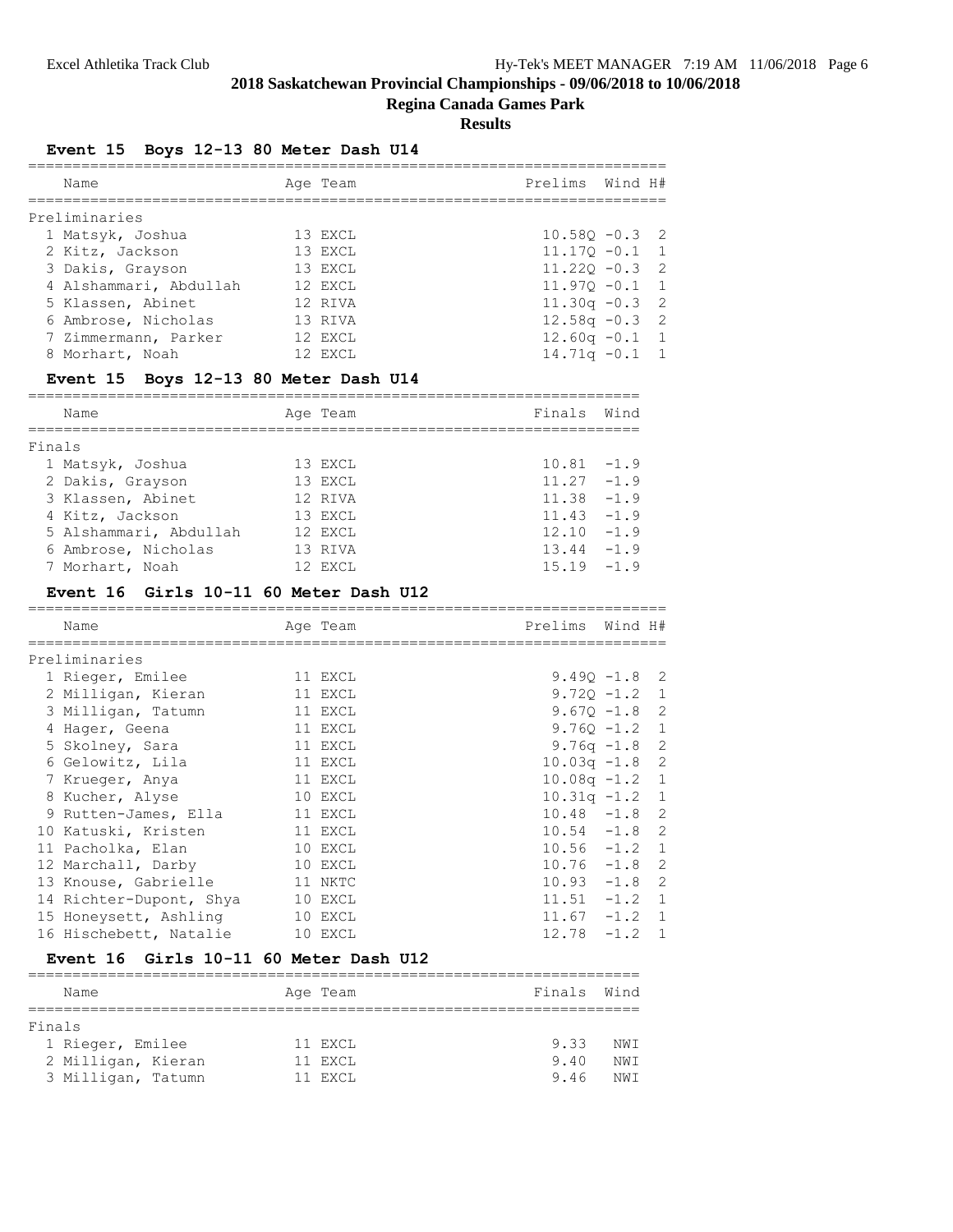## 2018 Saskatchewan Provincial Championships - 09/06/2018 to 10/06/2018

### Regina Canada Games Park

### Results

#### Event 15 Boys 12-13 80 Meter Dash U14

**Preliminaries**

| | Name | Age | Team | Prelims | Wind | H# |
|---|---|---|---|---|---|---|
| 1 | Matsyk, Joshua | 13 | EXCL | 10.58Q | -0.3 | 2 |
| 2 | Kitz, Jackson | 13 | EXCL | 11.17Q | -0.1 | 1 |
| 3 | Dakis, Grayson | 13 | EXCL | 11.22Q | -0.3 | 2 |
| 4 | Alshammari, Abdullah | 12 | EXCL | 11.97Q | -0.1 | 1 |
| 5 | Klassen, Abinet | 12 | RIVA | 11.30q | -0.3 | 2 |
| 6 | Ambrose, Nicholas | 13 | RIVA | 12.58q | -0.3 | 2 |
| 7 | Zimmermann, Parker | 12 | EXCL | 12.60q | -0.1 | 1 |
| 8 | Morhart, Noah | 12 | EXCL | 14.71q | -0.1 | 1 |

#### Event 15 Boys 12-13 80 Meter Dash U14

**Finals**

| | Name | Age | Team | Finals | Wind |
|---|---|---|---|---|---|
| 1 | Matsyk, Joshua | 13 | EXCL | 10.81 | -1.9 |
| 2 | Dakis, Grayson | 13 | EXCL | 11.27 | -1.9 |
| 3 | Klassen, Abinet | 12 | RIVA | 11.38 | -1.9 |
| 4 | Kitz, Jackson | 13 | EXCL | 11.43 | -1.9 |
| 5 | Alshammari, Abdullah | 12 | EXCL | 12.10 | -1.9 |
| 6 | Ambrose, Nicholas | 13 | RIVA | 13.44 | -1.9 |
| 7 | Morhart, Noah | 12 | EXCL | 15.19 | -1.9 |

#### Event 16 Girls 10-11 60 Meter Dash U12

**Preliminaries**

| | Name | Age | Team | Prelims | Wind | H# |
|---|---|---|---|---|---|---|
| 1 | Rieger, Emilee | 11 | EXCL | 9.49Q | -1.8 | 2 |
| 2 | Milligan, Kieran | 11 | EXCL | 9.72Q | -1.2 | 1 |
| 3 | Milligan, Tatumn | 11 | EXCL | 9.67Q | -1.8 | 2 |
| 4 | Hager, Geena | 11 | EXCL | 9.76Q | -1.2 | 1 |
| 5 | Skolney, Sara | 11 | EXCL | 9.76q | -1.8 | 2 |
| 6 | Gelowitz, Lila | 11 | EXCL | 10.03q | -1.8 | 2 |
| 7 | Krueger, Anya | 11 | EXCL | 10.08q | -1.2 | 1 |
| 8 | Kucher, Alyse | 10 | EXCL | 10.31q | -1.2 | 1 |
| 9 | Rutten-James, Ella | 11 | EXCL | 10.48 | -1.8 | 2 |
| 10 | Katuski, Kristen | 11 | EXCL | 10.54 | -1.8 | 2 |
| 11 | Pacholka, Elan | 10 | EXCL | 10.56 | -1.2 | 1 |
| 12 | Marchall, Darby | 10 | EXCL | 10.76 | -1.8 | 2 |
| 13 | Knouse, Gabrielle | 11 | NKTC | 10.93 | -1.8 | 2 |
| 14 | Richter-Dupont, Shya | 10 | EXCL | 11.51 | -1.2 | 1 |
| 15 | Honeysett, Ashling | 10 | EXCL | 11.67 | -1.2 | 1 |
| 16 | Hischebett, Natalie | 10 | EXCL | 12.78 | -1.2 | 1 |

#### Event 16 Girls 10-11 60 Meter Dash U12

**Finals**

| | Name | Age | Team | Finals | Wind |
|---|---|---|---|---|---|
| 1 | Rieger, Emilee | 11 | EXCL | 9.33 | NWI |
| 2 | Milligan, Kieran | 11 | EXCL | 9.40 | NWI |
| 3 | Milligan, Tatumn | 11 | EXCL | 9.46 | NWI |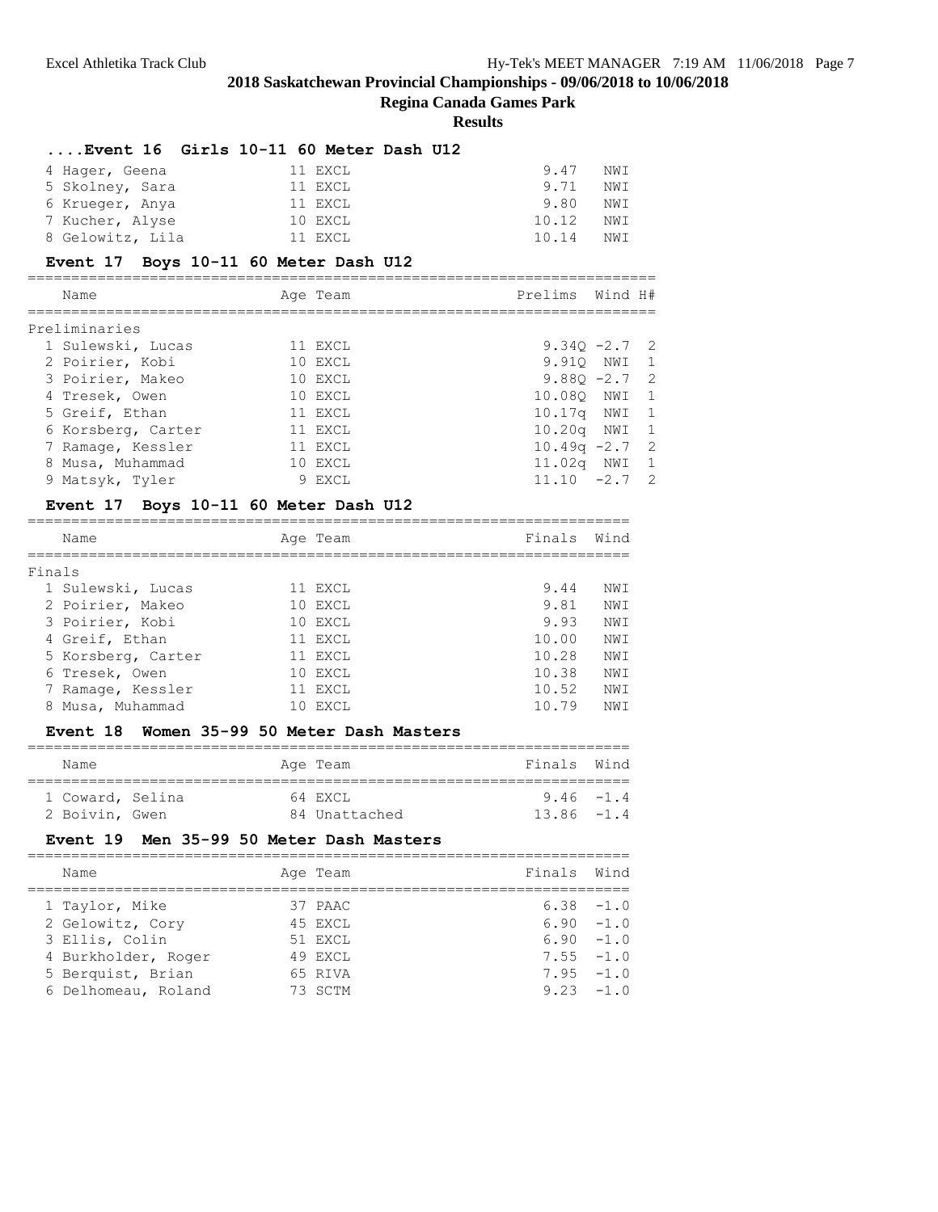## 2018 Saskatchewan Provincial Championships - 09/06/2018 to 10/06/2018

### Regina Canada Games Park

### Results

#### ....Event 16 Girls 10-11 60 Meter Dash U12

| Place | Name | Age | Team | Finals | Wind |
|---|---|---|---|---|---|
| 4 | Hager, Geena | 11 | EXCL | 9.47 | NWI |
| 5 | Skolney, Sara | 11 | EXCL | 9.71 | NWI |
| 6 | Krueger, Anya | 11 | EXCL | 9.80 | NWI |
| 7 | Kucher, Alyse | 10 | EXCL | 10.12 | NWI |
| 8 | Gelowitz, Lila | 11 | EXCL | 10.14 | NWI |

#### Event 17 Boys 10-11 60 Meter Dash U12

Preliminaries

| Place | Name | Age | Team | Prelims | Wind | H# |
|---|---|---|---|---|---|---|
| 1 | Sulewski, Lucas | 11 | EXCL | 9.34Q | -2.7 | 2 |
| 2 | Poirier, Kobi | 10 | EXCL | 9.91Q | NWI | 1 |
| 3 | Poirier, Makeo | 10 | EXCL | 9.88Q | -2.7 | 2 |
| 4 | Tresek, Owen | 10 | EXCL | 10.08Q | NWI | 1 |
| 5 | Greif, Ethan | 11 | EXCL | 10.17q | NWI | 1 |
| 6 | Korsberg, Carter | 11 | EXCL | 10.20q | NWI | 1 |
| 7 | Ramage, Kessler | 11 | EXCL | 10.49q | -2.7 | 2 |
| 8 | Musa, Muhammad | 10 | EXCL | 11.02q | NWI | 1 |
| 9 | Matsyk, Tyler | 9 | EXCL | 11.10 | -2.7 | 2 |

#### Event 17 Boys 10-11 60 Meter Dash U12

Finals

| Place | Name | Age | Team | Finals | Wind |
|---|---|---|---|---|---|
| 1 | Sulewski, Lucas | 11 | EXCL | 9.44 | NWI |
| 2 | Poirier, Makeo | 10 | EXCL | 9.81 | NWI |
| 3 | Poirier, Kobi | 10 | EXCL | 9.93 | NWI |
| 4 | Greif, Ethan | 11 | EXCL | 10.00 | NWI |
| 5 | Korsberg, Carter | 11 | EXCL | 10.28 | NWI |
| 6 | Tresek, Owen | 10 | EXCL | 10.38 | NWI |
| 7 | Ramage, Kessler | 11 | EXCL | 10.52 | NWI |
| 8 | Musa, Muhammad | 10 | EXCL | 10.79 | NWI |

#### Event 18 Women 35-99 50 Meter Dash Masters

| Place | Name | Age | Team | Finals | Wind |
|---|---|---|---|---|---|
| 1 | Coward, Selina | 64 | EXCL | 9.46 | -1.4 |
| 2 | Boivin, Gwen | 84 | Unattached | 13.86 | -1.4 |

#### Event 19 Men 35-99 50 Meter Dash Masters

| Place | Name | Age | Team | Finals | Wind |
|---|---|---|---|---|---|
| 1 | Taylor, Mike | 37 | PAAC | 6.38 | -1.0 |
| 2 | Gelowitz, Cory | 45 | EXCL | 6.90 | -1.0 |
| 3 | Ellis, Colin | 51 | EXCL | 6.90 | -1.0 |
| 4 | Burkholder, Roger | 49 | EXCL | 7.55 | -1.0 |
| 5 | Berquist, Brian | 65 | RIVA | 7.95 | -1.0 |
| 6 | Delhomeau, Roland | 73 | SCTM | 9.23 | -1.0 |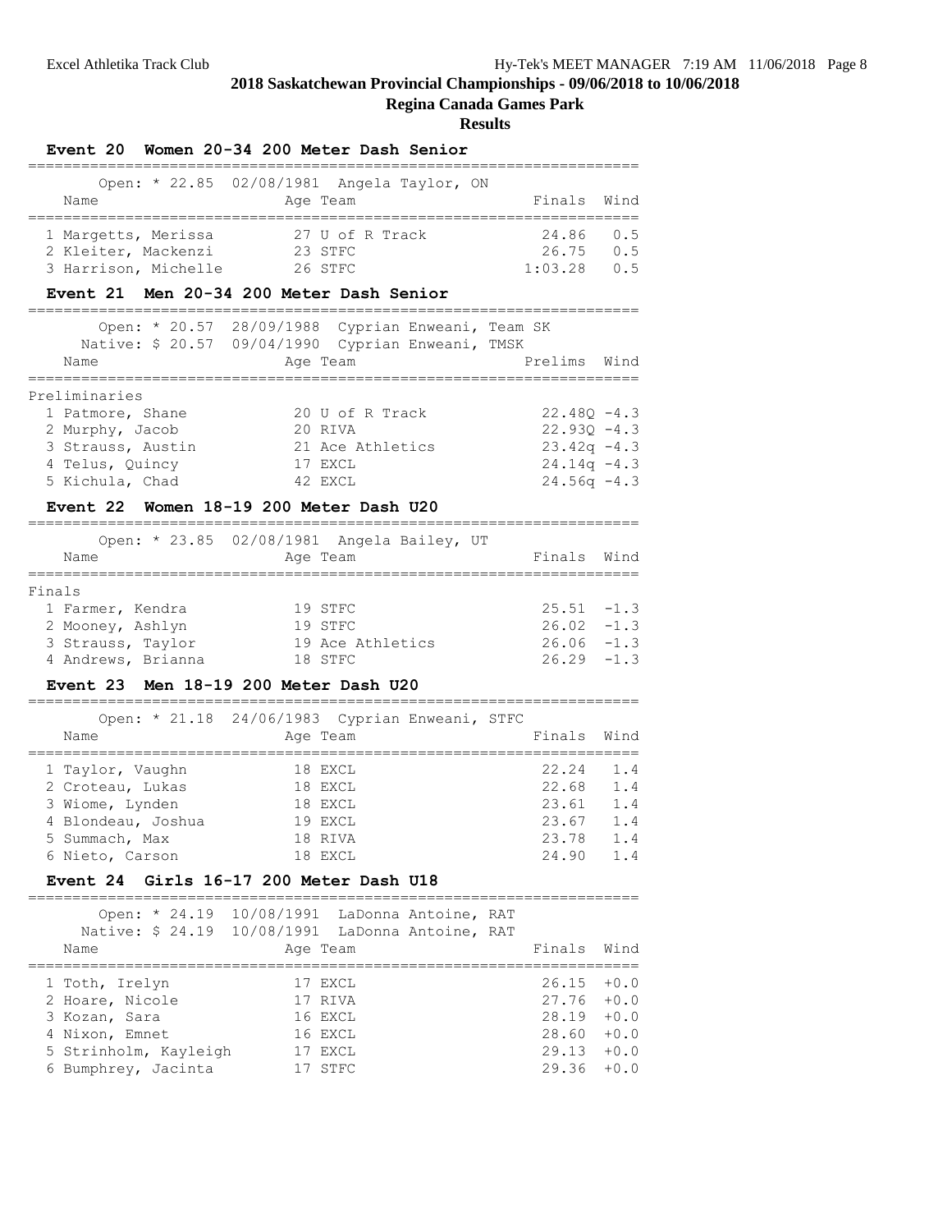# 2018 Saskatchewan Provincial Championships - 09/06/2018 to 10/06/2018

## Regina Canada Games Park

### Results

#### Event 20 Women 20-34 200 Meter Dash Senior

Open: * 22.85 02/08/1981 Angela Taylor, ON

| Name | Age | Team | Finals | Wind |
|---|---|---|---|---|
| 1 Margetts, Merissa | 27 | U of R Track | 24.86 | 0.5 |
| 2 Kleiter, Mackenzi | 23 | STFC | 26.75 | 0.5 |
| 3 Harrison, Michelle | 26 | STFC | 1:03.28 | 0.5 |

#### Event 21 Men 20-34 200 Meter Dash Senior

Open: * 20.57 28/09/1988 Cyprian Enweani, Team SK
Native: $ 20.57 09/04/1990 Cyprian Enweani, TMSK

| Name | Age | Team | Prelims | Wind |
|---|---|---|---|---|
| **Preliminaries** | | | | |
| 1 Patmore, Shane | 20 | U of R Track | 22.48Q | -4.3 |
| 2 Murphy, Jacob | 20 | RIVA | 22.93Q | -4.3 |
| 3 Strauss, Austin | 21 | Ace Athletics | 23.42q | -4.3 |
| 4 Telus, Quincy | 17 | EXCL | 24.14q | -4.3 |
| 5 Kichula, Chad | 42 | EXCL | 24.56q | -4.3 |

#### Event 22 Women 18-19 200 Meter Dash U20

Open: * 23.85 02/08/1981 Angela Bailey, UT

| Name | Age | Team | Finals | Wind |
|---|---|---|---|---|
| **Finals** | | | | |
| 1 Farmer, Kendra | 19 | STFC | 25.51 | -1.3 |
| 2 Mooney, Ashlyn | 19 | STFC | 26.02 | -1.3 |
| 3 Strauss, Taylor | 19 | Ace Athletics | 26.06 | -1.3 |
| 4 Andrews, Brianna | 18 | STFC | 26.29 | -1.3 |

#### Event 23 Men 18-19 200 Meter Dash U20

Open: * 21.18 24/06/1983 Cyprian Enweani, STFC

| Name | Age | Team | Finals | Wind |
|---|---|---|---|---|
| 1 Taylor, Vaughn | 18 | EXCL | 22.24 | 1.4 |
| 2 Croteau, Lukas | 18 | EXCL | 22.68 | 1.4 |
| 3 Wiome, Lynden | 18 | EXCL | 23.61 | 1.4 |
| 4 Blondeau, Joshua | 19 | EXCL | 23.67 | 1.4 |
| 5 Summach, Max | 18 | RIVA | 23.78 | 1.4 |
| 6 Nieto, Carson | 18 | EXCL | 24.90 | 1.4 |

#### Event 24 Girls 16-17 200 Meter Dash U18

Open: * 24.19 10/08/1991 LaDonna Antoine, RAT
Native: $ 24.19 10/08/1991 LaDonna Antoine, RAT

| Name | Age | Team | Finals | Wind |
|---|---|---|---|---|
| 1 Toth, Irelyn | 17 | EXCL | 26.15 | +0.0 |
| 2 Hoare, Nicole | 17 | RIVA | 27.76 | +0.0 |
| 3 Kozan, Sara | 16 | EXCL | 28.19 | +0.0 |
| 4 Nixon, Emnet | 16 | EXCL | 28.60 | +0.0 |
| 5 Strinholm, Kayleigh | 17 | EXCL | 29.13 | +0.0 |
| 6 Bumphrey, Jacinta | 17 | STFC | 29.36 | +0.0 |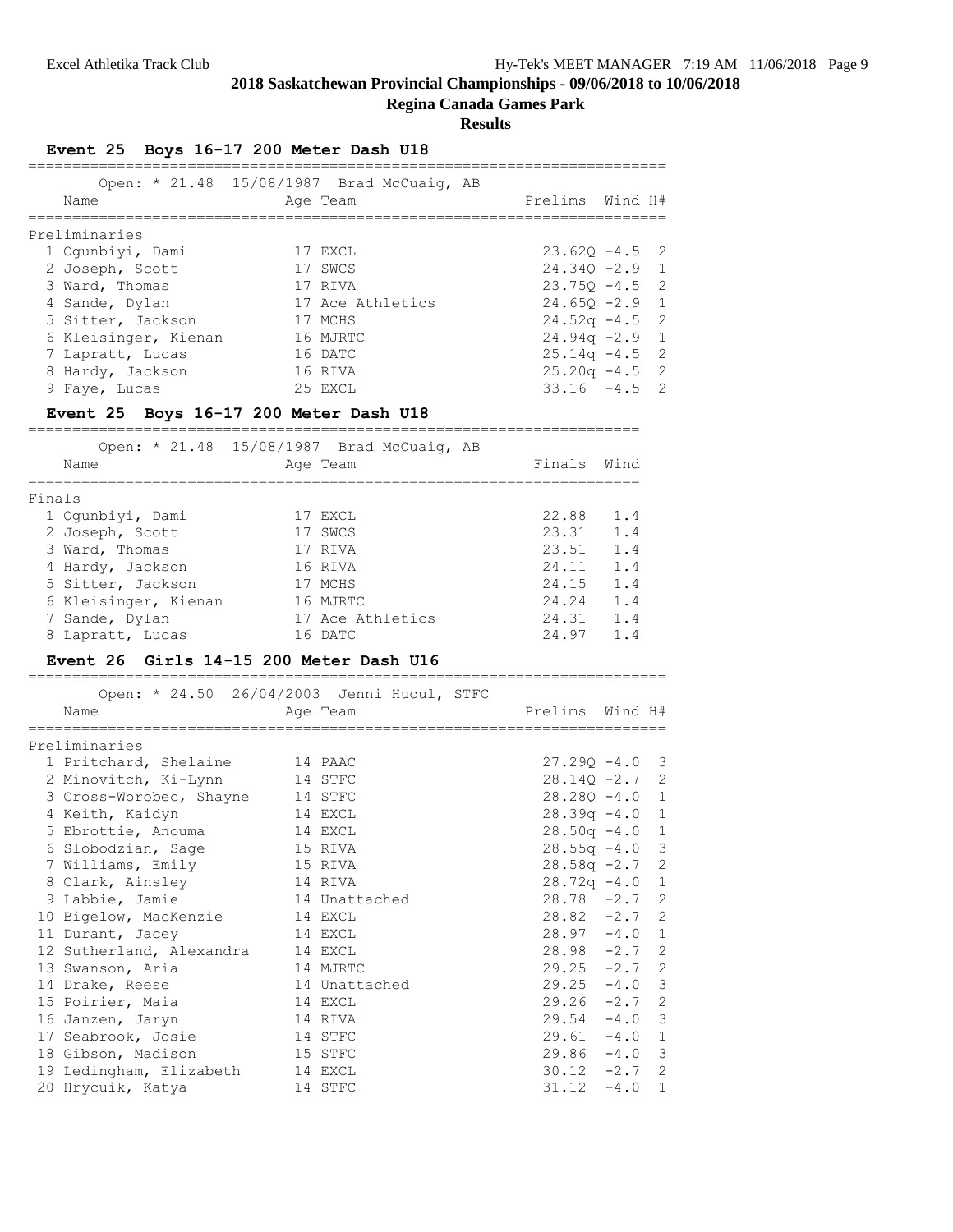## 2018 Saskatchewan Provincial Championships - 09/06/2018 to 10/06/2018

### Regina Canada Games Park

### Results

#### Event 25 Boys 16-17 200 Meter Dash U18

Open: * 21.48 15/08/1987 Brad McCuaig, AB

**Preliminaries**

| | Name | Age | Team | Prelims | Wind | H# |
|---|---|---|---|---|---|---|
| 1 | Ogunbiyi, Dami | 17 | EXCL | 23.62Q | -4.5 | 2 |
| 2 | Joseph, Scott | 17 | SWCS | 24.34Q | -2.9 | 1 |
| 3 | Ward, Thomas | 17 | RIVA | 23.75Q | -4.5 | 2 |
| 4 | Sande, Dylan | 17 | Ace Athletics | 24.65Q | -2.9 | 1 |
| 5 | Sitter, Jackson | 17 | MCHS | 24.52q | -4.5 | 2 |
| 6 | Kleisinger, Kienan | 16 | MJRTC | 24.94q | -2.9 | 1 |
| 7 | Lapratt, Lucas | 16 | DATC | 25.14q | -4.5 | 2 |
| 8 | Hardy, Jackson | 16 | RIVA | 25.20q | -4.5 | 2 |
| 9 | Faye, Lucas | 25 | EXCL | 33.16 | -4.5 | 2 |

#### Event 25 Boys 16-17 200 Meter Dash U18

Open: * 21.48 15/08/1987 Brad McCuaig, AB

**Finals**

| | Name | Age | Team | Finals | Wind |
|---|---|---|---|---|---|
| 1 | Ogunbiyi, Dami | 17 | EXCL | 22.88 | 1.4 |
| 2 | Joseph, Scott | 17 | SWCS | 23.31 | 1.4 |
| 3 | Ward, Thomas | 17 | RIVA | 23.51 | 1.4 |
| 4 | Hardy, Jackson | 16 | RIVA | 24.11 | 1.4 |
| 5 | Sitter, Jackson | 17 | MCHS | 24.15 | 1.4 |
| 6 | Kleisinger, Kienan | 16 | MJRTC | 24.24 | 1.4 |
| 7 | Sande, Dylan | 17 | Ace Athletics | 24.31 | 1.4 |
| 8 | Lapratt, Lucas | 16 | DATC | 24.97 | 1.4 |

#### Event 26 Girls 14-15 200 Meter Dash U16

Open: * 24.50 26/04/2003 Jenni Hucul, STFC

**Preliminaries**

| | Name | Age | Team | Prelims | Wind | H# |
|---|---|---|---|---|---|---|
| 1 | Pritchard, Shelaine | 14 | PAAC | 27.29Q | -4.0 | 3 |
| 2 | Minovitch, Ki-Lynn | 14 | STFC | 28.14Q | -2.7 | 2 |
| 3 | Cross-Worobec, Shayne | 14 | STFC | 28.28Q | -4.0 | 1 |
| 4 | Keith, Kaidyn | 14 | EXCL | 28.39q | -4.0 | 1 |
| 5 | Ebrottie, Anouma | 14 | EXCL | 28.50q | -4.0 | 1 |
| 6 | Slobodzian, Sage | 15 | RIVA | 28.55q | -4.0 | 3 |
| 7 | Williams, Emily | 15 | RIVA | 28.58q | -2.7 | 2 |
| 8 | Clark, Ainsley | 14 | RIVA | 28.72q | -4.0 | 1 |
| 9 | Labbie, Jamie | 14 | Unattached | 28.78 | -2.7 | 2 |
| 10 | Bigelow, MacKenzie | 14 | EXCL | 28.82 | -2.7 | 2 |
| 11 | Durant, Jacey | 14 | EXCL | 28.97 | -4.0 | 1 |
| 12 | Sutherland, Alexandra | 14 | EXCL | 28.98 | -2.7 | 2 |
| 13 | Swanson, Aria | 14 | MJRTC | 29.25 | -2.7 | 2 |
| 14 | Drake, Reese | 14 | Unattached | 29.25 | -4.0 | 3 |
| 15 | Poirier, Maia | 14 | EXCL | 29.26 | -2.7 | 2 |
| 16 | Janzen, Jaryn | 14 | RIVA | 29.54 | -4.0 | 3 |
| 17 | Seabrook, Josie | 14 | STFC | 29.61 | -4.0 | 1 |
| 18 | Gibson, Madison | 15 | STFC | 29.86 | -4.0 | 3 |
| 19 | Ledingham, Elizabeth | 14 | EXCL | 30.12 | -2.7 | 2 |
| 20 | Hrycuik, Katya | 14 | STFC | 31.12 | -4.0 | 1 |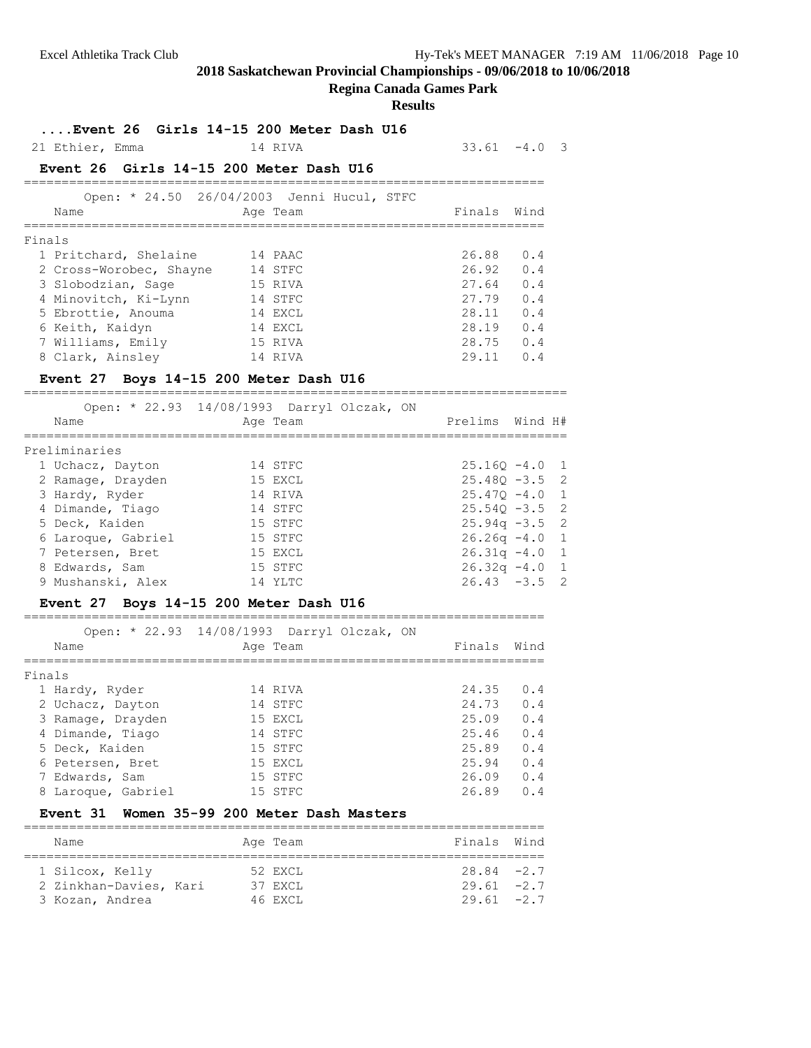## 2018 Saskatchewan Provincial Championships - 09/06/2018 to 10/06/2018

### Regina Canada Games Park

### Results

### ....Event 26 Girls 14-15 200 Meter Dash U16

| Name | Age | Team | Prelims | Wind | H# |
|---|---|---|---|---|---|
| 21 Ethier, Emma | 14 | RIVA | 33.61 | -4.0 | 3 |

### Event 26 Girls 14-15 200 Meter Dash U16

Open: * 24.50 26/04/2003 Jenni Hucul, STFC

| Name | Age | Team | Finals | Wind |
|---|---|---|---|---|
| **Finals** | | | | |
| 1 Pritchard, Shelaine | 14 | PAAC | 26.88 | 0.4 |
| 2 Cross-Worobec, Shayne | 14 | STFC | 26.92 | 0.4 |
| 3 Slobodzian, Sage | 15 | RIVA | 27.64 | 0.4 |
| 4 Minovitch, Ki-Lynn | 14 | STFC | 27.79 | 0.4 |
| 5 Ebrottie, Anouma | 14 | EXCL | 28.11 | 0.4 |
| 6 Keith, Kaidyn | 14 | EXCL | 28.19 | 0.4 |
| 7 Williams, Emily | 15 | RIVA | 28.75 | 0.4 |
| 8 Clark, Ainsley | 14 | RIVA | 29.11 | 0.4 |

### Event 27 Boys 14-15 200 Meter Dash U16

Open: * 22.93 14/08/1993 Darryl Olczak, ON

| Name | Age | Team | Prelims | Wind | H# |
|---|---|---|---|---|---|
| **Preliminaries** | | | | | |
| 1 Uchacz, Dayton | 14 | STFC | 25.16Q | -4.0 | 1 |
| 2 Ramage, Drayden | 15 | EXCL | 25.48Q | -3.5 | 2 |
| 3 Hardy, Ryder | 14 | RIVA | 25.47Q | -4.0 | 1 |
| 4 Dimande, Tiago | 14 | STFC | 25.54Q | -3.5 | 2 |
| 5 Deck, Kaiden | 15 | STFC | 25.94q | -3.5 | 2 |
| 6 Laroque, Gabriel | 15 | STFC | 26.26q | -4.0 | 1 |
| 7 Petersen, Bret | 15 | EXCL | 26.31q | -4.0 | 1 |
| 8 Edwards, Sam | 15 | STFC | 26.32q | -4.0 | 1 |
| 9 Mushanski, Alex | 14 | YLTC | 26.43 | -3.5 | 2 |

### Event 27 Boys 14-15 200 Meter Dash U16

Open: * 22.93 14/08/1993 Darryl Olczak, ON

| Name | Age | Team | Finals | Wind |
|---|---|---|---|---|
| **Finals** | | | | |
| 1 Hardy, Ryder | 14 | RIVA | 24.35 | 0.4 |
| 2 Uchacz, Dayton | 14 | STFC | 24.73 | 0.4 |
| 3 Ramage, Drayden | 15 | EXCL | 25.09 | 0.4 |
| 4 Dimande, Tiago | 14 | STFC | 25.46 | 0.4 |
| 5 Deck, Kaiden | 15 | STFC | 25.89 | 0.4 |
| 6 Petersen, Bret | 15 | EXCL | 25.94 | 0.4 |
| 7 Edwards, Sam | 15 | STFC | 26.09 | 0.4 |
| 8 Laroque, Gabriel | 15 | STFC | 26.89 | 0.4 |

### Event 31 Women 35-99 200 Meter Dash Masters

| Name | Age | Team | Finals | Wind |
|---|---|---|---|---|
| 1 Silcox, Kelly | 52 | EXCL | 28.84 | -2.7 |
| 2 Zinkhan-Davies, Kari | 37 | EXCL | 29.61 | -2.7 |
| 3 Kozan, Andrea | 46 | EXCL | 29.61 | -2.7 |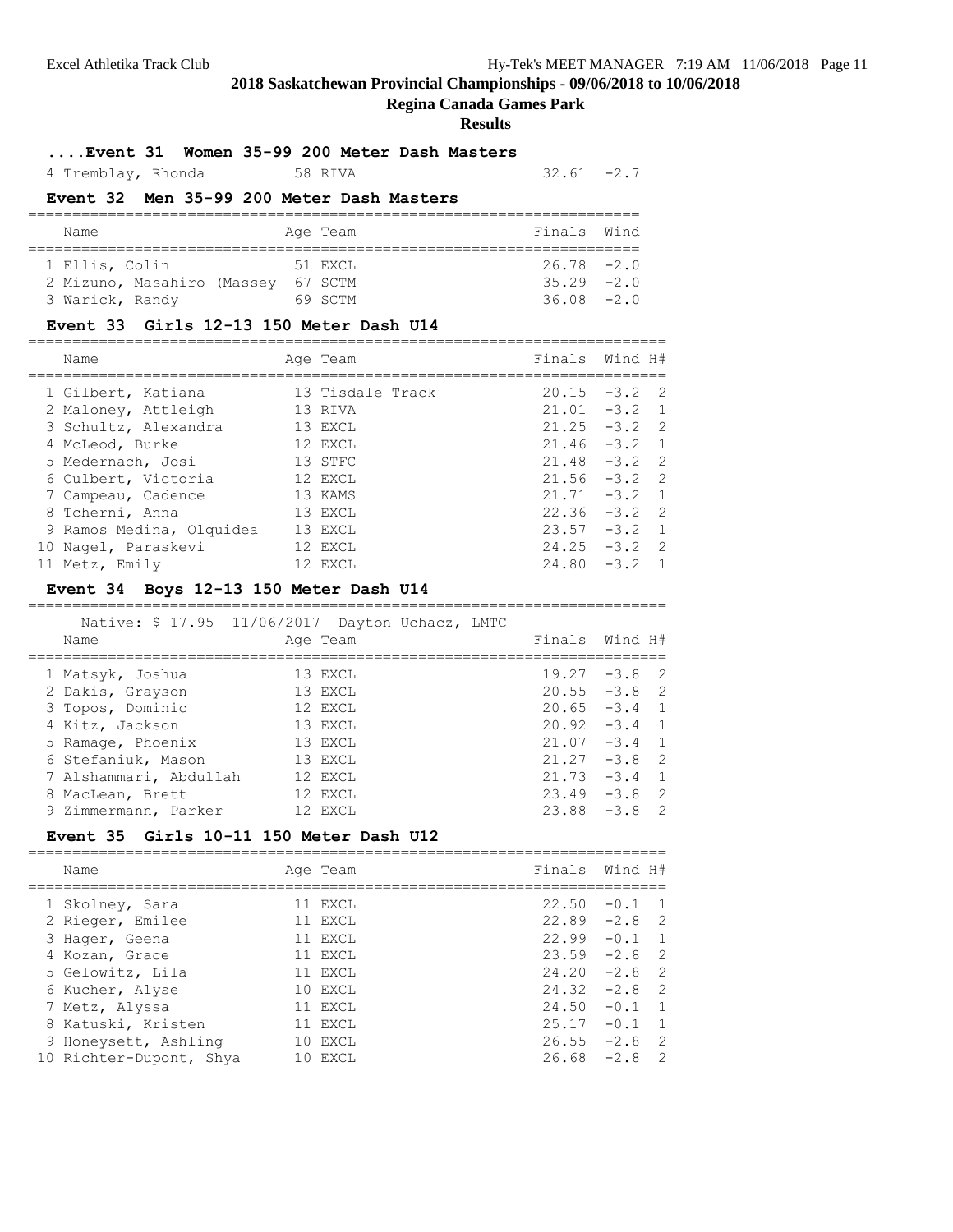## 2018 Saskatchewan Provincial Championships - 09/06/2018 to 10/06/2018

### Regina Canada Games Park

### Results

#### ....Event 31 Women 35-99 200 Meter Dash Masters

| Name | Age | Team | Finals | Wind |
|---|---|---|---|---|
| 4 Tremblay, Rhonda | 58 | RIVA | 32.61 | -2.7 |

#### Event 32 Men 35-99 200 Meter Dash Masters

| Name | Age | Team | Finals | Wind |
|---|---|---|---|---|
| 1 Ellis, Colin | 51 | EXCL | 26.78 | -2.0 |
| 2 Mizuno, Masahiro (Massey | 67 | SCTM | 35.29 | -2.0 |
| 3 Warick, Randy | 69 | SCTM | 36.08 | -2.0 |

#### Event 33 Girls 12-13 150 Meter Dash U14

| Name | Age | Team | Finals | Wind | H# |
|---|---|---|---|---|---|
| 1 Gilbert, Katiana | 13 | Tisdale Track | 20.15 | -3.2 | 2 |
| 2 Maloney, Attleigh | 13 | RIVA | 21.01 | -3.2 | 1 |
| 3 Schultz, Alexandra | 13 | EXCL | 21.25 | -3.2 | 2 |
| 4 McLeod, Burke | 12 | EXCL | 21.46 | -3.2 | 1 |
| 5 Medernach, Josi | 13 | STFC | 21.48 | -3.2 | 2 |
| 6 Culbert, Victoria | 12 | EXCL | 21.56 | -3.2 | 2 |
| 7 Campeau, Cadence | 13 | KAMS | 21.71 | -3.2 | 1 |
| 8 Tcherni, Anna | 13 | EXCL | 22.36 | -3.2 | 2 |
| 9 Ramos Medina, Olquidea | 13 | EXCL | 23.57 | -3.2 | 1 |
| 10 Nagel, Paraskevi | 12 | EXCL | 24.25 | -3.2 | 2 |
| 11 Metz, Emily | 12 | EXCL | 24.80 | -3.2 | 1 |

#### Event 34 Boys 12-13 150 Meter Dash U14

Native: $ 17.95 11/06/2017 Dayton Uchacz, LMTC

| Name | Age | Team | Finals | Wind | H# |
|---|---|---|---|---|---|
| 1 Matsyk, Joshua | 13 | EXCL | 19.27 | -3.8 | 2 |
| 2 Dakis, Grayson | 13 | EXCL | 20.55 | -3.8 | 2 |
| 3 Topos, Dominic | 12 | EXCL | 20.65 | -3.4 | 1 |
| 4 Kitz, Jackson | 13 | EXCL | 20.92 | -3.4 | 1 |
| 5 Ramage, Phoenix | 13 | EXCL | 21.07 | -3.4 | 1 |
| 6 Stefaniuk, Mason | 13 | EXCL | 21.27 | -3.8 | 2 |
| 7 Alshammari, Abdullah | 12 | EXCL | 21.73 | -3.4 | 1 |
| 8 MacLean, Brett | 12 | EXCL | 23.49 | -3.8 | 2 |
| 9 Zimmermann, Parker | 12 | EXCL | 23.88 | -3.8 | 2 |

#### Event 35 Girls 10-11 150 Meter Dash U12

| Name | Age | Team | Finals | Wind | H# |
|---|---|---|---|---|---|
| 1 Skolney, Sara | 11 | EXCL | 22.50 | -0.1 | 1 |
| 2 Rieger, Emilee | 11 | EXCL | 22.89 | -2.8 | 2 |
| 3 Hager, Geena | 11 | EXCL | 22.99 | -0.1 | 1 |
| 4 Kozan, Grace | 11 | EXCL | 23.59 | -2.8 | 2 |
| 5 Gelowitz, Lila | 11 | EXCL | 24.20 | -2.8 | 2 |
| 6 Kucher, Alyse | 10 | EXCL | 24.32 | -2.8 | 2 |
| 7 Metz, Alyssa | 11 | EXCL | 24.50 | -0.1 | 1 |
| 8 Katuski, Kristen | 11 | EXCL | 25.17 | -0.1 | 1 |
| 9 Honeysett, Ashling | 10 | EXCL | 26.55 | -2.8 | 2 |
| 10 Richter-Dupont, Shya | 10 | EXCL | 26.68 | -2.8 | 2 |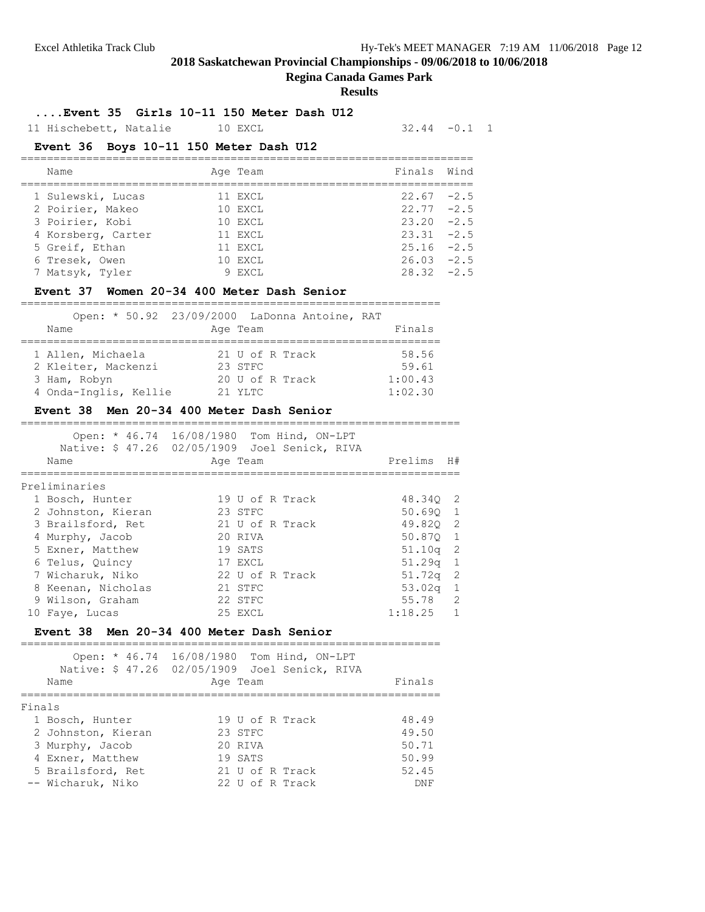## 2018 Saskatchewan Provincial Championships - 09/06/2018 to 10/06/2018

**Regina Canada Games Park**

**Results**

### ....Event 35 Girls 10-11 150 Meter Dash U12

| | Name | Age | Team | Finals | Wind | H# |
|---|---|---|---|---|---|---|
| 11 | Hischebett, Natalie | 10 | EXCL | 32.44 | -0.1 | 1 |

### Event 36 Boys 10-11 150 Meter Dash U12

| | Name | Age | Team | Finals | Wind |
|---|---|---|---|---|---|
| 1 | Sulewski, Lucas | 11 | EXCL | 22.67 | -2.5 |
| 2 | Poirier, Makeo | 10 | EXCL | 22.77 | -2.5 |
| 3 | Poirier, Kobi | 10 | EXCL | 23.20 | -2.5 |
| 4 | Korsberg, Carter | 11 | EXCL | 23.31 | -2.5 |
| 5 | Greif, Ethan | 11 | EXCL | 25.16 | -2.5 |
| 6 | Tresek, Owen | 10 | EXCL | 26.03 | -2.5 |
| 7 | Matsyk, Tyler | 9 | EXCL | 28.32 | -2.5 |

### Event 37 Women 20-34 400 Meter Dash Senior

Open: * 50.92 23/09/2000 LaDonna Antoine, RAT

| | Name | Age | Team | Finals |
|---|---|---|---|---|
| 1 | Allen, Michaela | 21 | U of R Track | 58.56 |
| 2 | Kleiter, Mackenzi | 23 | STFC | 59.61 |
| 3 | Ham, Robyn | 20 | U of R Track | 1:00.43 |
| 4 | Onda-Inglis, Kellie | 21 | YLTC | 1:02.30 |

### Event 38 Men 20-34 400 Meter Dash Senior

Open: * 46.74 16/08/1980 Tom Hind, ON-LPT
Native: $ 47.26 02/05/1909 Joel Senick, RIVA

Preliminaries

| | Name | Age | Team | Prelims | H# |
|---|---|---|---|---|---|
| 1 | Bosch, Hunter | 19 | U of R Track | 48.34Q | 2 |
| 2 | Johnston, Kieran | 23 | STFC | 50.69Q | 1 |
| 3 | Brailsford, Ret | 21 | U of R Track | 49.82Q | 2 |
| 4 | Murphy, Jacob | 20 | RIVA | 50.87Q | 1 |
| 5 | Exner, Matthew | 19 | SATS | 51.10q | 2 |
| 6 | Telus, Quincy | 17 | EXCL | 51.29q | 1 |
| 7 | Wicharuk, Niko | 22 | U of R Track | 51.72q | 2 |
| 8 | Keenan, Nicholas | 21 | STFC | 53.02q | 1 |
| 9 | Wilson, Graham | 22 | STFC | 55.78 | 2 |
| 10 | Faye, Lucas | 25 | EXCL | 1:18.25 | 1 |

### Event 38 Men 20-34 400 Meter Dash Senior

Open: * 46.74 16/08/1980 Tom Hind, ON-LPT
Native: $ 47.26 02/05/1909 Joel Senick, RIVA

Finals

| | Name | Age | Team | Finals |
|---|---|---|---|---|
| 1 | Bosch, Hunter | 19 | U of R Track | 48.49 |
| 2 | Johnston, Kieran | 23 | STFC | 49.50 |
| 3 | Murphy, Jacob | 20 | RIVA | 50.71 |
| 4 | Exner, Matthew | 19 | SATS | 50.99 |
| 5 | Brailsford, Ret | 21 | U of R Track | 52.45 |
| -- | Wicharuk, Niko | 22 | U of R Track | DNF |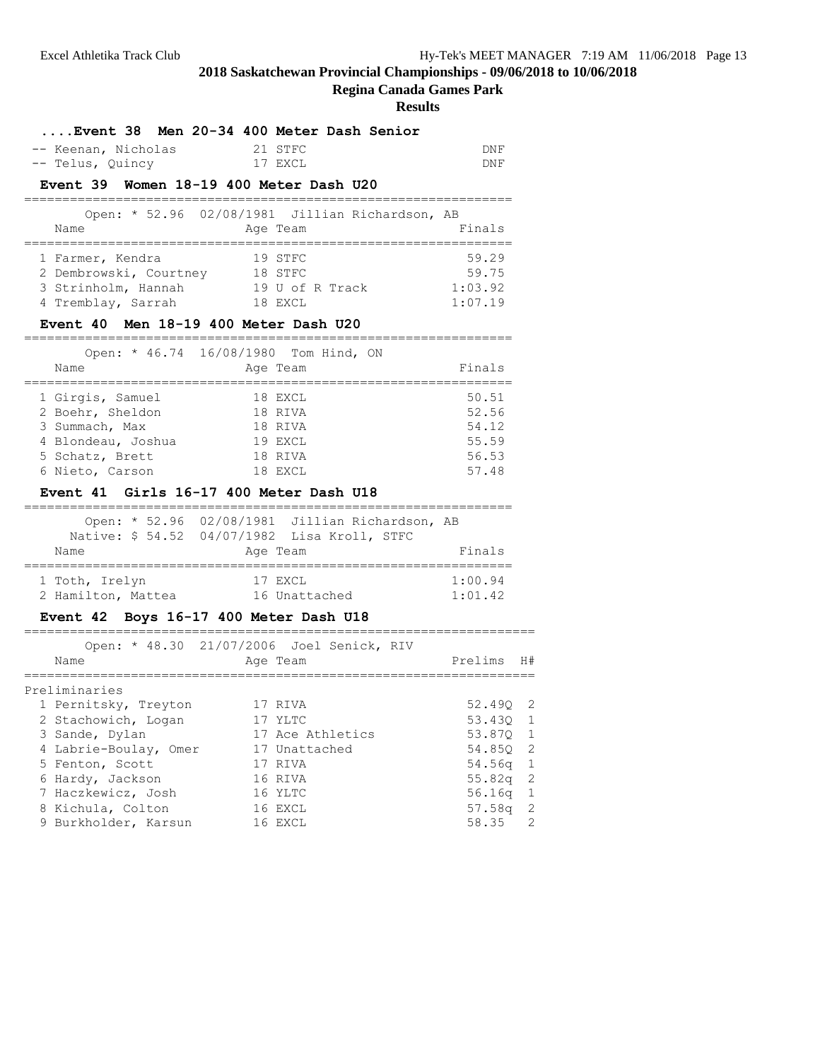## 2018 Saskatchewan Provincial Championships - 09/06/2018 to 10/06/2018

**Regina Canada Games Park**

**Results**

### ....Event 38 Men 20-34 400 Meter Dash Senior

| Place | Name | Age | Team | Finals |
|---|---|---|---|---|
| -- | Keenan, Nicholas | 21 | STFC | DNF |
| -- | Telus, Quincy | 17 | EXCL | DNF |

### Event 39 Women 18-19 400 Meter Dash U20

Open: * 52.96 02/08/1981 Jillian Richardson, AB

| Place | Name | Age | Team | Finals |
|---|---|---|---|---|
| 1 | Farmer, Kendra | 19 | STFC | 59.29 |
| 2 | Dembrowski, Courtney | 18 | STFC | 59.75 |
| 3 | Strinholm, Hannah | 19 | U of R Track | 1:03.92 |
| 4 | Tremblay, Sarrah | 18 | EXCL | 1:07.19 |

### Event 40 Men 18-19 400 Meter Dash U20

Open: * 46.74 16/08/1980 Tom Hind, ON

| Place | Name | Age | Team | Finals |
|---|---|---|---|---|
| 1 | Girgis, Samuel | 18 | EXCL | 50.51 |
| 2 | Boehr, Sheldon | 18 | RIVA | 52.56 |
| 3 | Summach, Max | 18 | RIVA | 54.12 |
| 4 | Blondeau, Joshua | 19 | EXCL | 55.59 |
| 5 | Schatz, Brett | 18 | RIVA | 56.53 |
| 6 | Nieto, Carson | 18 | EXCL | 57.48 |

### Event 41 Girls 16-17 400 Meter Dash U18

Open: * 52.96 02/08/1981 Jillian Richardson, AB
Native: $ 54.52 04/07/1982 Lisa Kroll, STFC

| Place | Name | Age | Team | Finals |
|---|---|---|---|---|
| 1 | Toth, Irelyn | 17 | EXCL | 1:00.94 |
| 2 | Hamilton, Mattea | 16 | Unattached | 1:01.42 |

### Event 42 Boys 16-17 400 Meter Dash U18

Open: * 48.30 21/07/2006 Joel Senick, RIV

**Preliminaries**

| Place | Name | Age | Team | Prelims | H# |
|---|---|---|---|---|---|
| 1 | Pernitsky, Treyton | 17 | RIVA | 52.49Q | 2 |
| 2 | Stachowich, Logan | 17 | YLTC | 53.43Q | 1 |
| 3 | Sande, Dylan | 17 | Ace Athletics | 53.87Q | 1 |
| 4 | Labrie-Boulay, Omer | 17 | Unattached | 54.85Q | 2 |
| 5 | Fenton, Scott | 17 | RIVA | 54.56q | 1 |
| 6 | Hardy, Jackson | 16 | RIVA | 55.82q | 2 |
| 7 | Haczkewicz, Josh | 16 | YLTC | 56.16q | 1 |
| 8 | Kichula, Colton | 16 | EXCL | 57.58q | 2 |
| 9 | Burkholder, Karsun | 16 | EXCL | 58.35 | 2 |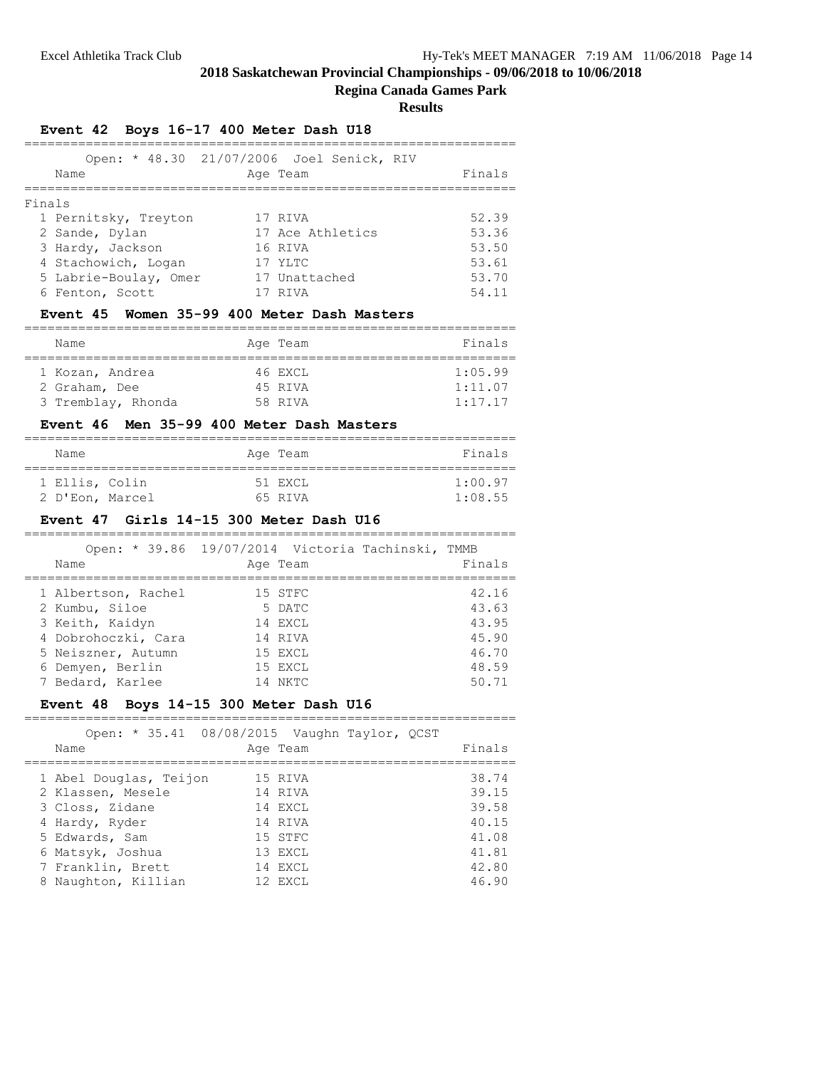## 2018 Saskatchewan Provincial Championships - 09/06/2018 to 10/06/2018

**Regina Canada Games Park**

**Results**

### Event 42 Boys 16-17 400 Meter Dash U18

Open: * 48.30 21/07/2006 Joel Senick, RIV

Finals

| | Name | Age | Team | Finals |
|---|---|---|---|---|
| 1 | Pernitsky, Treyton | 17 | RIVA | 52.39 |
| 2 | Sande, Dylan | 17 | Ace Athletics | 53.36 |
| 3 | Hardy, Jackson | 16 | RIVA | 53.50 |
| 4 | Stachowich, Logan | 17 | YLTC | 53.61 |
| 5 | Labrie-Boulay, Omer | 17 | Unattached | 53.70 |
| 6 | Fenton, Scott | 17 | RIVA | 54.11 |

### Event 45 Women 35-99 400 Meter Dash Masters

| | Name | Age | Team | Finals |
|---|---|---|---|---|
| 1 | Kozan, Andrea | 46 | EXCL | 1:05.99 |
| 2 | Graham, Dee | 45 | RIVA | 1:11.07 |
| 3 | Tremblay, Rhonda | 58 | RIVA | 1:17.17 |

### Event 46 Men 35-99 400 Meter Dash Masters

| | Name | Age | Team | Finals |
|---|---|---|---|---|
| 1 | Ellis, Colin | 51 | EXCL | 1:00.97 |
| 2 | D'Eon, Marcel | 65 | RIVA | 1:08.55 |

### Event 47 Girls 14-15 300 Meter Dash U16

Open: * 39.86 19/07/2014 Victoria Tachinski, TMMB

| | Name | Age | Team | Finals |
|---|---|---|---|---|
| 1 | Albertson, Rachel | 15 | STFC | 42.16 |
| 2 | Kumbu, Siloe | 5 | DATC | 43.63 |
| 3 | Keith, Kaidyn | 14 | EXCL | 43.95 |
| 4 | Dobrohoczki, Cara | 14 | RIVA | 45.90 |
| 5 | Neiszner, Autumn | 15 | EXCL | 46.70 |
| 6 | Demyen, Berlin | 15 | EXCL | 48.59 |
| 7 | Bedard, Karlee | 14 | NKTC | 50.71 |

### Event 48 Boys 14-15 300 Meter Dash U16

Open: * 35.41 08/08/2015 Vaughn Taylor, QCST

| | Name | Age | Team | Finals |
|---|---|---|---|---|
| 1 | Abel Douglas, Teijon | 15 | RIVA | 38.74 |
| 2 | Klassen, Mesele | 14 | RIVA | 39.15 |
| 3 | Closs, Zidane | 14 | EXCL | 39.58 |
| 4 | Hardy, Ryder | 14 | RIVA | 40.15 |
| 5 | Edwards, Sam | 15 | STFC | 41.08 |
| 6 | Matsyk, Joshua | 13 | EXCL | 41.81 |
| 7 | Franklin, Brett | 14 | EXCL | 42.80 |
| 8 | Naughton, Killian | 12 | EXCL | 46.90 |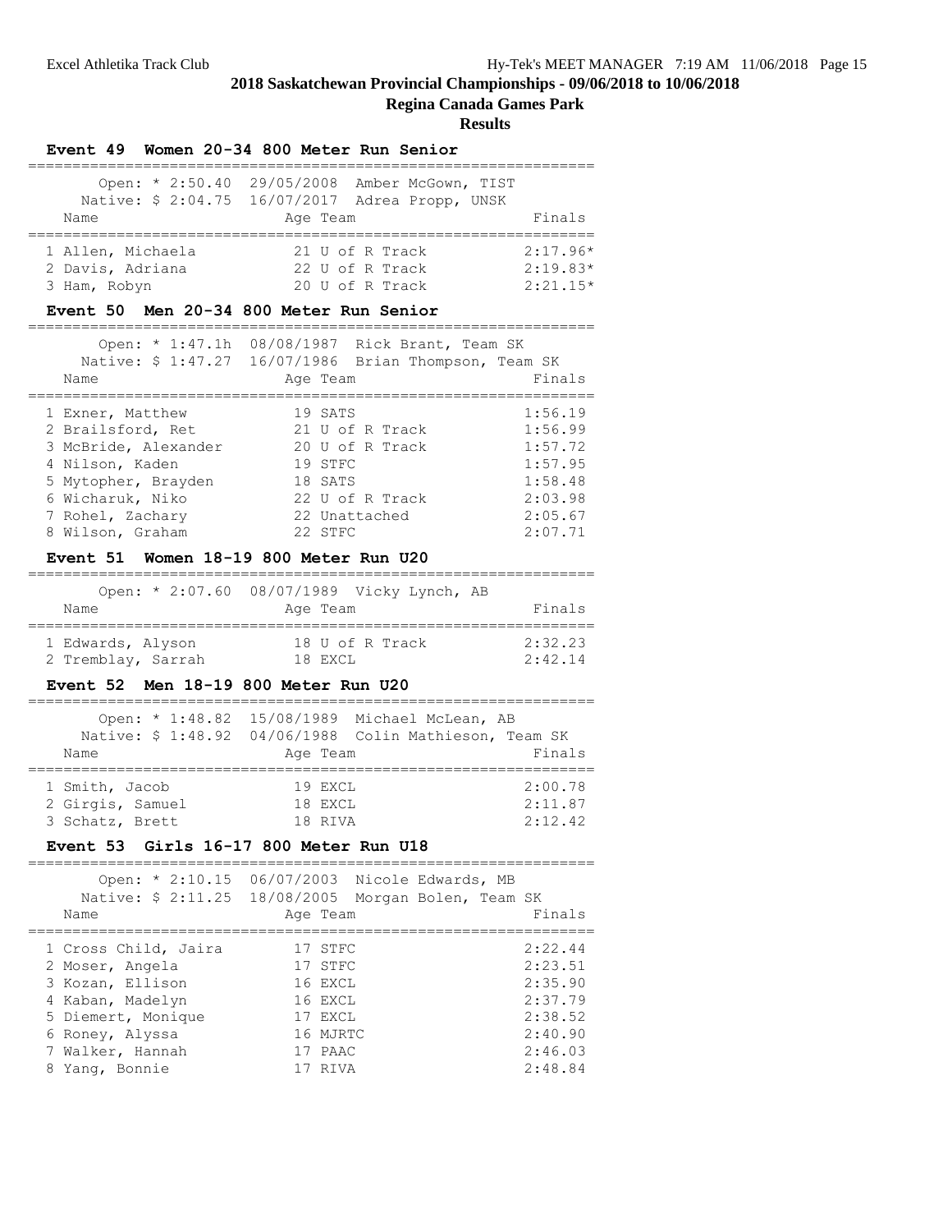# 2018 Saskatchewan Provincial Championships - 09/06/2018 to 10/06/2018

## Regina Canada Games Park

### Results

#### Event 49 Women 20-34 800 Meter Run Senior

Open: * 2:50.40 29/05/2008 Amber McGown, TIST
Native: $ 2:04.75 16/07/2017 Adrea Propp, UNSK

| Name | Age | Team | Finals |
|---|---|---|---|
| 1 Allen, Michaela | 21 | U of R Track | 2:17.96* |
| 2 Davis, Adriana | 22 | U of R Track | 2:19.83* |
| 3 Ham, Robyn | 20 | U of R Track | 2:21.15* |

#### Event 50 Men 20-34 800 Meter Run Senior

Open: * 1:47.1h 08/08/1987 Rick Brant, Team SK
Native: $ 1:47.27 16/07/1986 Brian Thompson, Team SK

| Name | Age | Team | Finals |
|---|---|---|---|
| 1 Exner, Matthew | 19 | SATS | 1:56.19 |
| 2 Brailsford, Ret | 21 | U of R Track | 1:56.99 |
| 3 McBride, Alexander | 20 | U of R Track | 1:57.72 |
| 4 Nilson, Kaden | 19 | STFC | 1:57.95 |
| 5 Mytopher, Brayden | 18 | SATS | 1:58.48 |
| 6 Wicharuk, Niko | 22 | U of R Track | 2:03.98 |
| 7 Rohel, Zachary | 22 | Unattached | 2:05.67 |
| 8 Wilson, Graham | 22 | STFC | 2:07.71 |

#### Event 51 Women 18-19 800 Meter Run U20

Open: * 2:07.60 08/07/1989 Vicky Lynch, AB

| Name | Age | Team | Finals |
|---|---|---|---|
| 1 Edwards, Alyson | 18 | U of R Track | 2:32.23 |
| 2 Tremblay, Sarrah | 18 | EXCL | 2:42.14 |

#### Event 52 Men 18-19 800 Meter Run U20

Open: * 1:48.82 15/08/1989 Michael McLean, AB
Native: $ 1:48.92 04/06/1988 Colin Mathieson, Team SK

| Name | Age | Team | Finals |
|---|---|---|---|
| 1 Smith, Jacob | 19 | EXCL | 2:00.78 |
| 2 Girgis, Samuel | 18 | EXCL | 2:11.87 |
| 3 Schatz, Brett | 18 | RIVA | 2:12.42 |

#### Event 53 Girls 16-17 800 Meter Run U18

Open: * 2:10.15 06/07/2003 Nicole Edwards, MB
Native: $ 2:11.25 18/08/2005 Morgan Bolen, Team SK

| Name | Age | Team | Finals |
|---|---|---|---|
| 1 Cross Child, Jaira | 17 | STFC | 2:22.44 |
| 2 Moser, Angela | 17 | STFC | 2:23.51 |
| 3 Kozan, Ellison | 16 | EXCL | 2:35.90 |
| 4 Kaban, Madelyn | 16 | EXCL | 2:37.79 |
| 5 Diemert, Monique | 17 | EXCL | 2:38.52 |
| 6 Roney, Alyssa | 16 | MJRTC | 2:40.90 |
| 7 Walker, Hannah | 17 | PAAC | 2:46.03 |
| 8 Yang, Bonnie | 17 | RIVA | 2:48.84 |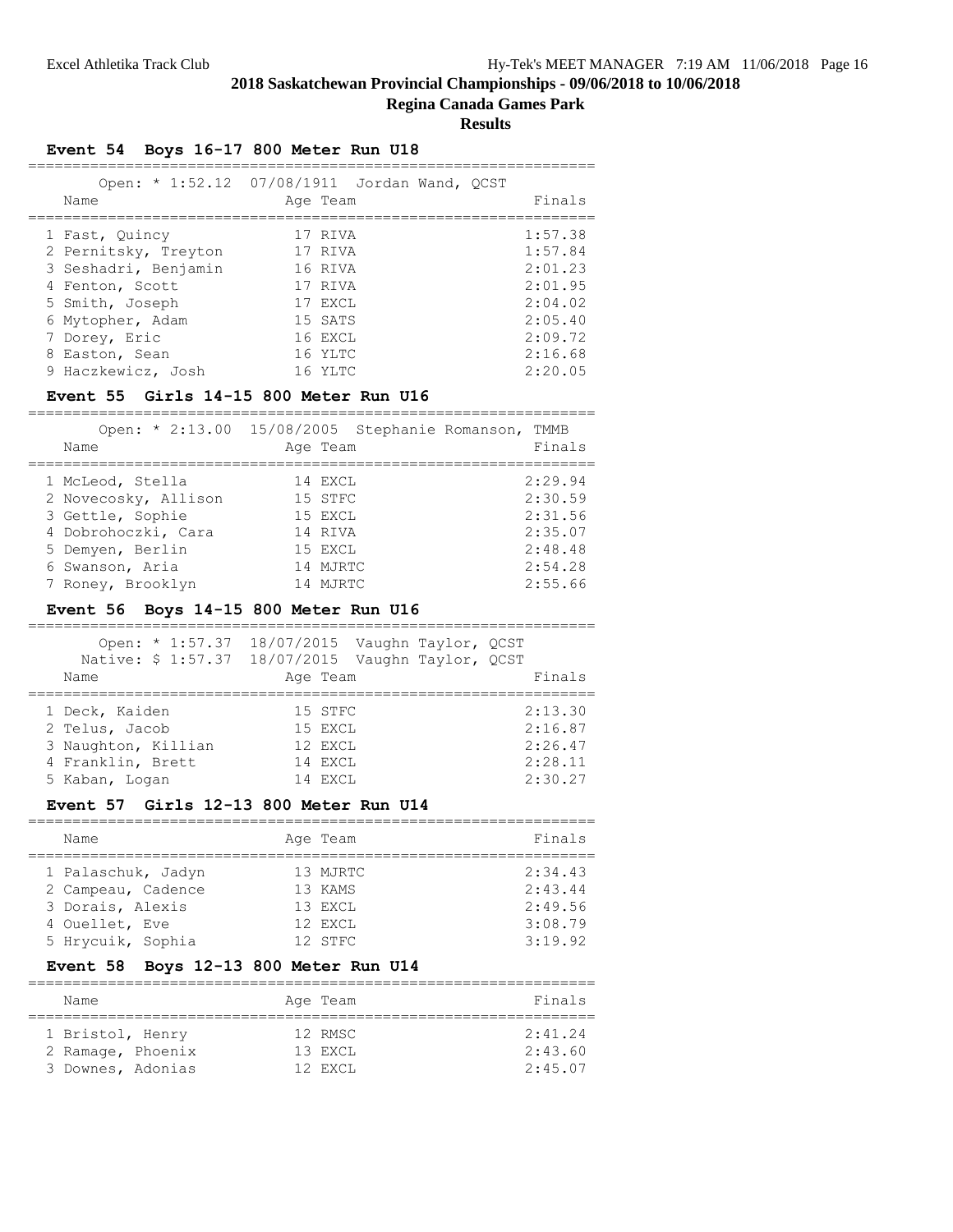# 2018 Saskatchewan Provincial Championships - 09/06/2018 to 10/06/2018

## Regina Canada Games Park

### Results

#### Event 54 Boys 16-17 800 Meter Run U18

Open: * 1:52.12 07/08/1911 Jordan Wand, QCST

| Name | Age | Team | Finals |
|---|---|---|---|
| 1 Fast, Quincy | 17 | RIVA | 1:57.38 |
| 2 Pernitsky, Treyton | 17 | RIVA | 1:57.84 |
| 3 Seshadri, Benjamin | 16 | RIVA | 2:01.23 |
| 4 Fenton, Scott | 17 | RIVA | 2:01.95 |
| 5 Smith, Joseph | 17 | EXCL | 2:04.02 |
| 6 Mytopher, Adam | 15 | SATS | 2:05.40 |
| 7 Dorey, Eric | 16 | EXCL | 2:09.72 |
| 8 Easton, Sean | 16 | YLTC | 2:16.68 |
| 9 Haczkewicz, Josh | 16 | YLTC | 2:20.05 |

#### Event 55 Girls 14-15 800 Meter Run U16

Open: * 2:13.00 15/08/2005 Stephanie Romanson, TMMB

| Name | Age | Team | Finals |
|---|---|---|---|
| 1 McLeod, Stella | 14 | EXCL | 2:29.94 |
| 2 Novecosky, Allison | 15 | STFC | 2:30.59 |
| 3 Gettle, Sophie | 15 | EXCL | 2:31.56 |
| 4 Dobrohoczki, Cara | 14 | RIVA | 2:35.07 |
| 5 Demyen, Berlin | 15 | EXCL | 2:48.48 |
| 6 Swanson, Aria | 14 | MJRTC | 2:54.28 |
| 7 Roney, Brooklyn | 14 | MJRTC | 2:55.66 |

#### Event 56 Boys 14-15 800 Meter Run U16

Open: * 1:57.37 18/07/2015 Vaughn Taylor, QCST
Native: $ 1:57.37 18/07/2015 Vaughn Taylor, QCST

| Name | Age | Team | Finals |
|---|---|---|---|
| 1 Deck, Kaiden | 15 | STFC | 2:13.30 |
| 2 Telus, Jacob | 15 | EXCL | 2:16.87 |
| 3 Naughton, Killian | 12 | EXCL | 2:26.47 |
| 4 Franklin, Brett | 14 | EXCL | 2:28.11 |
| 5 Kaban, Logan | 14 | EXCL | 2:30.27 |

#### Event 57 Girls 12-13 800 Meter Run U14

| Name | Age | Team | Finals |
|---|---|---|---|
| 1 Palaschuk, Jadyn | 13 | MJRTC | 2:34.43 |
| 2 Campeau, Cadence | 13 | KAMS | 2:43.44 |
| 3 Dorais, Alexis | 13 | EXCL | 2:49.56 |
| 4 Ouellet, Eve | 12 | EXCL | 3:08.79 |
| 5 Hrycuik, Sophia | 12 | STFC | 3:19.92 |

#### Event 58 Boys 12-13 800 Meter Run U14

| Name | Age | Team | Finals |
|---|---|---|---|
| 1 Bristol, Henry | 12 | RMSC | 2:41.24 |
| 2 Ramage, Phoenix | 13 | EXCL | 2:43.60 |
| 3 Downes, Adonias | 12 | EXCL | 2:45.07 |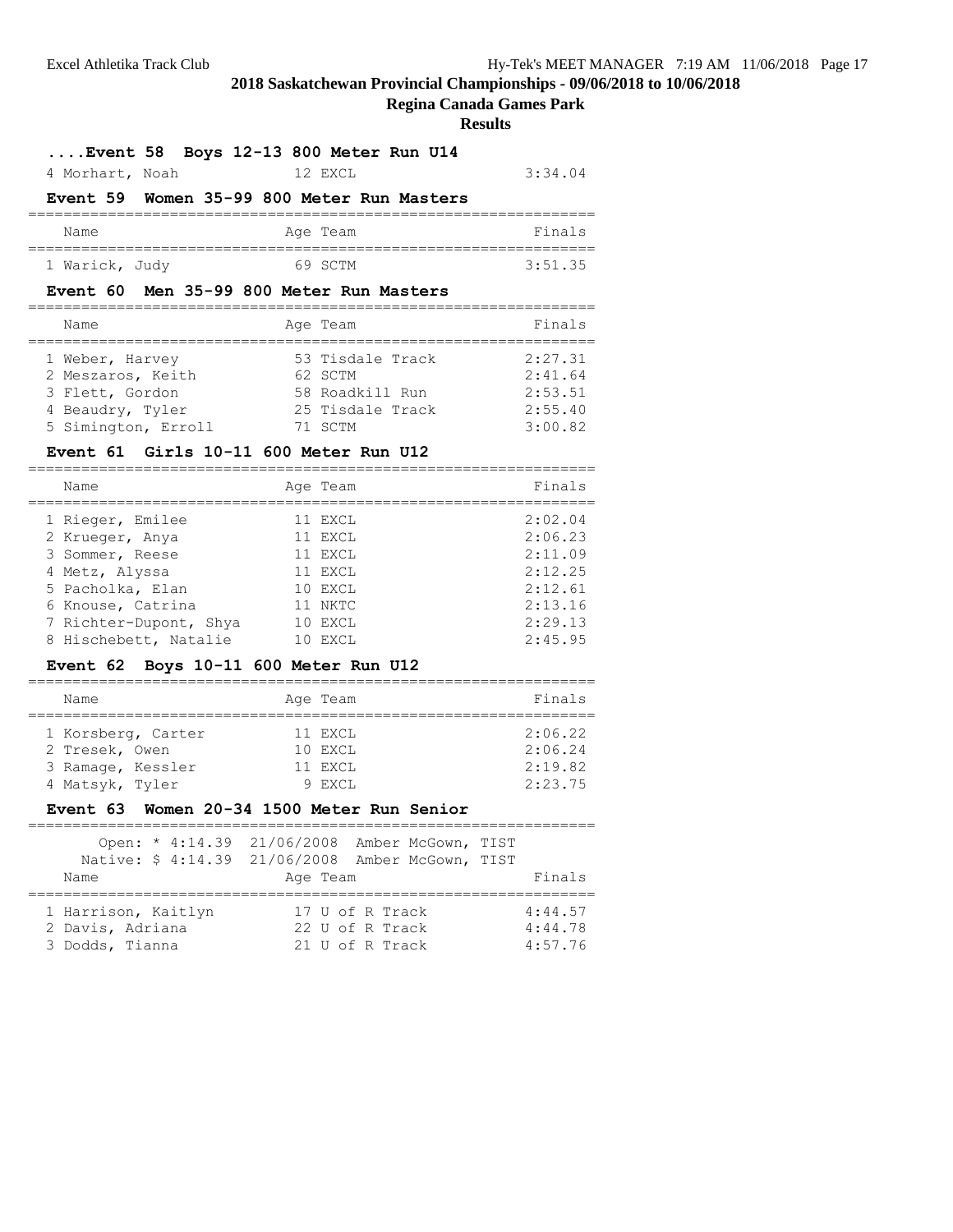## 2018 Saskatchewan Provincial Championships - 09/06/2018 to 10/06/2018

### Regina Canada Games Park

### Results

#### ....Event 58 Boys 12-13 800 Meter Run U14

| Name | Age | Team | Finals |
|---|---|---|---|
| 4 Morhart, Noah | 12 | EXCL | 3:34.04 |

#### Event 59 Women 35-99 800 Meter Run Masters

| Name | Age | Team | Finals |
|---|---|---|---|
| 1 Warick, Judy | 69 | SCTM | 3:51.35 |

#### Event 60 Men 35-99 800 Meter Run Masters

| Name | Age | Team | Finals |
|---|---|---|---|
| 1 Weber, Harvey | 53 | Tisdale Track | 2:27.31 |
| 2 Meszaros, Keith | 62 | SCTM | 2:41.64 |
| 3 Flett, Gordon | 58 | Roadkill Run | 2:53.51 |
| 4 Beaudry, Tyler | 25 | Tisdale Track | 2:55.40 |
| 5 Simington, Erroll | 71 | SCTM | 3:00.82 |

#### Event 61 Girls 10-11 600 Meter Run U12

| Name | Age | Team | Finals |
|---|---|---|---|
| 1 Rieger, Emilee | 11 | EXCL | 2:02.04 |
| 2 Krueger, Anya | 11 | EXCL | 2:06.23 |
| 3 Sommer, Reese | 11 | EXCL | 2:11.09 |
| 4 Metz, Alyssa | 11 | EXCL | 2:12.25 |
| 5 Pacholka, Elan | 10 | EXCL | 2:12.61 |
| 6 Knouse, Catrina | 11 | NKTC | 2:13.16 |
| 7 Richter-Dupont, Shya | 10 | EXCL | 2:29.13 |
| 8 Hischebett, Natalie | 10 | EXCL | 2:45.95 |

#### Event 62 Boys 10-11 600 Meter Run U12

| Name | Age | Team | Finals |
|---|---|---|---|
| 1 Korsberg, Carter | 11 | EXCL | 2:06.22 |
| 2 Tresek, Owen | 10 | EXCL | 2:06.24 |
| 3 Ramage, Kessler | 11 | EXCL | 2:19.82 |
| 4 Matsyk, Tyler | 9 | EXCL | 2:23.75 |

#### Event 63 Women 20-34 1500 Meter Run Senior

Open: * 4:14.39 21/06/2008 Amber McGown, TIST
Native: $ 4:14.39 21/06/2008 Amber McGown, TIST

| Name | Age | Team | Finals |
|---|---|---|---|
| 1 Harrison, Kaitlyn | 17 | U of R Track | 4:44.57 |
| 2 Davis, Adriana | 22 | U of R Track | 4:44.78 |
| 3 Dodds, Tianna | 21 | U of R Track | 4:57.76 |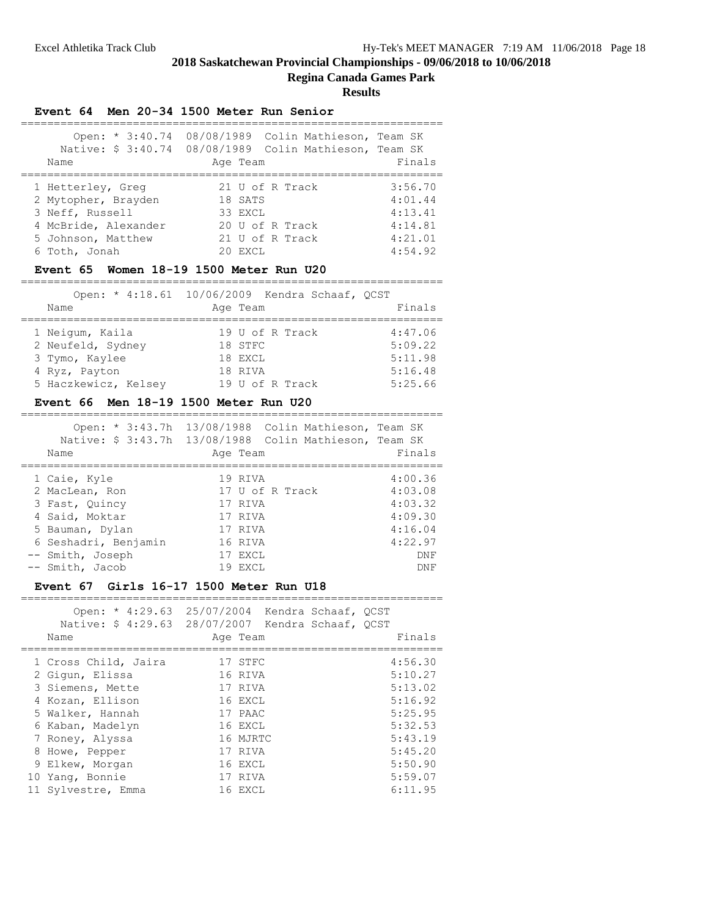# 2018 Saskatchewan Provincial Championships - 09/06/2018 to 10/06/2018

## Regina Canada Games Park

### Results

### Event 64 Men 20-34 1500 Meter Run Senior

Open: * 3:40.74 08/08/1989 Colin Mathieson, Team SK
Native: $ 3:40.74 08/08/1989 Colin Mathieson, Team SK

| | Name | Age | Team | Finals |
|---|---|---|---|---|
| 1 | Hetterley, Greg | 21 | U of R Track | 3:56.70 |
| 2 | Mytopher, Brayden | 18 | SATS | 4:01.44 |
| 3 | Neff, Russell | 33 | EXCL | 4:13.41 |
| 4 | McBride, Alexander | 20 | U of R Track | 4:14.81 |
| 5 | Johnson, Matthew | 21 | U of R Track | 4:21.01 |
| 6 | Toth, Jonah | 20 | EXCL | 4:54.92 |

### Event 65 Women 18-19 1500 Meter Run U20

Open: * 4:18.61 10/06/2009 Kendra Schaaf, QCST

| | Name | Age | Team | Finals |
|---|---|---|---|---|
| 1 | Neigum, Kaila | 19 | U of R Track | 4:47.06 |
| 2 | Neufeld, Sydney | 18 | STFC | 5:09.22 |
| 3 | Tymo, Kaylee | 18 | EXCL | 5:11.98 |
| 4 | Ryz, Payton | 18 | RIVA | 5:16.48 |
| 5 | Haczkewicz, Kelsey | 19 | U of R Track | 5:25.66 |

### Event 66 Men 18-19 1500 Meter Run U20

Open: * 3:43.7h 13/08/1988 Colin Mathieson, Team SK
Native: $ 3:43.7h 13/08/1988 Colin Mathieson, Team SK

| | Name | Age | Team | Finals |
|---|---|---|---|---|
| 1 | Caie, Kyle | 19 | RIVA | 4:00.36 |
| 2 | MacLean, Ron | 17 | U of R Track | 4:03.08 |
| 3 | Fast, Quincy | 17 | RIVA | 4:03.32 |
| 4 | Said, Moktar | 17 | RIVA | 4:09.30 |
| 5 | Bauman, Dylan | 17 | RIVA | 4:16.04 |
| 6 | Seshadri, Benjamin | 16 | RIVA | 4:22.97 |
| -- | Smith, Joseph | 17 | EXCL | DNF |
| -- | Smith, Jacob | 19 | EXCL | DNF |

### Event 67 Girls 16-17 1500 Meter Run U18

Open: * 4:29.63 25/07/2004 Kendra Schaaf, QCST
Native: $ 4:29.63 28/07/2007 Kendra Schaaf, QCST

| | Name | Age | Team | Finals |
|---|---|---|---|---|
| 1 | Cross Child, Jaira | 17 | STFC | 4:56.30 |
| 2 | Gigun, Elissa | 16 | RIVA | 5:10.27 |
| 3 | Siemens, Mette | 17 | RIVA | 5:13.02 |
| 4 | Kozan, Ellison | 16 | EXCL | 5:16.92 |
| 5 | Walker, Hannah | 17 | PAAC | 5:25.95 |
| 6 | Kaban, Madelyn | 16 | EXCL | 5:32.53 |
| 7 | Roney, Alyssa | 16 | MJRTC | 5:43.19 |
| 8 | Howe, Pepper | 17 | RIVA | 5:45.20 |
| 9 | Elkew, Morgan | 16 | EXCL | 5:50.90 |
| 10 | Yang, Bonnie | 17 | RIVA | 5:59.07 |
| 11 | Sylvestre, Emma | 16 | EXCL | 6:11.95 |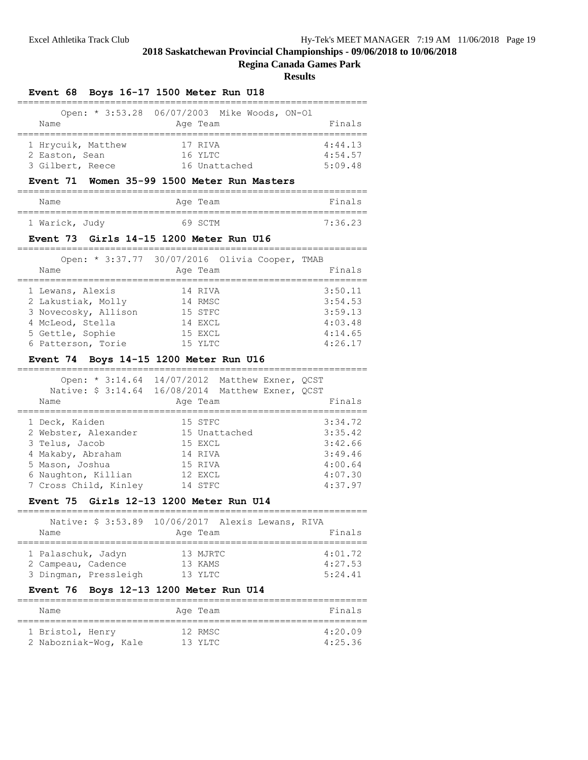## 2018 Saskatchewan Provincial Championships - 09/06/2018 to 10/06/2018

**Regina Canada Games Park**

**Results**

### Event 68 Boys 16-17 1500 Meter Run U18

Open: * 3:53.28 06/07/2003 Mike Woods, ON-Ol

| Name | Age | Team | Finals |
|---|---|---|---|
| 1 Hrycuik, Matthew | 17 | RIVA | 4:44.13 |
| 2 Easton, Sean | 16 | YLTC | 4:54.57 |
| 3 Gilbert, Reece | 16 | Unattached | 5:09.48 |

### Event 71 Women 35-99 1500 Meter Run Masters

| Name | Age | Team | Finals |
|---|---|---|---|
| 1 Warick, Judy | 69 | SCTM | 7:36.23 |

### Event 73 Girls 14-15 1200 Meter Run U16

Open: * 3:37.77 30/07/2016 Olivia Cooper, TMAB

| Name | Age | Team | Finals |
|---|---|---|---|
| 1 Lewans, Alexis | 14 | RIVA | 3:50.11 |
| 2 Lakustiak, Molly | 14 | RMSC | 3:54.53 |
| 3 Novecosky, Allison | 15 | STFC | 3:59.13 |
| 4 McLeod, Stella | 14 | EXCL | 4:03.48 |
| 5 Gettle, Sophie | 15 | EXCL | 4:14.65 |
| 6 Patterson, Torie | 15 | YLTC | 4:26.17 |

### Event 74 Boys 14-15 1200 Meter Run U16

Open: * 3:14.64 14/07/2012 Matthew Exner, QCST
Native: $ 3:14.64 16/08/2014 Matthew Exner, QCST

| Name | Age | Team | Finals |
|---|---|---|---|
| 1 Deck, Kaiden | 15 | STFC | 3:34.72 |
| 2 Webster, Alexander | 15 | Unattached | 3:35.42 |
| 3 Telus, Jacob | 15 | EXCL | 3:42.66 |
| 4 Makaby, Abraham | 14 | RIVA | 3:49.46 |
| 5 Mason, Joshua | 15 | RIVA | 4:00.64 |
| 6 Naughton, Killian | 12 | EXCL | 4:07.30 |
| 7 Cross Child, Kinley | 14 | STFC | 4:37.97 |

### Event 75 Girls 12-13 1200 Meter Run U14

Native: $ 3:53.89 10/06/2017 Alexis Lewans, RIVA

| Name | Age | Team | Finals |
|---|---|---|---|
| 1 Palaschuk, Jadyn | 13 | MJRTC | 4:01.72 |
| 2 Campeau, Cadence | 13 | KAMS | 4:27.53 |
| 3 Dingman, Pressleigh | 13 | YLTC | 5:24.41 |

### Event 76 Boys 12-13 1200 Meter Run U14

| Name | Age | Team | Finals |
|---|---|---|---|
| 1 Bristol, Henry | 12 | RMSC | 4:20.09 |
| 2 Nabozniak-Wog, Kale | 13 | YLTC | 4:25.36 |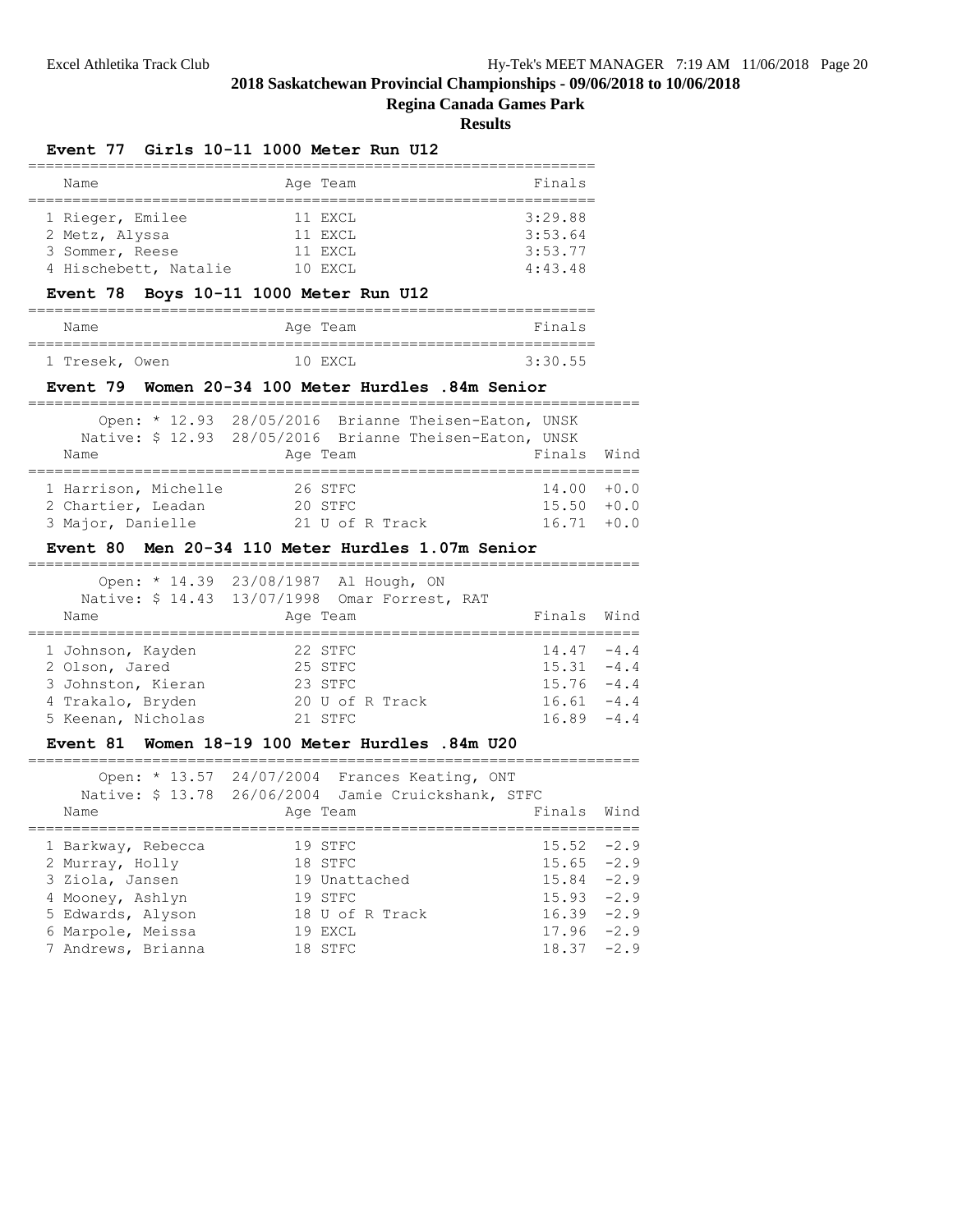## 2018 Saskatchewan Provincial Championships - 09/06/2018 to 10/06/2018

### Regina Canada Games Park

### Results

#### Event 77 Girls 10-11 1000 Meter Run U12

| | Name | Age | Team | Finals |
|---|---|---|---|---|
| 1 | Rieger, Emilee | 11 | EXCL | 3:29.88 |
| 2 | Metz, Alyssa | 11 | EXCL | 3:53.64 |
| 3 | Sommer, Reese | 11 | EXCL | 3:53.77 |
| 4 | Hischebett, Natalie | 10 | EXCL | 4:43.48 |

#### Event 78 Boys 10-11 1000 Meter Run U12

| | Name | Age | Team | Finals |
|---|---|---|---|---|
| 1 | Tresek, Owen | 10 | EXCL | 3:30.55 |

#### Event 79 Women 20-34 100 Meter Hurdles .84m Senior

Open: * 12.93 28/05/2016 Brianne Theisen-Eaton, UNSK
Native: $ 12.93 28/05/2016 Brianne Theisen-Eaton, UNSK

| | Name | Age | Team | Finals | Wind |
|---|---|---|---|---|---|
| 1 | Harrison, Michelle | 26 | STFC | 14.00 | +0.0 |
| 2 | Chartier, Leadan | 20 | STFC | 15.50 | +0.0 |
| 3 | Major, Danielle | 21 | U of R Track | 16.71 | +0.0 |

#### Event 80 Men 20-34 110 Meter Hurdles 1.07m Senior

Open: * 14.39 23/08/1987 Al Hough, ON
Native: $ 14.43 13/07/1998 Omar Forrest, RAT

| | Name | Age | Team | Finals | Wind |
|---|---|---|---|---|---|
| 1 | Johnson, Kayden | 22 | STFC | 14.47 | -4.4 |
| 2 | Olson, Jared | 25 | STFC | 15.31 | -4.4 |
| 3 | Johnston, Kieran | 23 | STFC | 15.76 | -4.4 |
| 4 | Trakalo, Bryden | 20 | U of R Track | 16.61 | -4.4 |
| 5 | Keenan, Nicholas | 21 | STFC | 16.89 | -4.4 |

#### Event 81 Women 18-19 100 Meter Hurdles .84m U20

Open: * 13.57 24/07/2004 Frances Keating, ONT
Native: $ 13.78 26/06/2004 Jamie Cruickshank, STFC

| | Name | Age | Team | Finals | Wind |
|---|---|---|---|---|---|
| 1 | Barkway, Rebecca | 19 | STFC | 15.52 | -2.9 |
| 2 | Murray, Holly | 18 | STFC | 15.65 | -2.9 |
| 3 | Ziola, Jansen | 19 | Unattached | 15.84 | -2.9 |
| 4 | Mooney, Ashlyn | 19 | STFC | 15.93 | -2.9 |
| 5 | Edwards, Alyson | 18 | U of R Track | 16.39 | -2.9 |
| 6 | Marpole, Meissa | 19 | EXCL | 17.96 | -2.9 |
| 7 | Andrews, Brianna | 18 | STFC | 18.37 | -2.9 |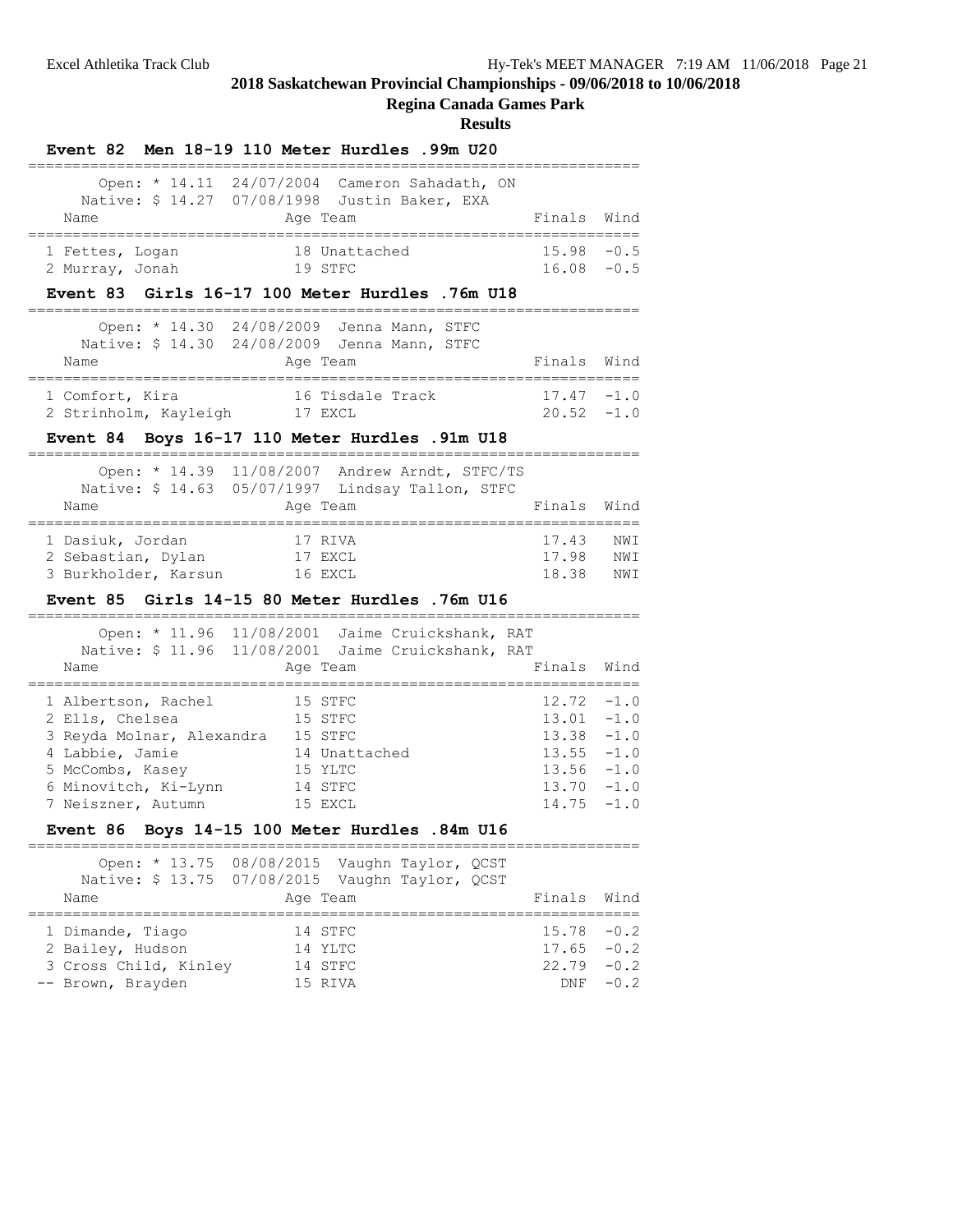## 2018 Saskatchewan Provincial Championships - 09/06/2018 to 10/06/2018

**Regina Canada Games Park**

**Results**

### Event 82 Men 18-19 110 Meter Hurdles .99m U20

Open: * 14.11 24/07/2004 Cameron Sahadath, ON
Native: $ 14.27 07/08/1998 Justin Baker, EXA

| Name | Age | Team | Finals | Wind |
|---|---|---|---|---|
| 1 Fettes, Logan | 18 | Unattached | 15.98 | -0.5 |
| 2 Murray, Jonah | 19 | STFC | 16.08 | -0.5 |

### Event 83 Girls 16-17 100 Meter Hurdles .76m U18

Open: * 14.30 24/08/2009 Jenna Mann, STFC
Native: $ 14.30 24/08/2009 Jenna Mann, STFC

| Name | Age | Team | Finals | Wind |
|---|---|---|---|---|
| 1 Comfort, Kira | 16 | Tisdale Track | 17.47 | -1.0 |
| 2 Strinholm, Kayleigh | 17 | EXCL | 20.52 | -1.0 |

### Event 84 Boys 16-17 110 Meter Hurdles .91m U18

Open: * 14.39 11/08/2007 Andrew Arndt, STFC/TS
Native: $ 14.63 05/07/1997 Lindsay Tallon, STFC

| Name | Age | Team | Finals | Wind |
|---|---|---|---|---|
| 1 Dasiuk, Jordan | 17 | RIVA | 17.43 | NWI |
| 2 Sebastian, Dylan | 17 | EXCL | 17.98 | NWI |
| 3 Burkholder, Karsun | 16 | EXCL | 18.38 | NWI |

### Event 85 Girls 14-15 80 Meter Hurdles .76m U16

Open: * 11.96 11/08/2001 Jaime Cruickshank, RAT
Native: $ 11.96 11/08/2001 Jaime Cruickshank, RAT

| Name | Age | Team | Finals | Wind |
|---|---|---|---|---|
| 1 Albertson, Rachel | 15 | STFC | 12.72 | -1.0 |
| 2 Ells, Chelsea | 15 | STFC | 13.01 | -1.0 |
| 3 Reyda Molnar, Alexandra | 15 | STFC | 13.38 | -1.0 |
| 4 Labbie, Jamie | 14 | Unattached | 13.55 | -1.0 |
| 5 McCombs, Kasey | 15 | YLTC | 13.56 | -1.0 |
| 6 Minovitch, Ki-Lynn | 14 | STFC | 13.70 | -1.0 |
| 7 Neiszner, Autumn | 15 | EXCL | 14.75 | -1.0 |

### Event 86 Boys 14-15 100 Meter Hurdles .84m U16

Open: * 13.75 08/08/2015 Vaughn Taylor, QCST
Native: $ 13.75 07/08/2015 Vaughn Taylor, QCST

| Name | Age | Team | Finals | Wind |
|---|---|---|---|---|
| 1 Dimande, Tiago | 14 | STFC | 15.78 | -0.2 |
| 2 Bailey, Hudson | 14 | YLTC | 17.65 | -0.2 |
| 3 Cross Child, Kinley | 14 | STFC | 22.79 | -0.2 |
| -- Brown, Brayden | 15 | RIVA | DNF | -0.2 |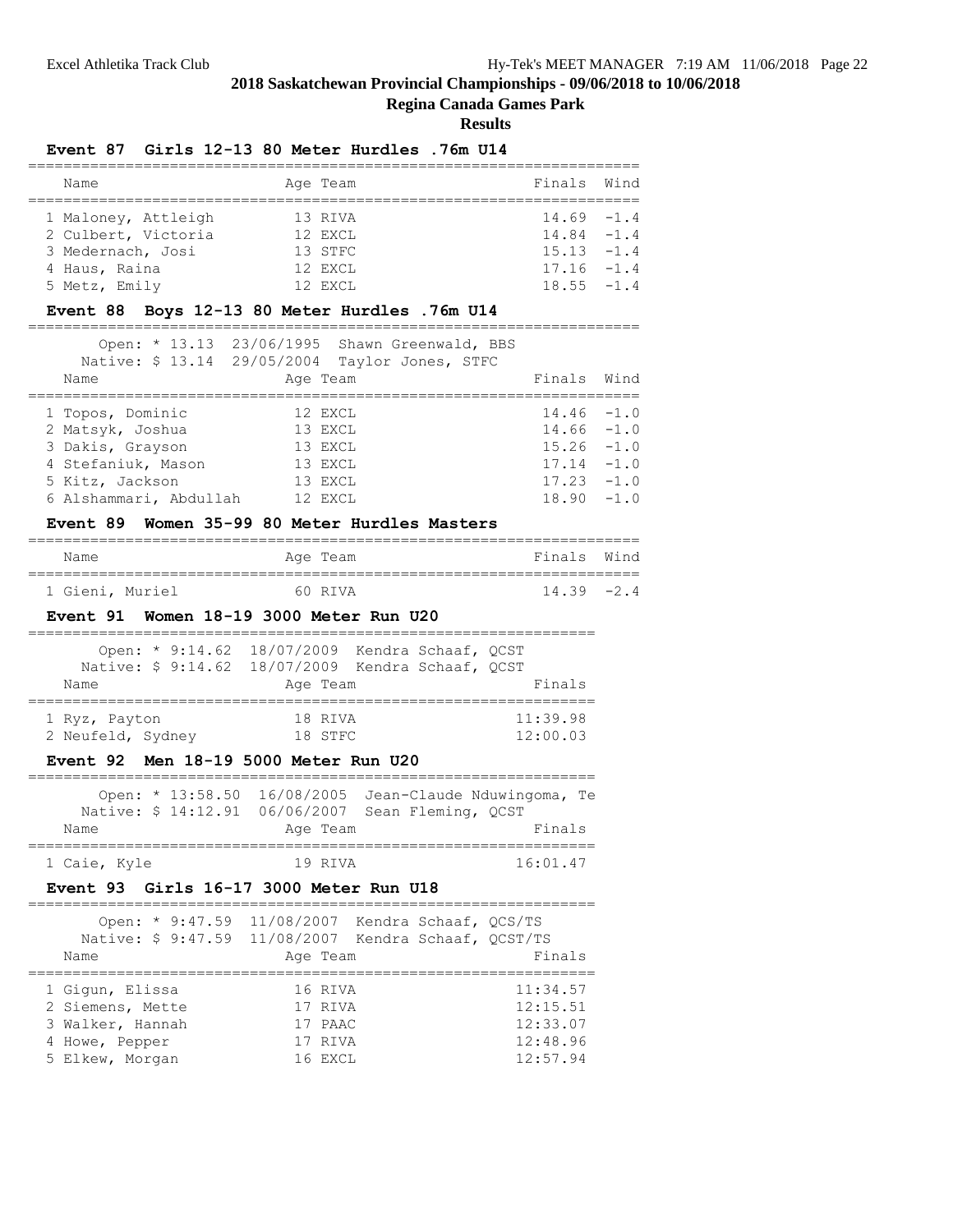# 2018 Saskatchewan Provincial Championships - 09/06/2018 to 10/06/2018

## Regina Canada Games Park

### Results

#### Event 87 Girls 12-13 80 Meter Hurdles .76m U14

| Name | Age | Team | Finals | Wind |
|---|---|---|---|---|
| 1 Maloney, Attleigh | 13 | RIVA | 14.69 | -1.4 |
| 2 Culbert, Victoria | 12 | EXCL | 14.84 | -1.4 |
| 3 Medernach, Josi | 13 | STFC | 15.13 | -1.4 |
| 4 Haus, Raina | 12 | EXCL | 17.16 | -1.4 |
| 5 Metz, Emily | 12 | EXCL | 18.55 | -1.4 |

#### Event 88 Boys 12-13 80 Meter Hurdles .76m U14

Open: * 13.13 23/06/1995 Shawn Greenwald, BBS
Native: $ 13.14 29/05/2004 Taylor Jones, STFC

| Name | Age | Team | Finals | Wind |
|---|---|---|---|---|
| 1 Topos, Dominic | 12 | EXCL | 14.46 | -1.0 |
| 2 Matsyk, Joshua | 13 | EXCL | 14.66 | -1.0 |
| 3 Dakis, Grayson | 13 | EXCL | 15.26 | -1.0 |
| 4 Stefaniuk, Mason | 13 | EXCL | 17.14 | -1.0 |
| 5 Kitz, Jackson | 13 | EXCL | 17.23 | -1.0 |
| 6 Alshammari, Abdullah | 12 | EXCL | 18.90 | -1.0 |

#### Event 89 Women 35-99 80 Meter Hurdles Masters

| Name | Age | Team | Finals | Wind |
|---|---|---|---|---|
| 1 Gieni, Muriel | 60 | RIVA | 14.39 | -2.4 |

#### Event 91 Women 18-19 3000 Meter Run U20

Open: * 9:14.62 18/07/2009 Kendra Schaaf, QCST
Native: $ 9:14.62 18/07/2009 Kendra Schaaf, QCST

| Name | Age | Team | Finals |
|---|---|---|---|
| 1 Ryz, Payton | 18 | RIVA | 11:39.98 |
| 2 Neufeld, Sydney | 18 | STFC | 12:00.03 |

#### Event 92 Men 18-19 5000 Meter Run U20

Open: * 13:58.50 16/08/2005 Jean-Claude Nduwingoma, Te
Native: $ 14:12.91 06/06/2007 Sean Fleming, QCST

| Name | Age | Team | Finals |
|---|---|---|---|
| 1 Caie, Kyle | 19 | RIVA | 16:01.47 |

#### Event 93 Girls 16-17 3000 Meter Run U18

Open: * 9:47.59 11/08/2007 Kendra Schaaf, QCS/TS
Native: $ 9:47.59 11/08/2007 Kendra Schaaf, QCST/TS

| Name | Age | Team | Finals |
|---|---|---|---|
| 1 Gigun, Elissa | 16 | RIVA | 11:34.57 |
| 2 Siemens, Mette | 17 | RIVA | 12:15.51 |
| 3 Walker, Hannah | 17 | PAAC | 12:33.07 |
| 4 Howe, Pepper | 17 | RIVA | 12:48.96 |
| 5 Elkew, Morgan | 16 | EXCL | 12:57.94 |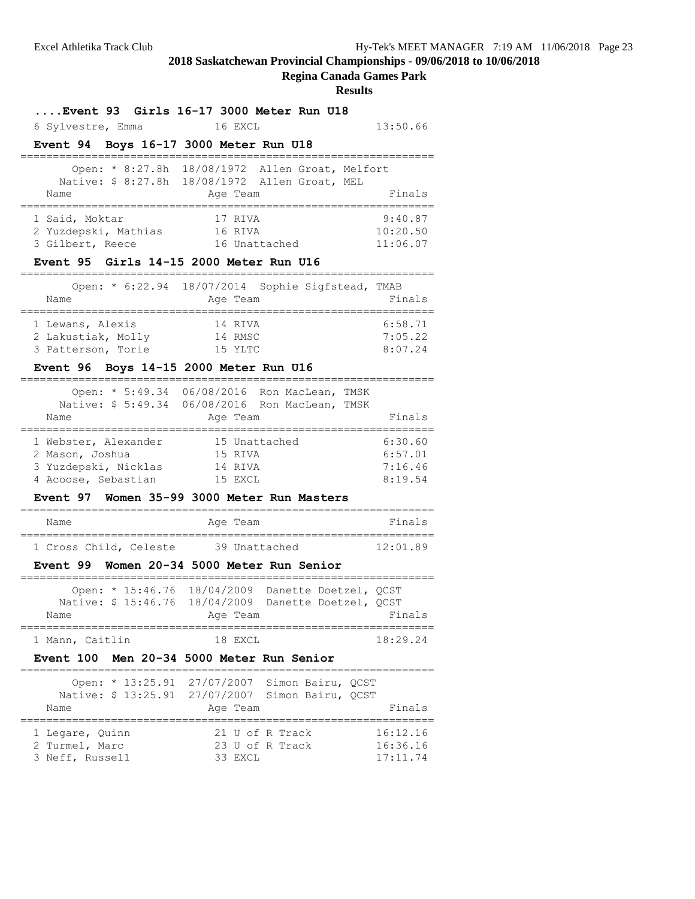**2018 Saskatchewan Provincial Championships - 09/06/2018 to 10/06/2018**

**Regina Canada Games Park**

**Results**

### ....Event 93 Girls 16-17 3000 Meter Run U18

| Name | Age | Team | Finals |
|---|---|---|---|
| 6 Sylvestre, Emma | 16 | EXCL | 13:50.66 |

### Event 94 Boys 16-17 3000 Meter Run U18

Open: * 8:27.8h 18/08/1972 Allen Groat, Melfort
Native: $ 8:27.8h 18/08/1972 Allen Groat, MEL

| Name | Age | Team | Finals |
|---|---|---|---|
| 1 Said, Moktar | 17 | RIVA | 9:40.87 |
| 2 Yuzdepski, Mathias | 16 | RIVA | 10:20.50 |
| 3 Gilbert, Reece | 16 | Unattached | 11:06.07 |

### Event 95 Girls 14-15 2000 Meter Run U16

Open: * 6:22.94 18/07/2014 Sophie Sigfstead, TMAB

| Name | Age | Team | Finals |
|---|---|---|---|
| 1 Lewans, Alexis | 14 | RIVA | 6:58.71 |
| 2 Lakustiak, Molly | 14 | RMSC | 7:05.22 |
| 3 Patterson, Torie | 15 | YLTC | 8:07.24 |

### Event 96 Boys 14-15 2000 Meter Run U16

Open: * 5:49.34 06/08/2016 Ron MacLean, TMSK
Native: $ 5:49.34 06/08/2016 Ron MacLean, TMSK

| Name | Age | Team | Finals |
|---|---|---|---|
| 1 Webster, Alexander | 15 | Unattached | 6:30.60 |
| 2 Mason, Joshua | 15 | RIVA | 6:57.01 |
| 3 Yuzdepski, Nicklas | 14 | RIVA | 7:16.46 |
| 4 Acoose, Sebastian | 15 | EXCL | 8:19.54 |

### Event 97 Women 35-99 3000 Meter Run Masters

| Name | Age | Team | Finals |
|---|---|---|---|
| 1 Cross Child, Celeste | 39 | Unattached | 12:01.89 |

### Event 99 Women 20-34 5000 Meter Run Senior

Open: * 15:46.76 18/04/2009 Danette Doetzel, QCST
Native: $ 15:46.76 18/04/2009 Danette Doetzel, QCST

| Name | Age | Team | Finals |
|---|---|---|---|
| 1 Mann, Caitlin | 18 | EXCL | 18:29.24 |

### Event 100 Men 20-34 5000 Meter Run Senior

Open: * 13:25.91 27/07/2007 Simon Bairu, QCST
Native: $ 13:25.91 27/07/2007 Simon Bairu, QCST

| Name | Age | Team | Finals |
|---|---|---|---|
| 1 Legare, Quinn | 21 | U of R Track | 16:12.16 |
| 2 Turmel, Marc | 23 | U of R Track | 16:36.16 |
| 3 Neff, Russell | 33 | EXCL | 17:11.74 |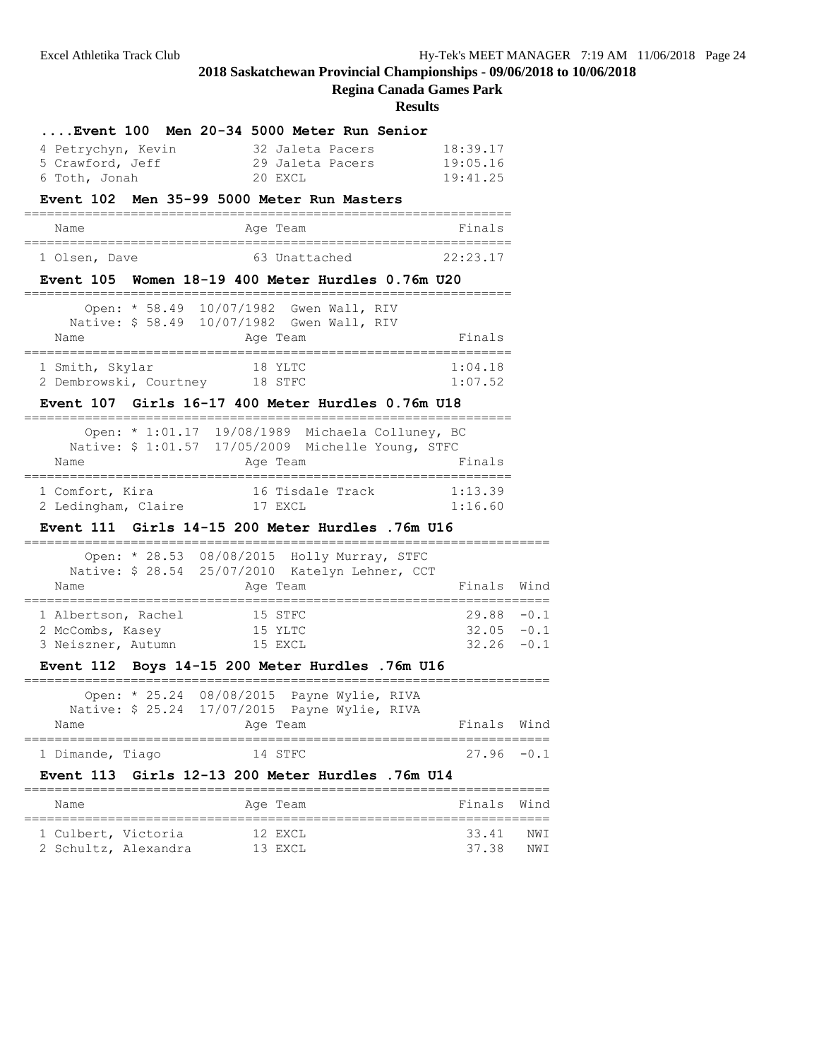## 2018 Saskatchewan Provincial Championships - 09/06/2018 to 10/06/2018

### Regina Canada Games Park

### Results

#### ....Event 100 Men 20-34 5000 Meter Run Senior

| Place | Name | Age | Team | Finals |
|---|---|---|---|---|
| 4 | Petrychyn, Kevin | 32 | Jaleta Pacers | 18:39.17 |
| 5 | Crawford, Jeff | 29 | Jaleta Pacers | 19:05.16 |
| 6 | Toth, Jonah | 20 | EXCL | 19:41.25 |

#### Event 102 Men 35-99 5000 Meter Run Masters

| Place | Name | Age | Team | Finals |
|---|---|---|---|---|
| 1 | Olsen, Dave | 63 | Unattached | 22:23.17 |

#### Event 105 Women 18-19 400 Meter Hurdles 0.76m U20

Open: * 58.49 10/07/1982 Gwen Wall, RIV
Native: $ 58.49 10/07/1982 Gwen Wall, RIV

| Place | Name | Age | Team | Finals |
|---|---|---|---|---|
| 1 | Smith, Skylar | 18 | YLTC | 1:04.18 |
| 2 | Dembrowski, Courtney | 18 | STFC | 1:07.52 |

#### Event 107 Girls 16-17 400 Meter Hurdles 0.76m U18

Open: * 1:01.17 19/08/1989 Michaela Colluney, BC
Native: $ 1:01.57 17/05/2009 Michelle Young, STFC

| Place | Name | Age | Team | Finals |
|---|---|---|---|---|
| 1 | Comfort, Kira | 16 | Tisdale Track | 1:13.39 |
| 2 | Ledingham, Claire | 17 | EXCL | 1:16.60 |

#### Event 111 Girls 14-15 200 Meter Hurdles .76m U16

Open: * 28.53 08/08/2015 Holly Murray, STFC
Native: $ 28.54 25/07/2010 Katelyn Lehner, CCT

| Place | Name | Age | Team | Finals | Wind |
|---|---|---|---|---|---|
| 1 | Albertson, Rachel | 15 | STFC | 29.88 | -0.1 |
| 2 | McCombs, Kasey | 15 | YLTC | 32.05 | -0.1 |
| 3 | Neiszner, Autumn | 15 | EXCL | 32.26 | -0.1 |

#### Event 112 Boys 14-15 200 Meter Hurdles .76m U16

Open: * 25.24 08/08/2015 Payne Wylie, RIVA
Native: $ 25.24 17/07/2015 Payne Wylie, RIVA

| Place | Name | Age | Team | Finals | Wind |
|---|---|---|---|---|---|
| 1 | Dimande, Tiago | 14 | STFC | 27.96 | -0.1 |

#### Event 113 Girls 12-13 200 Meter Hurdles .76m U14

| Place | Name | Age | Team | Finals | Wind |
|---|---|---|---|---|---|
| 1 | Culbert, Victoria | 12 | EXCL | 33.41 | NWI |
| 2 | Schultz, Alexandra | 13 | EXCL | 37.38 | NWI |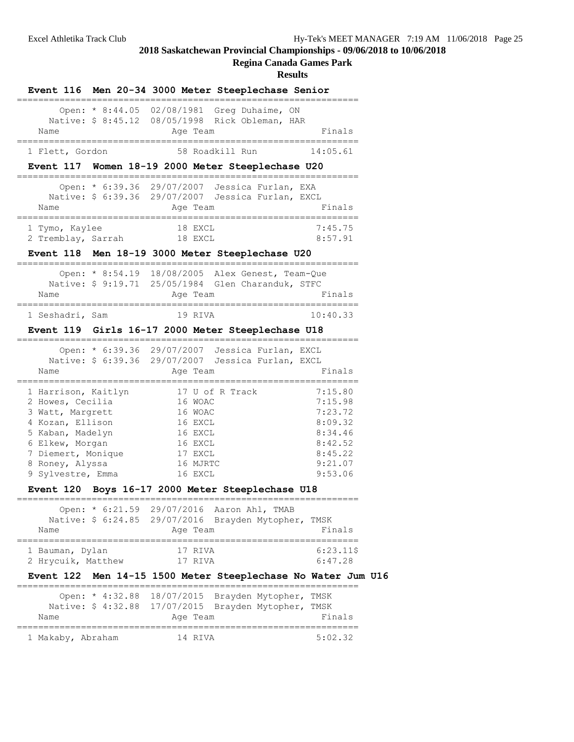## 2018 Saskatchewan Provincial Championships - 09/06/2018 to 10/06/2018

### Regina Canada Games Park

### Results

#### Event 116 Men 20-34 3000 Meter Steeplechase Senior

Open: * 8:44.05 02/08/1981 Greg Duhaime, ON
Native: $ 8:45.12 08/05/1998 Rick Obleman, HAR

| Name | Age | Team | Finals |
|---|---|---|---|
| 1 Flett, Gordon | 58 | Roadkill Run | 14:05.61 |

#### Event 117 Women 18-19 2000 Meter Steeplechase U20

Open: * 6:39.36 29/07/2007 Jessica Furlan, EXA
Native: $ 6:39.36 29/07/2007 Jessica Furlan, EXCL

| Name | Age | Team | Finals |
|---|---|---|---|
| 1 Tymo, Kaylee | 18 | EXCL | 7:45.75 |
| 2 Tremblay, Sarrah | 18 | EXCL | 8:57.91 |

#### Event 118 Men 18-19 3000 Meter Steeplechase U20

Open: * 8:54.19 18/08/2005 Alex Genest, Team-Que
Native: $ 9:19.71 25/05/1984 Glen Charanduk, STFC

| Name | Age | Team | Finals |
|---|---|---|---|
| 1 Seshadri, Sam | 19 | RIVA | 10:40.33 |

#### Event 119 Girls 16-17 2000 Meter Steeplechase U18

Open: * 6:39.36 29/07/2007 Jessica Furlan, EXCL
Native: $ 6:39.36 29/07/2007 Jessica Furlan, EXCL

| Name | Age | Team | Finals |
|---|---|---|---|
| 1 Harrison, Kaitlyn | 17 | U of R Track | 7:15.80 |
| 2 Howes, Cecilia | 16 | WOAC | 7:15.98 |
| 3 Watt, Margrett | 16 | WOAC | 7:23.72 |
| 4 Kozan, Ellison | 16 | EXCL | 8:09.32 |
| 5 Kaban, Madelyn | 16 | EXCL | 8:34.46 |
| 6 Elkew, Morgan | 16 | EXCL | 8:42.52 |
| 7 Diemert, Monique | 17 | EXCL | 8:45.22 |
| 8 Roney, Alyssa | 16 | MJRTC | 9:21.07 |
| 9 Sylvestre, Emma | 16 | EXCL | 9:53.06 |

#### Event 120 Boys 16-17 2000 Meter Steeplechase U18

Open: * 6:21.59 29/07/2016 Aaron Ahl, TMAB
Native: $ 6:24.85 29/07/2016 Brayden Mytopher, TMSK

| Name | Age | Team | Finals |
|---|---|---|---|
| 1 Bauman, Dylan | 17 | RIVA | 6:23.11$ |
| 2 Hrycuik, Matthew | 17 | RIVA | 6:47.28 |

#### Event 122 Men 14-15 1500 Meter Steeplechase No Water Jum U16

Open: * 4:32.88 18/07/2015 Brayden Mytopher, TMSK
Native: $ 4:32.88 17/07/2015 Brayden Mytopher, TMSK

| Name | Age | Team | Finals |
|---|---|---|---|
| 1 Makaby, Abraham | 14 | RIVA | 5:02.32 |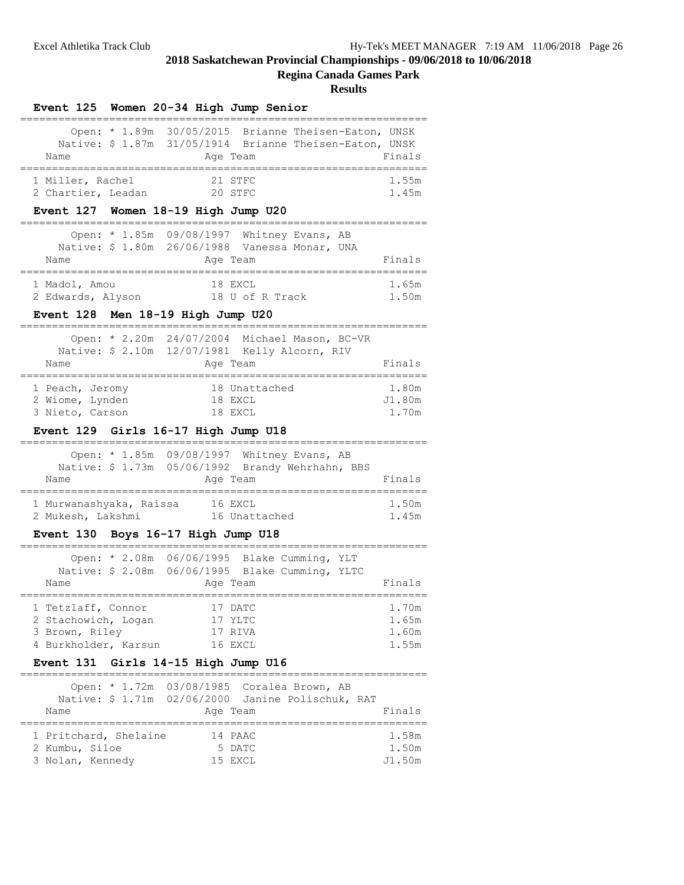# 2018 Saskatchewan Provincial Championships - 09/06/2018 to 10/06/2018

## Regina Canada Games Park

### Results

### Event 125 Women 20-34 High Jump Senior

Open: * 1.89m 30/05/2015 Brianne Theisen-Eaton, UNSK
Native: $ 1.87m 31/05/1914 Brianne Theisen-Eaton, UNSK

| Name | Age | Team | Finals |
|---|---|---|---|
| 1 Miller, Rachel | 21 | STFC | 1.55m |
| 2 Chartier, Leadan | 20 | STFC | 1.45m |

### Event 127 Women 18-19 High Jump U20

Open: * 1.85m 09/08/1997 Whitney Evans, AB
Native: $ 1.80m 26/06/1988 Vanessa Monar, UNA

| Name | Age | Team | Finals |
|---|---|---|---|
| 1 Madol, Amou | 18 | EXCL | 1.65m |
| 2 Edwards, Alyson | 18 | U of R Track | 1.50m |

### Event 128 Men 18-19 High Jump U20

Open: * 2.20m 24/07/2004 Michael Mason, BC-VR
Native: $ 2.10m 12/07/1981 Kelly Alcorn, RIV

| Name | Age | Team | Finals |
|---|---|---|---|
| 1 Peach, Jeromy | 18 | Unattached | 1.80m |
| 2 Wiome, Lynden | 18 | EXCL | J1.80m |
| 3 Nieto, Carson | 18 | EXCL | 1.70m |

### Event 129 Girls 16-17 High Jump U18

Open: * 1.85m 09/08/1997 Whitney Evans, AB
Native: $ 1.73m 05/06/1992 Brandy Wehrhahn, BBS

| Name | Age | Team | Finals |
|---|---|---|---|
| 1 Murwanashyaka, Raissa | 16 | EXCL | 1.50m |
| 2 Mukesh, Lakshmi | 16 | Unattached | 1.45m |

### Event 130 Boys 16-17 High Jump U18

Open: * 2.08m 06/06/1995 Blake Cumming, YLT
Native: $ 2.08m 06/06/1995 Blake Cumming, YLTC

| Name | Age | Team | Finals |
|---|---|---|---|
| 1 Tetzlaff, Connor | 17 | DATC | 1.70m |
| 2 Stachowich, Logan | 17 | YLTC | 1.65m |
| 3 Brown, Riley | 17 | RIVA | 1.60m |
| 4 Burkholder, Karsun | 16 | EXCL | 1.55m |

### Event 131 Girls 14-15 High Jump U16

Open: * 1.72m 03/08/1985 Coralea Brown, AB
Native: $ 1.71m 02/06/2000 Janine Polischuk, RAT

| Name | Age | Team | Finals |
|---|---|---|---|
| 1 Pritchard, Shelaine | 14 | PAAC | 1.58m |
| 2 Kumbu, Siloe | 5 | DATC | 1.50m |
| 3 Nolan, Kennedy | 15 | EXCL | J1.50m |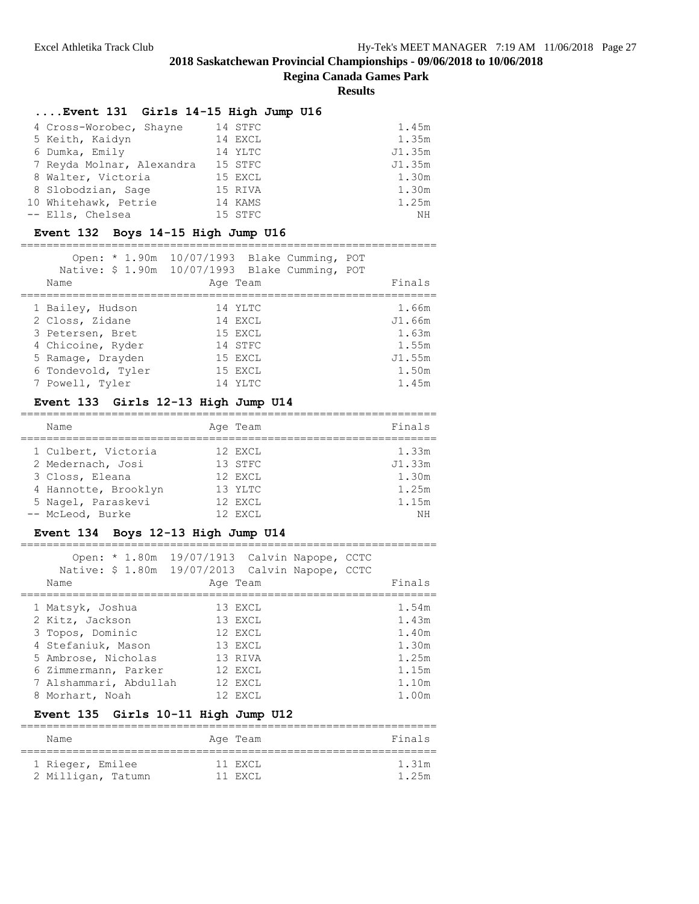## 2018 Saskatchewan Provincial Championships - 09/06/2018 to 10/06/2018

**Regina Canada Games Park**

**Results**

### ....Event 131 Girls 14-15 High Jump U16

| Place | Name | Age | Team | Finals |
|---|---|---|---|---|
| 4 | Cross-Worobec, Shayne | 14 | STFC | 1.45m |
| 5 | Keith, Kaidyn | 14 | EXCL | 1.35m |
| 6 | Dumka, Emily | 14 | YLTC | J1.35m |
| 7 | Reyda Molnar, Alexandra | 15 | STFC | J1.35m |
| 8 | Walter, Victoria | 15 | EXCL | 1.30m |
| 8 | Slobodzian, Sage | 15 | RIVA | 1.30m |
| 10 | Whitehawk, Petrie | 14 | KAMS | 1.25m |
| -- | Ells, Chelsea | 15 | STFC | NH |

### Event 132 Boys 14-15 High Jump U16

Open: * 1.90m 10/07/1993 Blake Cumming, POT
Native: $ 1.90m 10/07/1993 Blake Cumming, POT

| Place | Name | Age | Team | Finals |
|---|---|---|---|---|
| 1 | Bailey, Hudson | 14 | YLTC | 1.66m |
| 2 | Closs, Zidane | 14 | EXCL | J1.66m |
| 3 | Petersen, Bret | 15 | EXCL | 1.63m |
| 4 | Chicoine, Ryder | 14 | STFC | 1.55m |
| 5 | Ramage, Drayden | 15 | EXCL | J1.55m |
| 6 | Tondevold, Tyler | 15 | EXCL | 1.50m |
| 7 | Powell, Tyler | 14 | YLTC | 1.45m |

### Event 133 Girls 12-13 High Jump U14

| Place | Name | Age | Team | Finals |
|---|---|---|---|---|
| 1 | Culbert, Victoria | 12 | EXCL | 1.33m |
| 2 | Medernach, Josi | 13 | STFC | J1.33m |
| 3 | Closs, Eleana | 12 | EXCL | 1.30m |
| 4 | Hannotte, Brooklyn | 13 | YLTC | 1.25m |
| 5 | Nagel, Paraskevi | 12 | EXCL | 1.15m |
| -- | McLeod, Burke | 12 | EXCL | NH |

### Event 134 Boys 12-13 High Jump U14

Open: * 1.80m 19/07/1913 Calvin Napope, CCTC
Native: $ 1.80m 19/07/2013 Calvin Napope, CCTC

| Place | Name | Age | Team | Finals |
|---|---|---|---|---|
| 1 | Matsyk, Joshua | 13 | EXCL | 1.54m |
| 2 | Kitz, Jackson | 13 | EXCL | 1.43m |
| 3 | Topos, Dominic | 12 | EXCL | 1.40m |
| 4 | Stefaniuk, Mason | 13 | EXCL | 1.30m |
| 5 | Ambrose, Nicholas | 13 | RIVA | 1.25m |
| 6 | Zimmermann, Parker | 12 | EXCL | 1.15m |
| 7 | Alshammari, Abdullah | 12 | EXCL | 1.10m |
| 8 | Morhart, Noah | 12 | EXCL | 1.00m |

### Event 135 Girls 10-11 High Jump U12

| Place | Name | Age | Team | Finals |
|---|---|---|---|---|
| 1 | Rieger, Emilee | 11 | EXCL | 1.31m |
| 2 | Milligan, Tatumn | 11 | EXCL | 1.25m |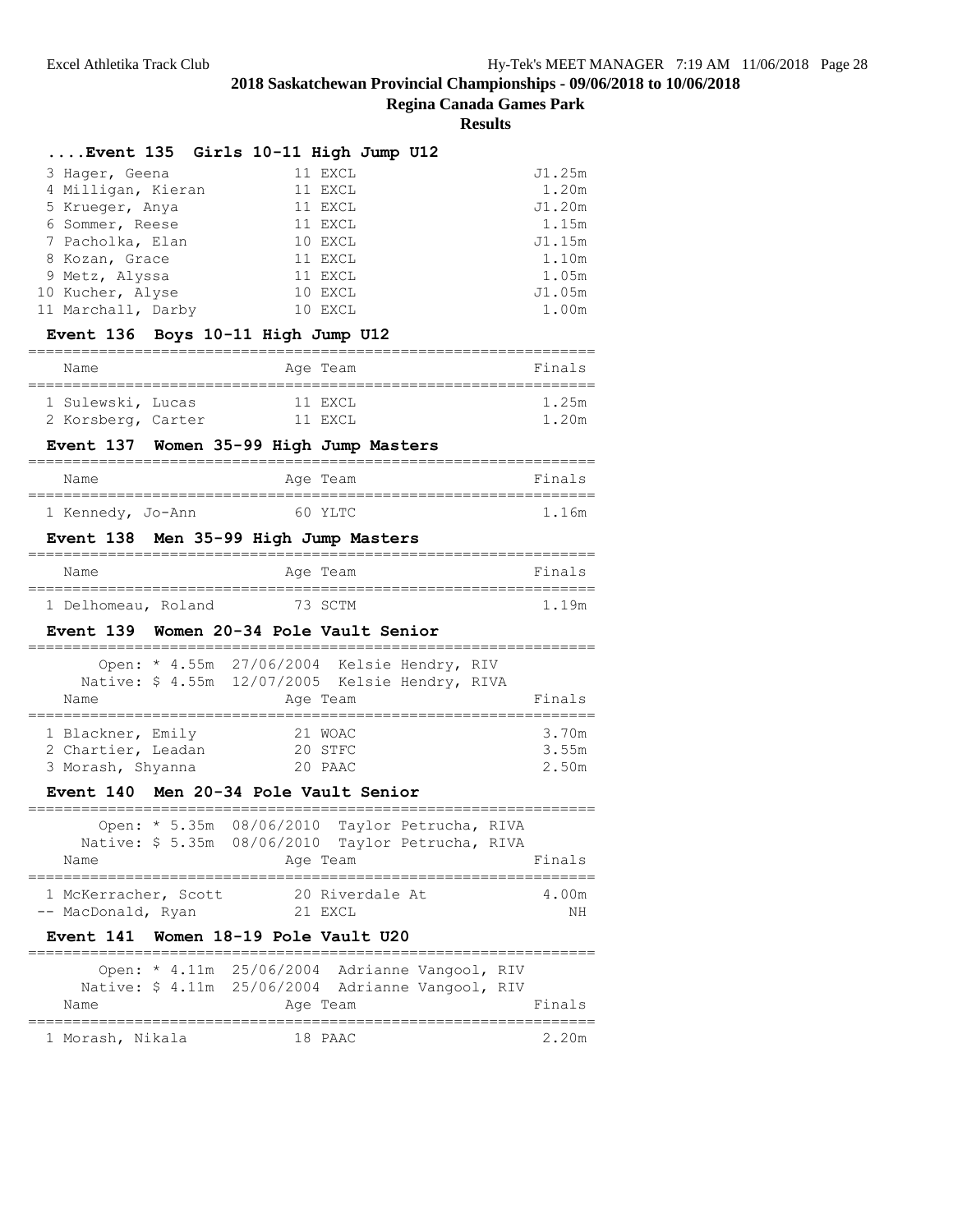## 2018 Saskatchewan Provincial Championships - 09/06/2018 to 10/06/2018

### Regina Canada Games Park

### Results

#### ....Event 135 Girls 10-11 High Jump U12

| Name | Age | Team | Finals |
|---|---|---|---|
| 3 Hager, Geena | 11 | EXCL | J1.25m |
| 4 Milligan, Kieran | 11 | EXCL | 1.20m |
| 5 Krueger, Anya | 11 | EXCL | J1.20m |
| 6 Sommer, Reese | 11 | EXCL | 1.15m |
| 7 Pacholka, Elan | 10 | EXCL | J1.15m |
| 8 Kozan, Grace | 11 | EXCL | 1.10m |
| 9 Metz, Alyssa | 11 | EXCL | 1.05m |
| 10 Kucher, Alyse | 10 | EXCL | J1.05m |
| 11 Marchall, Darby | 10 | EXCL | 1.00m |

#### Event 136 Boys 10-11 High Jump U12

| Name | Age | Team | Finals |
|---|---|---|---|
| 1 Sulewski, Lucas | 11 | EXCL | 1.25m |
| 2 Korsberg, Carter | 11 | EXCL | 1.20m |

#### Event 137 Women 35-99 High Jump Masters

| Name | Age | Team | Finals |
|---|---|---|---|
| 1 Kennedy, Jo-Ann | 60 | YLTC | 1.16m |

#### Event 138 Men 35-99 High Jump Masters

| Name | Age | Team | Finals |
|---|---|---|---|
| 1 Delhomeau, Roland | 73 | SCTM | 1.19m |

#### Event 139 Women 20-34 Pole Vault Senior

Open: * 4.55m 27/06/2004 Kelsie Hendry, RIV
Native: $ 4.55m 12/07/2005 Kelsie Hendry, RIVA

| Name | Age | Team | Finals |
|---|---|---|---|
| 1 Blackner, Emily | 21 | WOAC | 3.70m |
| 2 Chartier, Leadan | 20 | STFC | 3.55m |
| 3 Morash, Shyanna | 20 | PAAC | 2.50m |

#### Event 140 Men 20-34 Pole Vault Senior

Open: * 5.35m 08/06/2010 Taylor Petrucha, RIVA
Native: $ 5.35m 08/06/2010 Taylor Petrucha, RIVA

| Name | Age | Team | Finals |
|---|---|---|---|
| 1 McKerracher, Scott | 20 | Riverdale At | 4.00m |
| -- MacDonald, Ryan | 21 | EXCL | NH |

#### Event 141 Women 18-19 Pole Vault U20

Open: * 4.11m 25/06/2004 Adrianne Vangool, RIV
Native: $ 4.11m 25/06/2004 Adrianne Vangool, RIV

| Name | Age | Team | Finals |
|---|---|---|---|
| 1 Morash, Nikala | 18 | PAAC | 2.20m |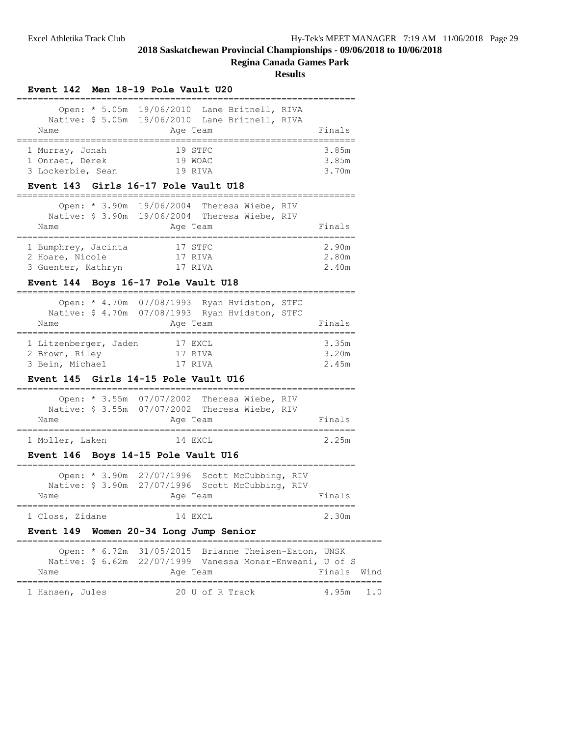# 2018 Saskatchewan Provincial Championships - 09/06/2018 to 10/06/2018

## Regina Canada Games Park

## Results

### Event 142 Men 18-19 Pole Vault U20

Open: * 5.05m 19/06/2010 Lane Britnell, RIVA
Native: $ 5.05m 19/06/2010 Lane Britnell, RIVA

| Name | Age | Team | Finals |
|---|---|---|---|
| 1 Murray, Jonah | 19 | STFC | 3.85m |
| 1 Onraet, Derek | 19 | WOAC | 3.85m |
| 3 Lockerbie, Sean | 19 | RIVA | 3.70m |

### Event 143 Girls 16-17 Pole Vault U18

Open: * 3.90m 19/06/2004 Theresa Wiebe, RIV
Native: $ 3.90m 19/06/2004 Theresa Wiebe, RIV

| Name | Age | Team | Finals |
|---|---|---|---|
| 1 Bumphrey, Jacinta | 17 | STFC | 2.90m |
| 2 Hoare, Nicole | 17 | RIVA | 2.80m |
| 3 Guenter, Kathryn | 17 | RIVA | 2.40m |

### Event 144 Boys 16-17 Pole Vault U18

Open: * 4.70m 07/08/1993 Ryan Hvidston, STFC
Native: $ 4.70m 07/08/1993 Ryan Hvidston, STFC

| Name | Age | Team | Finals |
|---|---|---|---|
| 1 Litzenberger, Jaden | 17 | EXCL | 3.35m |
| 2 Brown, Riley | 17 | RIVA | 3.20m |
| 3 Bein, Michael | 17 | RIVA | 2.45m |

### Event 145 Girls 14-15 Pole Vault U16

Open: * 3.55m 07/07/2002 Theresa Wiebe, RIV
Native: $ 3.55m 07/07/2002 Theresa Wiebe, RIV

| Name | Age | Team | Finals |
|---|---|---|---|
| 1 Moller, Laken | 14 | EXCL | 2.25m |

### Event 146 Boys 14-15 Pole Vault U16

Open: * 3.90m 27/07/1996 Scott McCubbing, RIV
Native: $ 3.90m 27/07/1996 Scott McCubbing, RIV

| Name | Age | Team | Finals |
|---|---|---|---|
| 1 Closs, Zidane | 14 | EXCL | 2.30m |

### Event 149 Women 20-34 Long Jump Senior

Open: * 6.72m 31/05/2015 Brianne Theisen-Eaton, UNSK
Native: $ 6.62m 22/07/1999 Vanessa Monar-Enweani, U of S

| Name | Age | Team | Finals | Wind |
|---|---|---|---|---|
| 1 Hansen, Jules | 20 | U of R Track | 4.95m | 1.0 |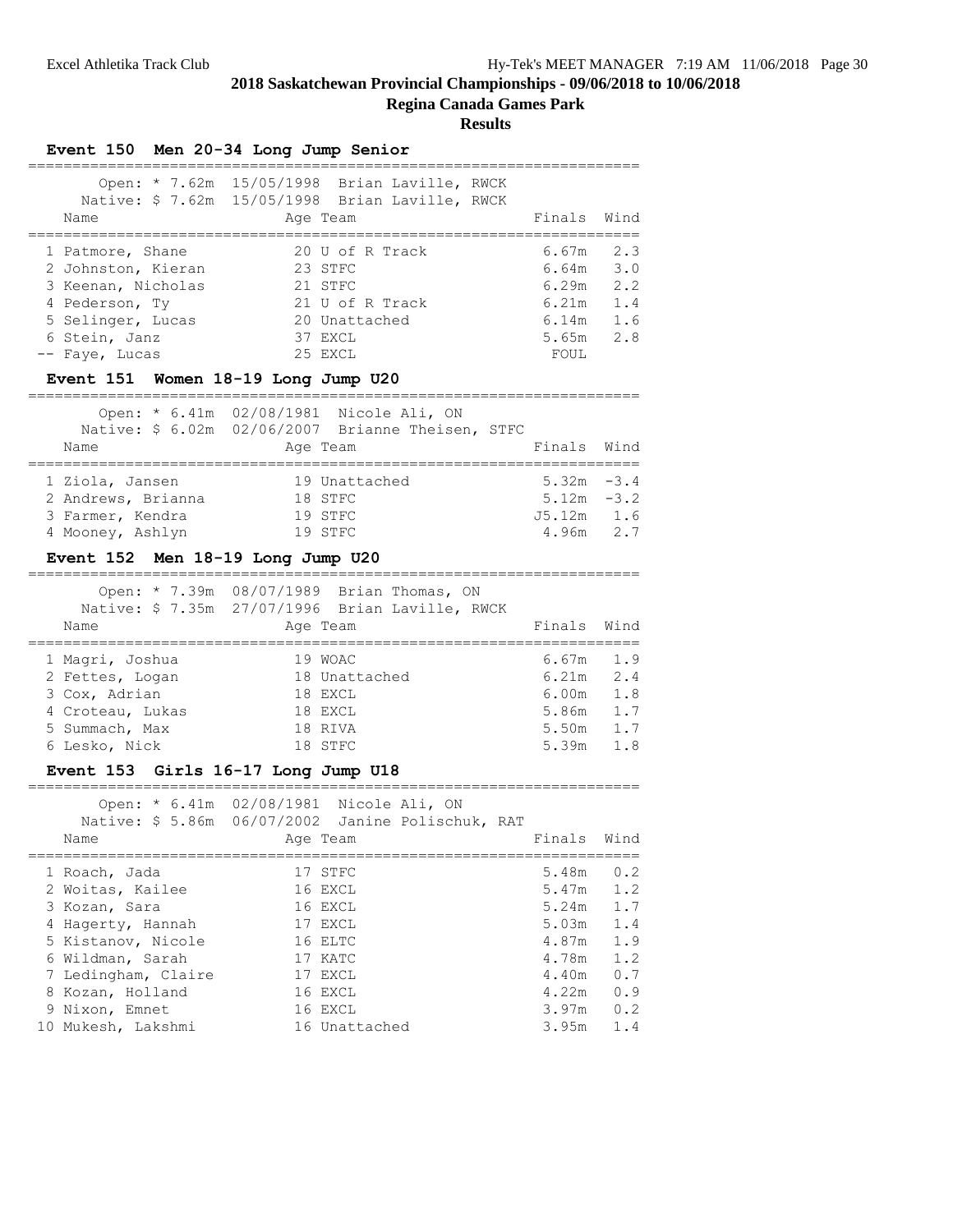## 2018 Saskatchewan Provincial Championships - 09/06/2018 to 10/06/2018

### Regina Canada Games Park

### Results

#### Event 150 Men 20-34 Long Jump Senior

Open: * 7.62m 15/05/1998 Brian Laville, RWCK
Native: $ 7.62m 15/05/1998 Brian Laville, RWCK

| Place | Name | Age | Team | Finals | Wind |
|---|---|---|---|---|---|
| 1 | Patmore, Shane | 20 | U of R Track | 6.67m | 2.3 |
| 2 | Johnston, Kieran | 23 | STFC | 6.64m | 3.0 |
| 3 | Keenan, Nicholas | 21 | STFC | 6.29m | 2.2 |
| 4 | Pederson, Ty | 21 | U of R Track | 6.21m | 1.4 |
| 5 | Selinger, Lucas | 20 | Unattached | 6.14m | 1.6 |
| 6 | Stein, Janz | 37 | EXCL | 5.65m | 2.8 |
| -- | Faye, Lucas | 25 | EXCL | FOUL | |

#### Event 151 Women 18-19 Long Jump U20

Open: * 6.41m 02/08/1981 Nicole Ali, ON
Native: $ 6.02m 02/06/2007 Brianne Theisen, STFC

| Place | Name | Age | Team | Finals | Wind |
|---|---|---|---|---|---|
| 1 | Ziola, Jansen | 19 | Unattached | 5.32m | -3.4 |
| 2 | Andrews, Brianna | 18 | STFC | 5.12m | -3.2 |
| 3 | Farmer, Kendra | 19 | STFC | J5.12m | 1.6 |
| 4 | Mooney, Ashlyn | 19 | STFC | 4.96m | 2.7 |

#### Event 152 Men 18-19 Long Jump U20

Open: * 7.39m 08/07/1989 Brian Thomas, ON
Native: $ 7.35m 27/07/1996 Brian Laville, RWCK

| Place | Name | Age | Team | Finals | Wind |
|---|---|---|---|---|---|
| 1 | Magri, Joshua | 19 | WOAC | 6.67m | 1.9 |
| 2 | Fettes, Logan | 18 | Unattached | 6.21m | 2.4 |
| 3 | Cox, Adrian | 18 | EXCL | 6.00m | 1.8 |
| 4 | Croteau, Lukas | 18 | EXCL | 5.86m | 1.7 |
| 5 | Summach, Max | 18 | RIVA | 5.50m | 1.7 |
| 6 | Lesko, Nick | 18 | STFC | 5.39m | 1.8 |

#### Event 153 Girls 16-17 Long Jump U18

Open: * 6.41m 02/08/1981 Nicole Ali, ON
Native: $ 5.86m 06/07/2002 Janine Polischuk, RAT

| Place | Name | Age | Team | Finals | Wind |
|---|---|---|---|---|---|
| 1 | Roach, Jada | 17 | STFC | 5.48m | 0.2 |
| 2 | Woitas, Kailee | 16 | EXCL | 5.47m | 1.2 |
| 3 | Kozan, Sara | 16 | EXCL | 5.24m | 1.7 |
| 4 | Hagerty, Hannah | 17 | EXCL | 5.03m | 1.4 |
| 5 | Kistanov, Nicole | 16 | ELTC | 4.87m | 1.9 |
| 6 | Wildman, Sarah | 17 | KATC | 4.78m | 1.2 |
| 7 | Ledingham, Claire | 17 | EXCL | 4.40m | 0.7 |
| 8 | Kozan, Holland | 16 | EXCL | 4.22m | 0.9 |
| 9 | Nixon, Emnet | 16 | EXCL | 3.97m | 0.2 |
| 10 | Mukesh, Lakshmi | 16 | Unattached | 3.95m | 1.4 |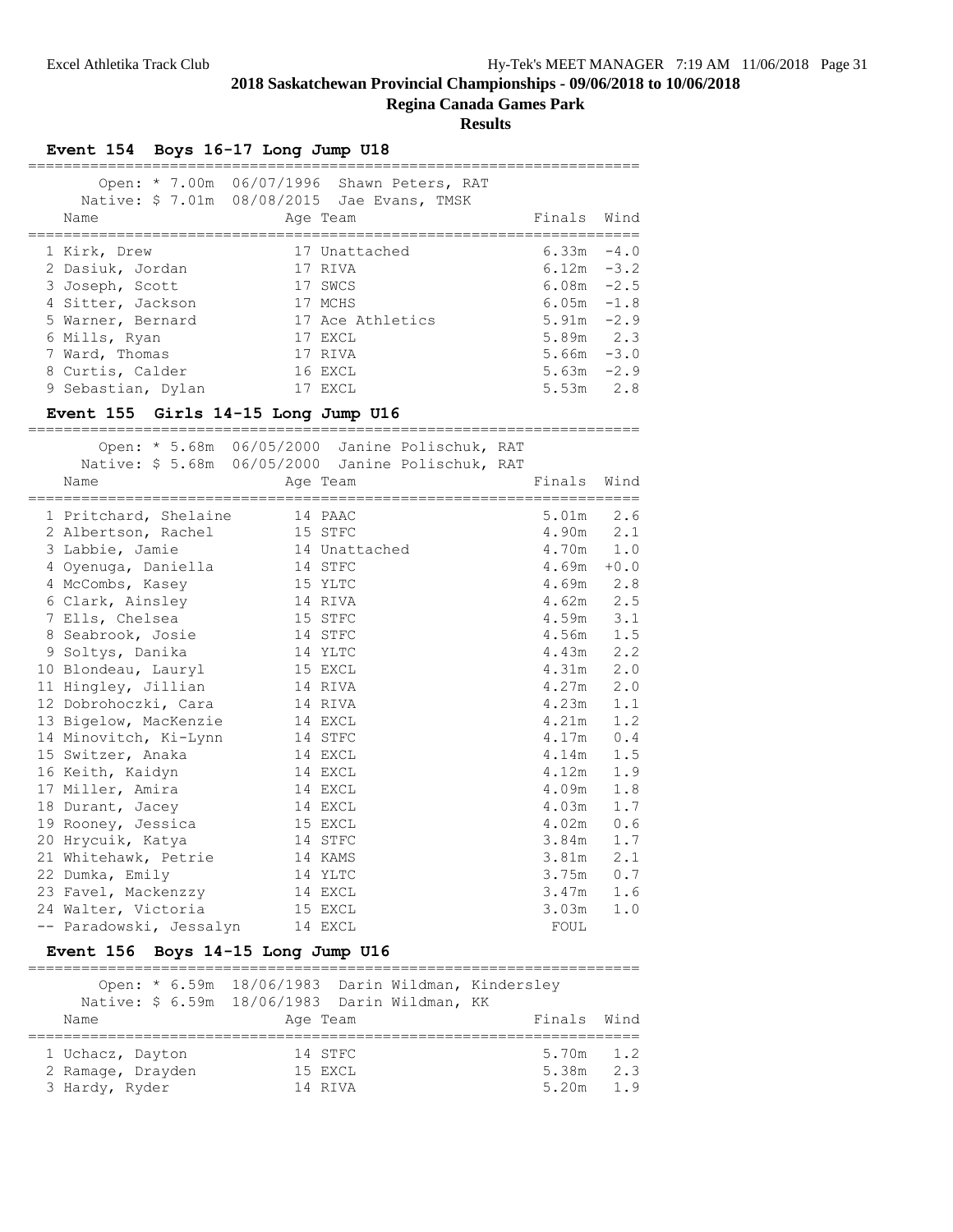# 2018 Saskatchewan Provincial Championships - 09/06/2018 to 10/06/2018

## Regina Canada Games Park

### Results

### Event 154 Boys 16-17 Long Jump U18

Open: * 7.00m 06/07/1996 Shawn Peters, RAT
Native: $ 7.01m 08/08/2015 Jae Evans, TMSK

| Place | Name | Age | Team | Finals | Wind |
|---|---|---|---|---|---|
| 1 | Kirk, Drew | 17 | Unattached | 6.33m | -4.0 |
| 2 | Dasiuk, Jordan | 17 | RIVA | 6.12m | -3.2 |
| 3 | Joseph, Scott | 17 | SWCS | 6.08m | -2.5 |
| 4 | Sitter, Jackson | 17 | MCHS | 6.05m | -1.8 |
| 5 | Warner, Bernard | 17 | Ace Athletics | 5.91m | -2.9 |
| 6 | Mills, Ryan | 17 | EXCL | 5.89m | 2.3 |
| 7 | Ward, Thomas | 17 | RIVA | 5.66m | -3.0 |
| 8 | Curtis, Calder | 16 | EXCL | 5.63m | -2.9 |
| 9 | Sebastian, Dylan | 17 | EXCL | 5.53m | 2.8 |

### Event 155 Girls 14-15 Long Jump U16

Open: * 5.68m 06/05/2000 Janine Polischuk, RAT
Native: $ 5.68m 06/05/2000 Janine Polischuk, RAT

| Place | Name | Age | Team | Finals | Wind |
|---|---|---|---|---|---|
| 1 | Pritchard, Shelaine | 14 | PAAC | 5.01m | 2.6 |
| 2 | Albertson, Rachel | 15 | STFC | 4.90m | 2.1 |
| 3 | Labbie, Jamie | 14 | Unattached | 4.70m | 1.0 |
| 4 | Oyenuga, Daniella | 14 | STFC | 4.69m | +0.0 |
| 4 | McCombs, Kasey | 15 | YLTC | 4.69m | 2.8 |
| 6 | Clark, Ainsley | 14 | RIVA | 4.62m | 2.5 |
| 7 | Ells, Chelsea | 15 | STFC | 4.59m | 3.1 |
| 8 | Seabrook, Josie | 14 | STFC | 4.56m | 1.5 |
| 9 | Soltys, Danika | 14 | YLTC | 4.43m | 2.2 |
| 10 | Blondeau, Lauryl | 15 | EXCL | 4.31m | 2.0 |
| 11 | Hingley, Jillian | 14 | RIVA | 4.27m | 2.0 |
| 12 | Dobrohoczki, Cara | 14 | RIVA | 4.23m | 1.1 |
| 13 | Bigelow, MacKenzie | 14 | EXCL | 4.21m | 1.2 |
| 14 | Minovitch, Ki-Lynn | 14 | STFC | 4.17m | 0.4 |
| 15 | Switzer, Anaka | 14 | EXCL | 4.14m | 1.5 |
| 16 | Keith, Kaidyn | 14 | EXCL | 4.12m | 1.9 |
| 17 | Miller, Amira | 14 | EXCL | 4.09m | 1.8 |
| 18 | Durant, Jacey | 14 | EXCL | 4.03m | 1.7 |
| 19 | Rooney, Jessica | 15 | EXCL | 4.02m | 0.6 |
| 20 | Hrycuik, Katya | 14 | STFC | 3.84m | 1.7 |
| 21 | Whitehawk, Petrie | 14 | KAMS | 3.81m | 2.1 |
| 22 | Dumka, Emily | 14 | YLTC | 3.75m | 0.7 |
| 23 | Favel, Mackenzzy | 14 | EXCL | 3.47m | 1.6 |
| 24 | Walter, Victoria | 15 | EXCL | 3.03m | 1.0 |
| -- | Paradowski, Jessalyn | 14 | EXCL | FOUL | |

### Event 156 Boys 14-15 Long Jump U16

Open: * 6.59m 18/06/1983 Darin Wildman, Kindersley
Native: $ 6.59m 18/06/1983 Darin Wildman, KK

| Place | Name | Age | Team | Finals | Wind |
|---|---|---|---|---|---|
| 1 | Uchacz, Dayton | 14 | STFC | 5.70m | 1.2 |
| 2 | Ramage, Drayden | 15 | EXCL | 5.38m | 2.3 |
| 3 | Hardy, Ryder | 14 | RIVA | 5.20m | 1.9 |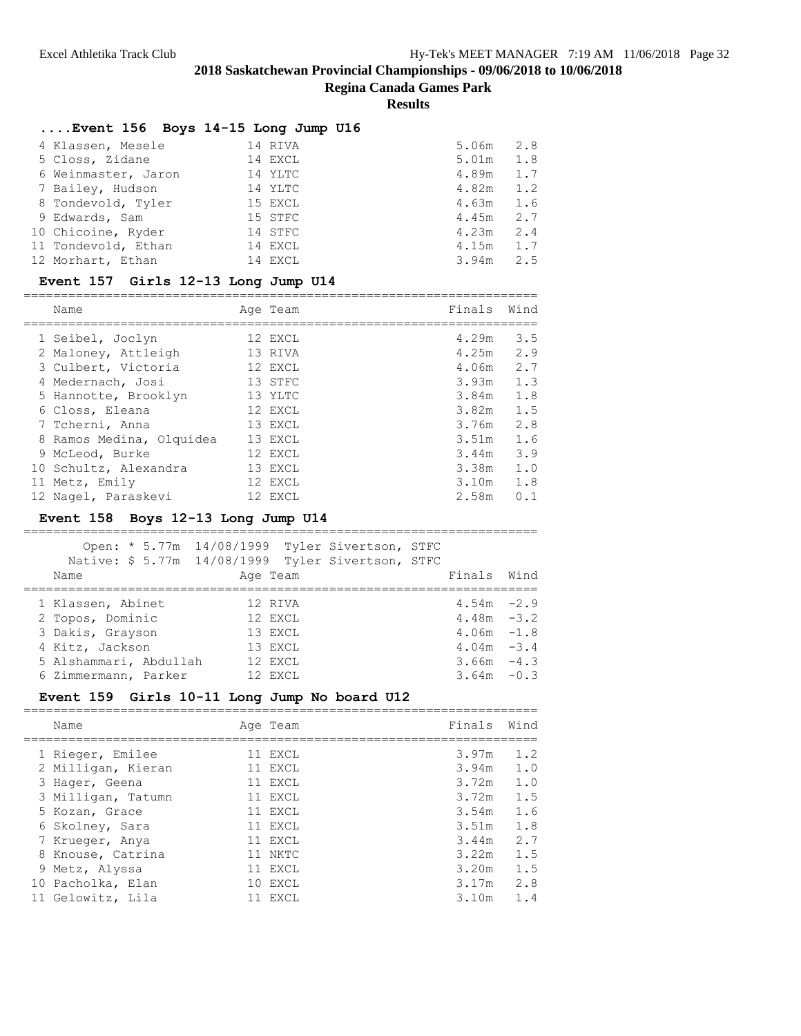## 2018 Saskatchewan Provincial Championships - 09/06/2018 to 10/06/2018

**Regina Canada Games Park**

**Results**

### ....Event 156 Boys 14-15 Long Jump U16

| Place | Name | Age | Team | Finals | Wind |
|---|---|---|---|---|---|
| 4 | Klassen, Mesele | 14 | RIVA | 5.06m | 2.8 |
| 5 | Closs, Zidane | 14 | EXCL | 5.01m | 1.8 |
| 6 | Weinmaster, Jaron | 14 | YLTC | 4.89m | 1.7 |
| 7 | Bailey, Hudson | 14 | YLTC | 4.82m | 1.2 |
| 8 | Tondevold, Tyler | 15 | EXCL | 4.63m | 1.6 |
| 9 | Edwards, Sam | 15 | STFC | 4.45m | 2.7 |
| 10 | Chicoine, Ryder | 14 | STFC | 4.23m | 2.4 |
| 11 | Tondevold, Ethan | 14 | EXCL | 4.15m | 1.7 |
| 12 | Morhart, Ethan | 14 | EXCL | 3.94m | 2.5 |

### Event 157 Girls 12-13 Long Jump U14

| Place | Name | Age | Team | Finals | Wind |
|---|---|---|---|---|---|
| 1 | Seibel, Joclyn | 12 | EXCL | 4.29m | 3.5 |
| 2 | Maloney, Attleigh | 13 | RIVA | 4.25m | 2.9 |
| 3 | Culbert, Victoria | 12 | EXCL | 4.06m | 2.7 |
| 4 | Medernach, Josi | 13 | STFC | 3.93m | 1.3 |
| 5 | Hannotte, Brooklyn | 13 | YLTC | 3.84m | 1.8 |
| 6 | Closs, Eleana | 12 | EXCL | 3.82m | 1.5 |
| 7 | Tcherni, Anna | 13 | EXCL | 3.76m | 2.8 |
| 8 | Ramos Medina, Olquidea | 13 | EXCL | 3.51m | 1.6 |
| 9 | McLeod, Burke | 12 | EXCL | 3.44m | 3.9 |
| 10 | Schultz, Alexandra | 13 | EXCL | 3.38m | 1.0 |
| 11 | Metz, Emily | 12 | EXCL | 3.10m | 1.8 |
| 12 | Nagel, Paraskevi | 12 | EXCL | 2.58m | 0.1 |

### Event 158 Boys 12-13 Long Jump U14

Open: * 5.77m 14/08/1999 Tyler Sivertson, STFC
Native: $ 5.77m 14/08/1999 Tyler Sivertson, STFC

| Place | Name | Age | Team | Finals | Wind |
|---|---|---|---|---|---|
| 1 | Klassen, Abinet | 12 | RIVA | 4.54m | -2.9 |
| 2 | Topos, Dominic | 12 | EXCL | 4.48m | -3.2 |
| 3 | Dakis, Grayson | 13 | EXCL | 4.06m | -1.8 |
| 4 | Kitz, Jackson | 13 | EXCL | 4.04m | -3.4 |
| 5 | Alshammari, Abdullah | 12 | EXCL | 3.66m | -4.3 |
| 6 | Zimmermann, Parker | 12 | EXCL | 3.64m | -0.3 |

### Event 159 Girls 10-11 Long Jump No board U12

| Place | Name | Age | Team | Finals | Wind |
|---|---|---|---|---|---|
| 1 | Rieger, Emilee | 11 | EXCL | 3.97m | 1.2 |
| 2 | Milligan, Kieran | 11 | EXCL | 3.94m | 1.0 |
| 3 | Hager, Geena | 11 | EXCL | 3.72m | 1.0 |
| 3 | Milligan, Tatumn | 11 | EXCL | 3.72m | 1.5 |
| 5 | Kozan, Grace | 11 | EXCL | 3.54m | 1.6 |
| 6 | Skolney, Sara | 11 | EXCL | 3.51m | 1.8 |
| 7 | Krueger, Anya | 11 | EXCL | 3.44m | 2.7 |
| 8 | Knouse, Catrina | 11 | NKTC | 3.22m | 1.5 |
| 9 | Metz, Alyssa | 11 | EXCL | 3.20m | 1.5 |
| 10 | Pacholka, Elan | 10 | EXCL | 3.17m | 2.8 |
| 11 | Gelowitz, Lila | 11 | EXCL | 3.10m | 1.4 |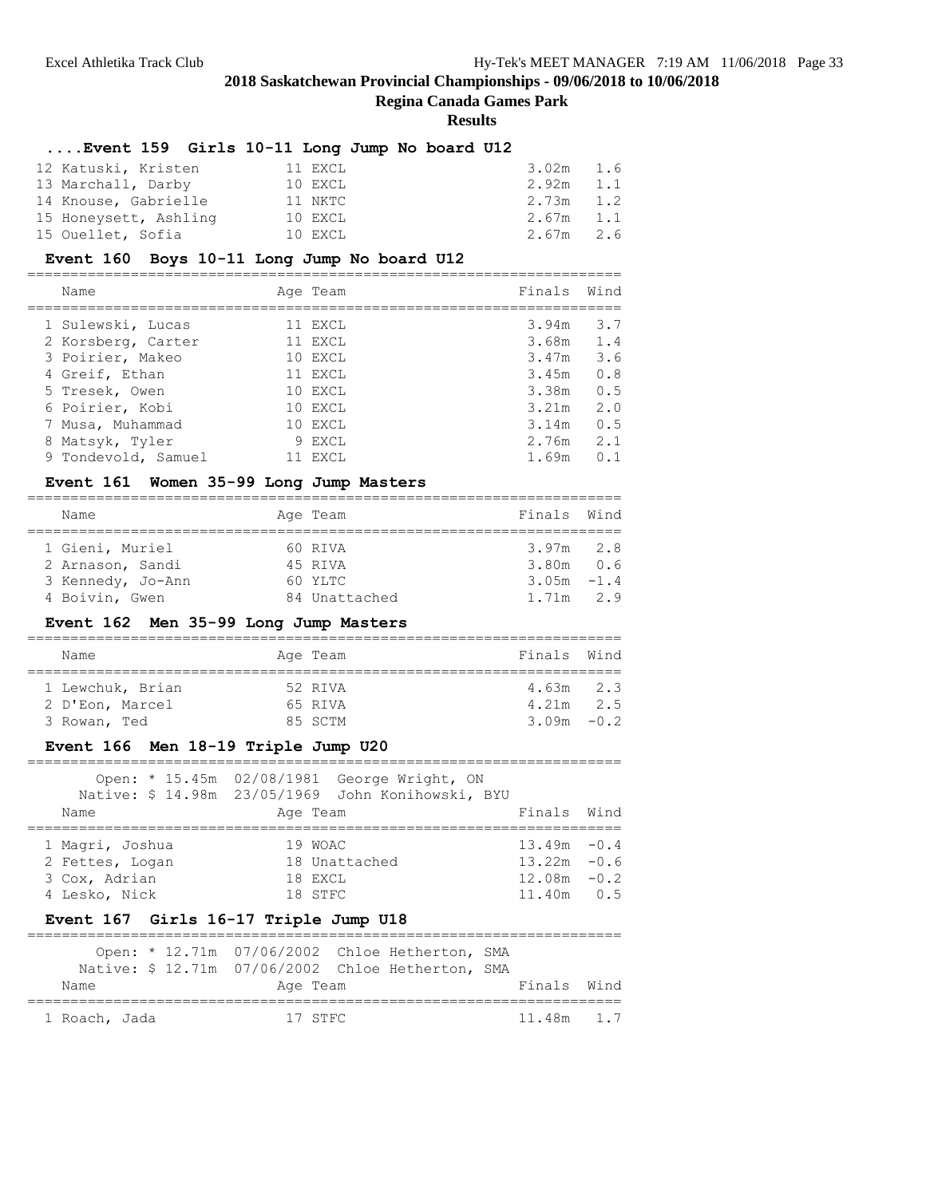## 2018 Saskatchewan Provincial Championships - 09/06/2018 to 10/06/2018

**Regina Canada Games Park**

**Results**

### ....Event 159 Girls 10-11 Long Jump No board U12

| Name | Age | Team | Finals | Wind |
|---|---|---|---|---|
| 12 Katuski, Kristen | 11 | EXCL | 3.02m | 1.6 |
| 13 Marchall, Darby | 10 | EXCL | 2.92m | 1.1 |
| 14 Knouse, Gabrielle | 11 | NKTC | 2.73m | 1.2 |
| 15 Honeysett, Ashling | 10 | EXCL | 2.67m | 1.1 |
| 15 Ouellet, Sofia | 10 | EXCL | 2.67m | 2.6 |

### Event 160 Boys 10-11 Long Jump No board U12

| Name | Age | Team | Finals | Wind |
|---|---|---|---|---|
| 1 Sulewski, Lucas | 11 | EXCL | 3.94m | 3.7 |
| 2 Korsberg, Carter | 11 | EXCL | 3.68m | 1.4 |
| 3 Poirier, Makeo | 10 | EXCL | 3.47m | 3.6 |
| 4 Greif, Ethan | 11 | EXCL | 3.45m | 0.8 |
| 5 Tresek, Owen | 10 | EXCL | 3.38m | 0.5 |
| 6 Poirier, Kobi | 10 | EXCL | 3.21m | 2.0 |
| 7 Musa, Muhammad | 10 | EXCL | 3.14m | 0.5 |
| 8 Matsyk, Tyler | 9 | EXCL | 2.76m | 2.1 |
| 9 Tondevold, Samuel | 11 | EXCL | 1.69m | 0.1 |

### Event 161 Women 35-99 Long Jump Masters

| Name | Age | Team | Finals | Wind |
|---|---|---|---|---|
| 1 Gieni, Muriel | 60 | RIVA | 3.97m | 2.8 |
| 2 Arnason, Sandi | 45 | RIVA | 3.80m | 0.6 |
| 3 Kennedy, Jo-Ann | 60 | YLTC | 3.05m | -1.4 |
| 4 Boivin, Gwen | 84 | Unattached | 1.71m | 2.9 |

### Event 162 Men 35-99 Long Jump Masters

| Name | Age | Team | Finals | Wind |
|---|---|---|---|---|
| 1 Lewchuk, Brian | 52 | RIVA | 4.63m | 2.3 |
| 2 D'Eon, Marcel | 65 | RIVA | 4.21m | 2.5 |
| 3 Rowan, Ted | 85 | SCTM | 3.09m | -0.2 |

### Event 166 Men 18-19 Triple Jump U20

Open: * 15.45m 02/08/1981 George Wright, ON
Native: $ 14.98m 23/05/1969 John Konihowski, BYU

| Name | Age | Team | Finals | Wind |
|---|---|---|---|---|
| 1 Magri, Joshua | 19 | WOAC | 13.49m | -0.4 |
| 2 Fettes, Logan | 18 | Unattached | 13.22m | -0.6 |
| 3 Cox, Adrian | 18 | EXCL | 12.08m | -0.2 |
| 4 Lesko, Nick | 18 | STFC | 11.40m | 0.5 |

### Event 167 Girls 16-17 Triple Jump U18

Open: * 12.71m 07/06/2002 Chloe Hetherton, SMA
Native: $ 12.71m 07/06/2002 Chloe Hetherton, SMA

| Name | Age | Team | Finals | Wind |
|---|---|---|---|---|
| 1 Roach, Jada | 17 | STFC | 11.48m | 1.7 |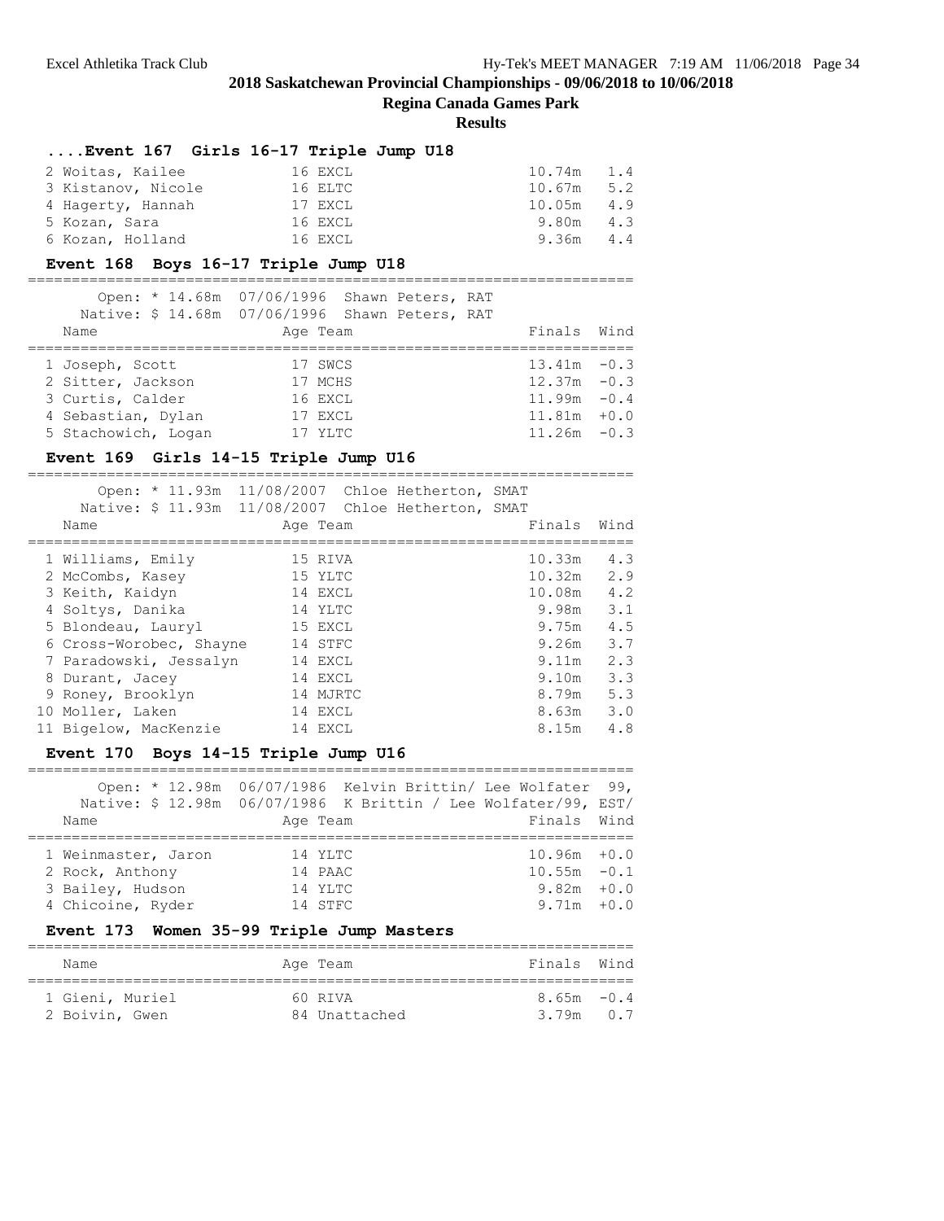# 2018 Saskatchewan Provincial Championships - 09/06/2018 to 10/06/2018

## Regina Canada Games Park

### Results

#### ....Event 167 Girls 16-17 Triple Jump U18

| Place | Name | Age | Team | Finals | Wind |
|---|---|---|---|---|---|
| 2 | Woitas, Kailee | 16 | EXCL | 10.74m | 1.4 |
| 3 | Kistanov, Nicole | 16 | ELTC | 10.67m | 5.2 |
| 4 | Hagerty, Hannah | 17 | EXCL | 10.05m | 4.9 |
| 5 | Kozan, Sara | 16 | EXCL | 9.80m | 4.3 |
| 6 | Kozan, Holland | 16 | EXCL | 9.36m | 4.4 |

#### Event 168 Boys 16-17 Triple Jump U18

Open: * 14.68m 07/06/1996 Shawn Peters, RAT
Native: $ 14.68m 07/06/1996 Shawn Peters, RAT

| Place | Name | Age | Team | Finals | Wind |
|---|---|---|---|---|---|
| 1 | Joseph, Scott | 17 | SWCS | 13.41m | -0.3 |
| 2 | Sitter, Jackson | 17 | MCHS | 12.37m | -0.3 |
| 3 | Curtis, Calder | 16 | EXCL | 11.99m | -0.4 |
| 4 | Sebastian, Dylan | 17 | EXCL | 11.81m | +0.0 |
| 5 | Stachowich, Logan | 17 | YLTC | 11.26m | -0.3 |

#### Event 169 Girls 14-15 Triple Jump U16

Open: * 11.93m 11/08/2007 Chloe Hetherton, SMAT
Native: $ 11.93m 11/08/2007 Chloe Hetherton, SMAT

| Place | Name | Age | Team | Finals | Wind |
|---|---|---|---|---|---|
| 1 | Williams, Emily | 15 | RIVA | 10.33m | 4.3 |
| 2 | McCombs, Kasey | 15 | YLTC | 10.32m | 2.9 |
| 3 | Keith, Kaidyn | 14 | EXCL | 10.08m | 4.2 |
| 4 | Soltys, Danika | 14 | YLTC | 9.98m | 3.1 |
| 5 | Blondeau, Lauryl | 15 | EXCL | 9.75m | 4.5 |
| 6 | Cross-Worobec, Shayne | 14 | STFC | 9.26m | 3.7 |
| 7 | Paradowski, Jessalyn | 14 | EXCL | 9.11m | 2.3 |
| 8 | Durant, Jacey | 14 | EXCL | 9.10m | 3.3 |
| 9 | Roney, Brooklyn | 14 | MJRTC | 8.79m | 5.3 |
| 10 | Moller, Laken | 14 | EXCL | 8.63m | 3.0 |
| 11 | Bigelow, MacKenzie | 14 | EXCL | 8.15m | 4.8 |

#### Event 170 Boys 14-15 Triple Jump U16

Open: * 12.98m 06/07/1986 Kelvin Brittin/ Lee Wolfater 99,
Native: $ 12.98m 06/07/1986 K Brittin / Lee Wolfater/99, EST/

| Place | Name | Age | Team | Finals | Wind |
|---|---|---|---|---|---|
| 1 | Weinmaster, Jaron | 14 | YLTC | 10.96m | +0.0 |
| 2 | Rock, Anthony | 14 | PAAC | 10.55m | -0.1 |
| 3 | Bailey, Hudson | 14 | YLTC | 9.82m | +0.0 |
| 4 | Chicoine, Ryder | 14 | STFC | 9.71m | +0.0 |

#### Event 173 Women 35-99 Triple Jump Masters

| Place | Name | Age | Team | Finals | Wind |
|---|---|---|---|---|---|
| 1 | Gieni, Muriel | 60 | RIVA | 8.65m | -0.4 |
| 2 | Boivin, Gwen | 84 | Unattached | 3.79m | 0.7 |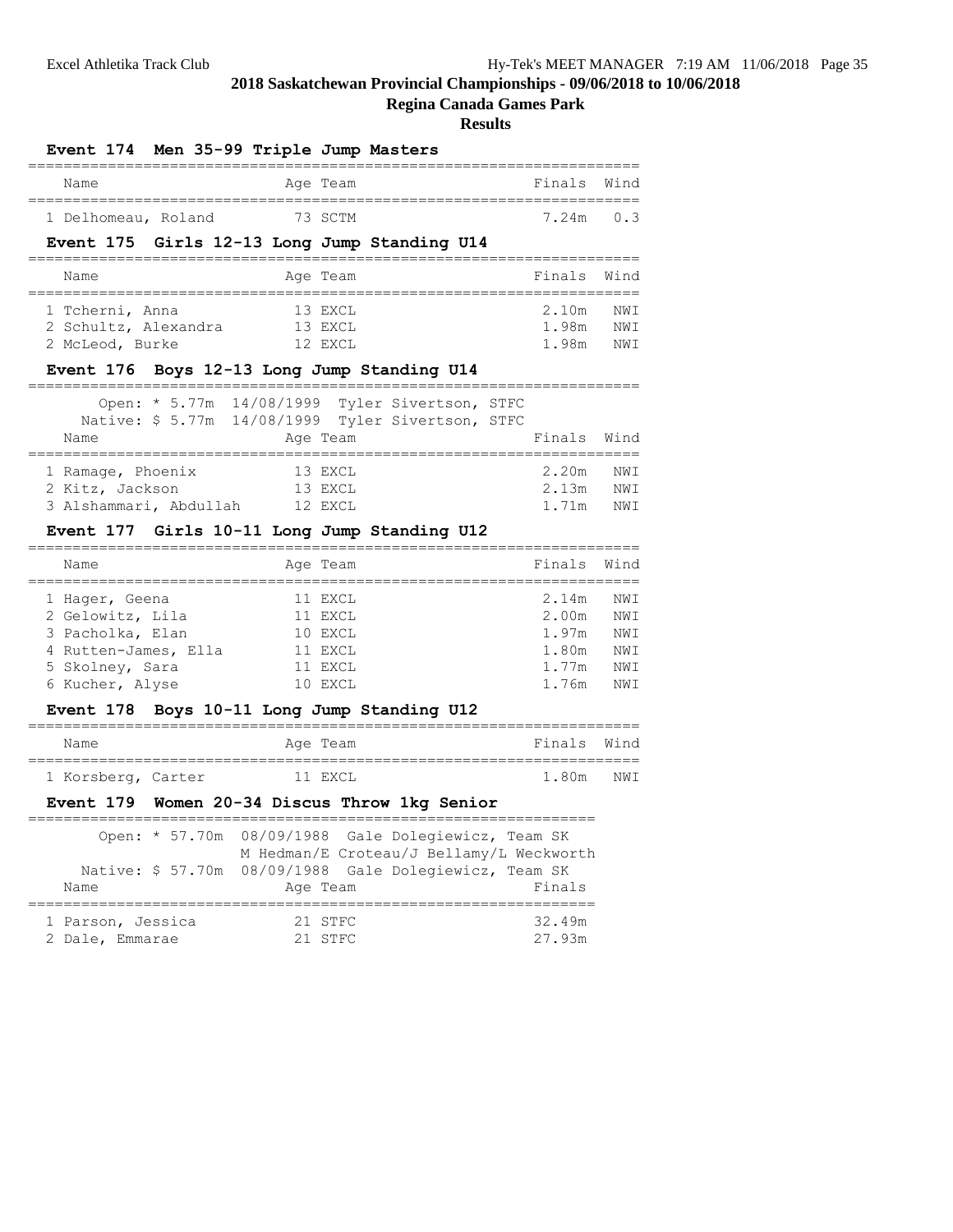## 2018 Saskatchewan Provincial Championships - 09/06/2018 to 10/06/2018

### Regina Canada Games Park

### Results

#### Event 174 Men 35-99 Triple Jump Masters

| Name | Age | Team | Finals | Wind |
|---|---|---|---|---|
| 1 Delhomeau, Roland | 73 | SCTM | 7.24m | 0.3 |

#### Event 175 Girls 12-13 Long Jump Standing U14

| Name | Age | Team | Finals | Wind |
|---|---|---|---|---|
| 1 Tcherni, Anna | 13 | EXCL | 2.10m | NWI |
| 2 Schultz, Alexandra | 13 | EXCL | 1.98m | NWI |
| 2 McLeod, Burke | 12 | EXCL | 1.98m | NWI |

#### Event 176 Boys 12-13 Long Jump Standing U14

Open: * 5.77m 14/08/1999 Tyler Sivertson, STFC
Native: $ 5.77m 14/08/1999 Tyler Sivertson, STFC

| Name | Age | Team | Finals | Wind |
|---|---|---|---|---|
| 1 Ramage, Phoenix | 13 | EXCL | 2.20m | NWI |
| 2 Kitz, Jackson | 13 | EXCL | 2.13m | NWI |
| 3 Alshammari, Abdullah | 12 | EXCL | 1.71m | NWI |

#### Event 177 Girls 10-11 Long Jump Standing U12

| Name | Age | Team | Finals | Wind |
|---|---|---|---|---|
| 1 Hager, Geena | 11 | EXCL | 2.14m | NWI |
| 2 Gelowitz, Lila | 11 | EXCL | 2.00m | NWI |
| 3 Pacholka, Elan | 10 | EXCL | 1.97m | NWI |
| 4 Rutten-James, Ella | 11 | EXCL | 1.80m | NWI |
| 5 Skolney, Sara | 11 | EXCL | 1.77m | NWI |
| 6 Kucher, Alyse | 10 | EXCL | 1.76m | NWI |

#### Event 178 Boys 10-11 Long Jump Standing U12

| Name | Age | Team | Finals | Wind |
|---|---|---|---|---|
| 1 Korsberg, Carter | 11 | EXCL | 1.80m | NWI |

#### Event 179 Women 20-34 Discus Throw 1kg Senior

Open: * 57.70m 08/09/1988 Gale Dolegiewicz, Team SK
M Hedman/E Croteau/J Bellamy/L Weckworth
Native: $ 57.70m 08/09/1988 Gale Dolegiewicz, Team SK

| Name | Age | Team | Finals |
|---|---|---|---|
| 1 Parson, Jessica | 21 | STFC | 32.49m |
| 2 Dale, Emmarae | 21 | STFC | 27.93m |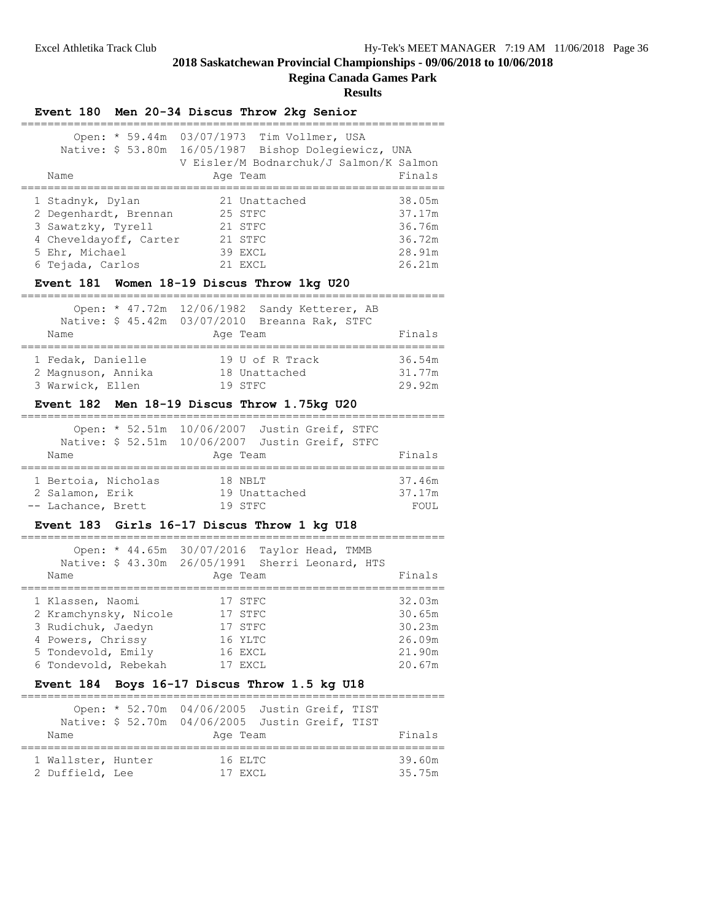# 2018 Saskatchewan Provincial Championships - 09/06/2018 to 10/06/2018

## Regina Canada Games Park

### Results

### Event 180 Men 20-34 Discus Throw 2kg Senior

Open: * 59.44m 03/07/1973 Tim Vollmer, USA
Native: $ 53.80m 16/05/1987 Bishop Dolegiewicz, UNA
V Eisler/M Bodnarchuk/J Salmon/K Salmon

| Place | Name | Age | Team | Finals |
|---|---|---|---|---|
| 1 | Stadnyk, Dylan | 21 | Unattached | 38.05m |
| 2 | Degenhardt, Brennan | 25 | STFC | 37.17m |
| 3 | Sawatzky, Tyrell | 21 | STFC | 36.76m |
| 4 | Cheveldayoff, Carter | 21 | STFC | 36.72m |
| 5 | Ehr, Michael | 39 | EXCL | 28.91m |
| 6 | Tejada, Carlos | 21 | EXCL | 26.21m |

### Event 181 Women 18-19 Discus Throw 1kg U20

Open: * 47.72m 12/06/1982 Sandy Ketterer, AB
Native: $ 45.42m 03/07/2010 Breanna Rak, STFC

| Place | Name | Age | Team | Finals |
|---|---|---|---|---|
| 1 | Fedak, Danielle | 19 | U of R Track | 36.54m |
| 2 | Magnuson, Annika | 18 | Unattached | 31.77m |
| 3 | Warwick, Ellen | 19 | STFC | 29.92m |

### Event 182 Men 18-19 Discus Throw 1.75kg U20

Open: * 52.51m 10/06/2007 Justin Greif, STFC
Native: $ 52.51m 10/06/2007 Justin Greif, STFC

| Place | Name | Age | Team | Finals |
|---|---|---|---|---|
| 1 | Bertoia, Nicholas | 18 | NBLT | 37.46m |
| 2 | Salamon, Erik | 19 | Unattached | 37.17m |
| -- | Lachance, Brett | 19 | STFC | FOUL |

### Event 183 Girls 16-17 Discus Throw 1 kg U18

Open: * 44.65m 30/07/2016 Taylor Head, TMMB
Native: $ 43.30m 26/05/1991 Sherri Leonard, HTS

| Place | Name | Age | Team | Finals |
|---|---|---|---|---|
| 1 | Klassen, Naomi | 17 | STFC | 32.03m |
| 2 | Kramchynsky, Nicole | 17 | STFC | 30.65m |
| 3 | Rudichuk, Jaedyn | 17 | STFC | 30.23m |
| 4 | Powers, Chrissy | 16 | YLTC | 26.09m |
| 5 | Tondevold, Emily | 16 | EXCL | 21.90m |
| 6 | Tondevold, Rebekah | 17 | EXCL | 20.67m |

### Event 184 Boys 16-17 Discus Throw 1.5 kg U18

Open: * 52.70m 04/06/2005 Justin Greif, TIST
Native: $ 52.70m 04/06/2005 Justin Greif, TIST

| Place | Name | Age | Team | Finals |
|---|---|---|---|---|
| 1 | Wallster, Hunter | 16 | ELTC | 39.60m |
| 2 | Duffield, Lee | 17 | EXCL | 35.75m |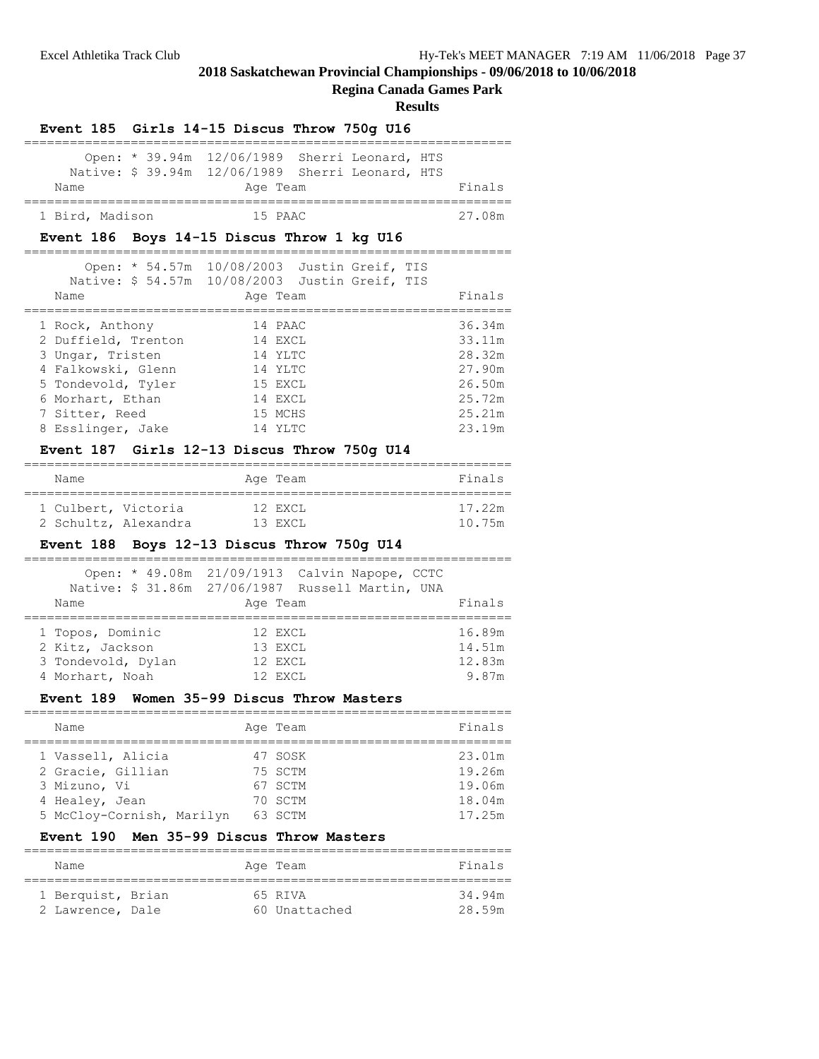# 2018 Saskatchewan Provincial Championships - 09/06/2018 to 10/06/2018

## Regina Canada Games Park

### Results

#### Event 185 Girls 14-15 Discus Throw 750g U16

Open: * 39.94m 12/06/1989 Sherri Leonard, HTS
Native: $ 39.94m 12/06/1989 Sherri Leonard, HTS

| Name | Age | Team | Finals |
|---|---|---|---|
| 1 Bird, Madison | 15 | PAAC | 27.08m |

#### Event 186 Boys 14-15 Discus Throw 1 kg U16

Open: * 54.57m 10/08/2003 Justin Greif, TIS
Native: $ 54.57m 10/08/2003 Justin Greif, TIS

| Name | Age | Team | Finals |
|---|---|---|---|
| 1 Rock, Anthony | 14 | PAAC | 36.34m |
| 2 Duffield, Trenton | 14 | EXCL | 33.11m |
| 3 Ungar, Tristen | 14 | YLTC | 28.32m |
| 4 Falkowski, Glenn | 14 | YLTC | 27.90m |
| 5 Tondevold, Tyler | 15 | EXCL | 26.50m |
| 6 Morhart, Ethan | 14 | EXCL | 25.72m |
| 7 Sitter, Reed | 15 | MCHS | 25.21m |
| 8 Esslinger, Jake | 14 | YLTC | 23.19m |

#### Event 187 Girls 12-13 Discus Throw 750g U14

| Name | Age | Team | Finals |
|---|---|---|---|
| 1 Culbert, Victoria | 12 | EXCL | 17.22m |
| 2 Schultz, Alexandra | 13 | EXCL | 10.75m |

#### Event 188 Boys 12-13 Discus Throw 750g U14

Open: * 49.08m 21/09/1913 Calvin Napope, CCTC
Native: $ 31.86m 27/06/1987 Russell Martin, UNA

| Name | Age | Team | Finals |
|---|---|---|---|
| 1 Topos, Dominic | 12 | EXCL | 16.89m |
| 2 Kitz, Jackson | 13 | EXCL | 14.51m |
| 3 Tondevold, Dylan | 12 | EXCL | 12.83m |
| 4 Morhart, Noah | 12 | EXCL | 9.87m |

#### Event 189 Women 35-99 Discus Throw Masters

| Name | Age | Team | Finals |
|---|---|---|---|
| 1 Vassell, Alicia | 47 | SOSK | 23.01m |
| 2 Gracie, Gillian | 75 | SCTM | 19.26m |
| 3 Mizuno, Vi | 67 | SCTM | 19.06m |
| 4 Healey, Jean | 70 | SCTM | 18.04m |
| 5 McCloy-Cornish, Marilyn | 63 | SCTM | 17.25m |

#### Event 190 Men 35-99 Discus Throw Masters

| Name | Age | Team | Finals |
|---|---|---|---|
| 1 Berquist, Brian | 65 | RIVA | 34.94m |
| 2 Lawrence, Dale | 60 | Unattached | 28.59m |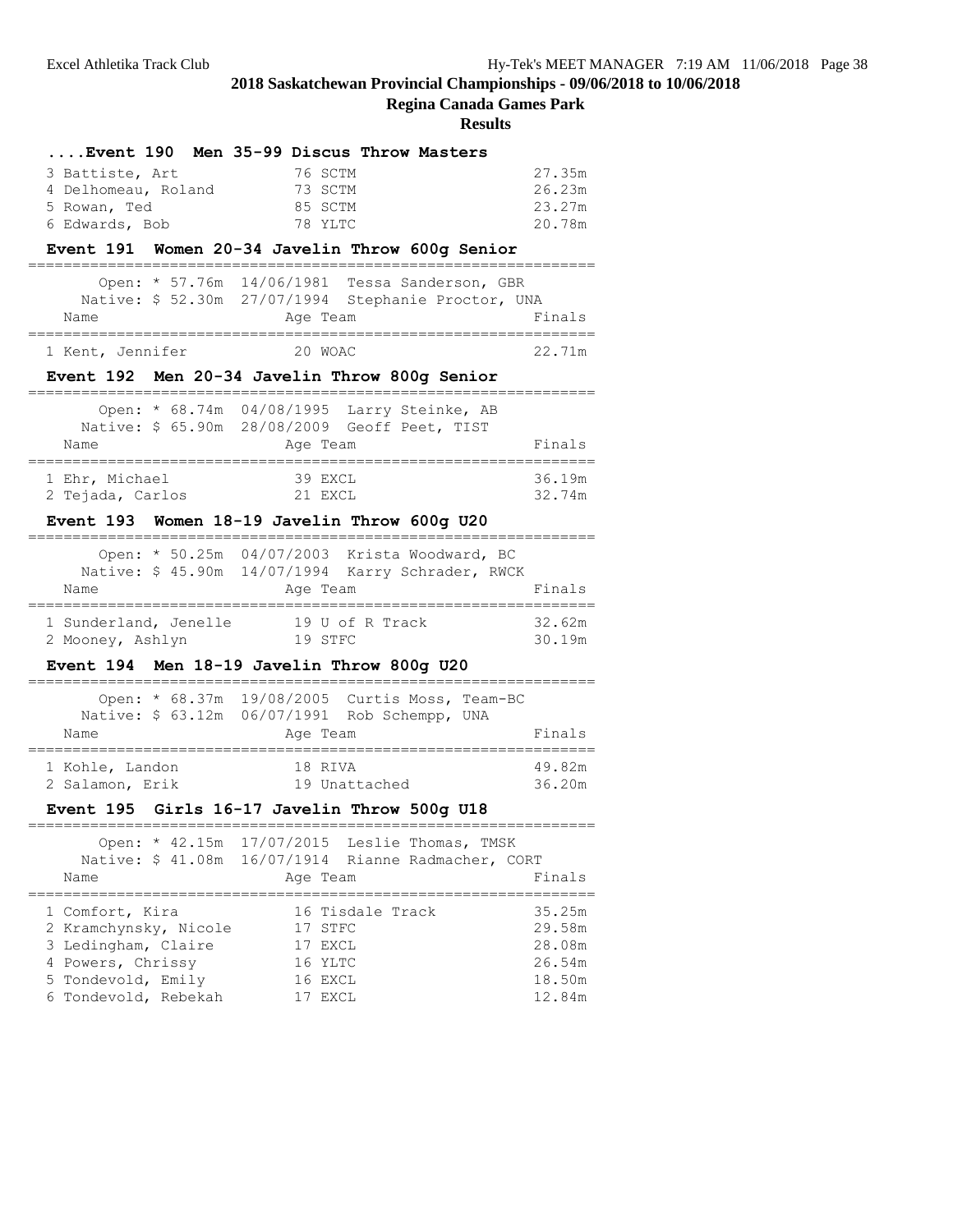# 2018 Saskatchewan Provincial Championships - 09/06/2018 to 10/06/2018

## Regina Canada Games Park

### Results

#### ....Event 190 Men 35-99 Discus Throw Masters

| Place | Name | Age | Team | Finals |
|---|---|---|---|---|
| 3 | Battiste, Art | 76 | SCTM | 27.35m |
| 4 | Delhomeau, Roland | 73 | SCTM | 26.23m |
| 5 | Rowan, Ted | 85 | SCTM | 23.27m |
| 6 | Edwards, Bob | 78 | YLTC | 20.78m |

#### Event 191 Women 20-34 Javelin Throw 600g Senior

Open: * 57.76m 14/06/1981 Tessa Sanderson, GBR
Native: $ 52.30m 27/07/1994 Stephanie Proctor, UNA

| Place | Name | Age | Team | Finals |
|---|---|---|---|---|
| 1 | Kent, Jennifer | 20 | WOAC | 22.71m |

#### Event 192 Men 20-34 Javelin Throw 800g Senior

Open: * 68.74m 04/08/1995 Larry Steinke, AB
Native: $ 65.90m 28/08/2009 Geoff Peet, TIST

| Place | Name | Age | Team | Finals |
|---|---|---|---|---|
| 1 | Ehr, Michael | 39 | EXCL | 36.19m |
| 2 | Tejada, Carlos | 21 | EXCL | 32.74m |

#### Event 193 Women 18-19 Javelin Throw 600g U20

Open: * 50.25m 04/07/2003 Krista Woodward, BC
Native: $ 45.90m 14/07/1994 Karry Schrader, RWCK

| Place | Name | Age | Team | Finals |
|---|---|---|---|---|
| 1 | Sunderland, Jenelle | 19 | U of R Track | 32.62m |
| 2 | Mooney, Ashlyn | 19 | STFC | 30.19m |

#### Event 194 Men 18-19 Javelin Throw 800g U20

Open: * 68.37m 19/08/2005 Curtis Moss, Team-BC
Native: $ 63.12m 06/07/1991 Rob Schempp, UNA

| Place | Name | Age | Team | Finals |
|---|---|---|---|---|
| 1 | Kohle, Landon | 18 | RIVA | 49.82m |
| 2 | Salamon, Erik | 19 | Unattached | 36.20m |

#### Event 195 Girls 16-17 Javelin Throw 500g U18

Open: * 42.15m 17/07/2015 Leslie Thomas, TMSK
Native: $ 41.08m 16/07/1914 Rianne Radmacher, CORT

| Place | Name | Age | Team | Finals |
|---|---|---|---|---|
| 1 | Comfort, Kira | 16 | Tisdale Track | 35.25m |
| 2 | Kramchynsky, Nicole | 17 | STFC | 29.58m |
| 3 | Ledingham, Claire | 17 | EXCL | 28.08m |
| 4 | Powers, Chrissy | 16 | YLTC | 26.54m |
| 5 | Tondevold, Emily | 16 | EXCL | 18.50m |
| 6 | Tondevold, Rebekah | 17 | EXCL | 12.84m |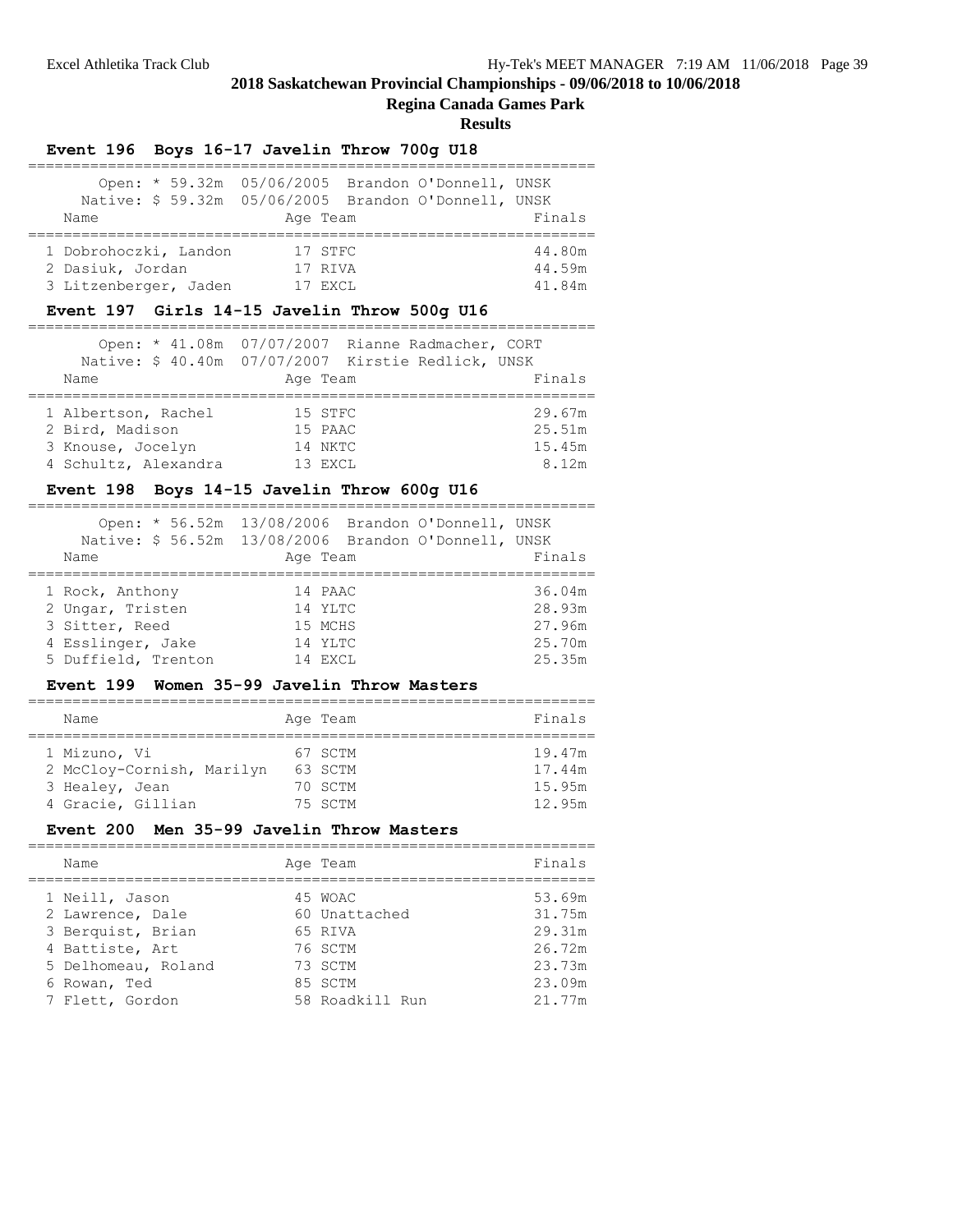# 2018 Saskatchewan Provincial Championships - 09/06/2018 to 10/06/2018

## Regina Canada Games Park

### Results

#### Event 196 Boys 16-17 Javelin Throw 700g U18

Open: * 59.32m 05/06/2005 Brandon O'Donnell, UNSK
Native: $ 59.32m 05/06/2005 Brandon O'Donnell, UNSK

| Name | Age | Team | Finals |
|---|---|---|---|
| 1 Dobrohoczki, Landon | 17 | STFC | 44.80m |
| 2 Dasiuk, Jordan | 17 | RIVA | 44.59m |
| 3 Litzenberger, Jaden | 17 | EXCL | 41.84m |

#### Event 197 Girls 14-15 Javelin Throw 500g U16

Open: * 41.08m 07/07/2007 Rianne Radmacher, CORT
Native: $ 40.40m 07/07/2007 Kirstie Redlick, UNSK

| Name | Age | Team | Finals |
|---|---|---|---|
| 1 Albertson, Rachel | 15 | STFC | 29.67m |
| 2 Bird, Madison | 15 | PAAC | 25.51m |
| 3 Knouse, Jocelyn | 14 | NKTC | 15.45m |
| 4 Schultz, Alexandra | 13 | EXCL | 8.12m |

#### Event 198 Boys 14-15 Javelin Throw 600g U16

Open: * 56.52m 13/08/2006 Brandon O'Donnell, UNSK
Native: $ 56.52m 13/08/2006 Brandon O'Donnell, UNSK

| Name | Age | Team | Finals |
|---|---|---|---|
| 1 Rock, Anthony | 14 | PAAC | 36.04m |
| 2 Ungar, Tristen | 14 | YLTC | 28.93m |
| 3 Sitter, Reed | 15 | MCHS | 27.96m |
| 4 Esslinger, Jake | 14 | YLTC | 25.70m |
| 5 Duffield, Trenton | 14 | EXCL | 25.35m |

#### Event 199 Women 35-99 Javelin Throw Masters

| Name | Age | Team | Finals |
|---|---|---|---|
| 1 Mizuno, Vi | 67 | SCTM | 19.47m |
| 2 McCloy-Cornish, Marilyn | 63 | SCTM | 17.44m |
| 3 Healey, Jean | 70 | SCTM | 15.95m |
| 4 Gracie, Gillian | 75 | SCTM | 12.95m |

#### Event 200 Men 35-99 Javelin Throw Masters

| Name | Age | Team | Finals |
|---|---|---|---|
| 1 Neill, Jason | 45 | WOAC | 53.69m |
| 2 Lawrence, Dale | 60 | Unattached | 31.75m |
| 3 Berquist, Brian | 65 | RIVA | 29.31m |
| 4 Battiste, Art | 76 | SCTM | 26.72m |
| 5 Delhomeau, Roland | 73 | SCTM | 23.73m |
| 6 Rowan, Ted | 85 | SCTM | 23.09m |
| 7 Flett, Gordon | 58 | Roadkill Run | 21.77m |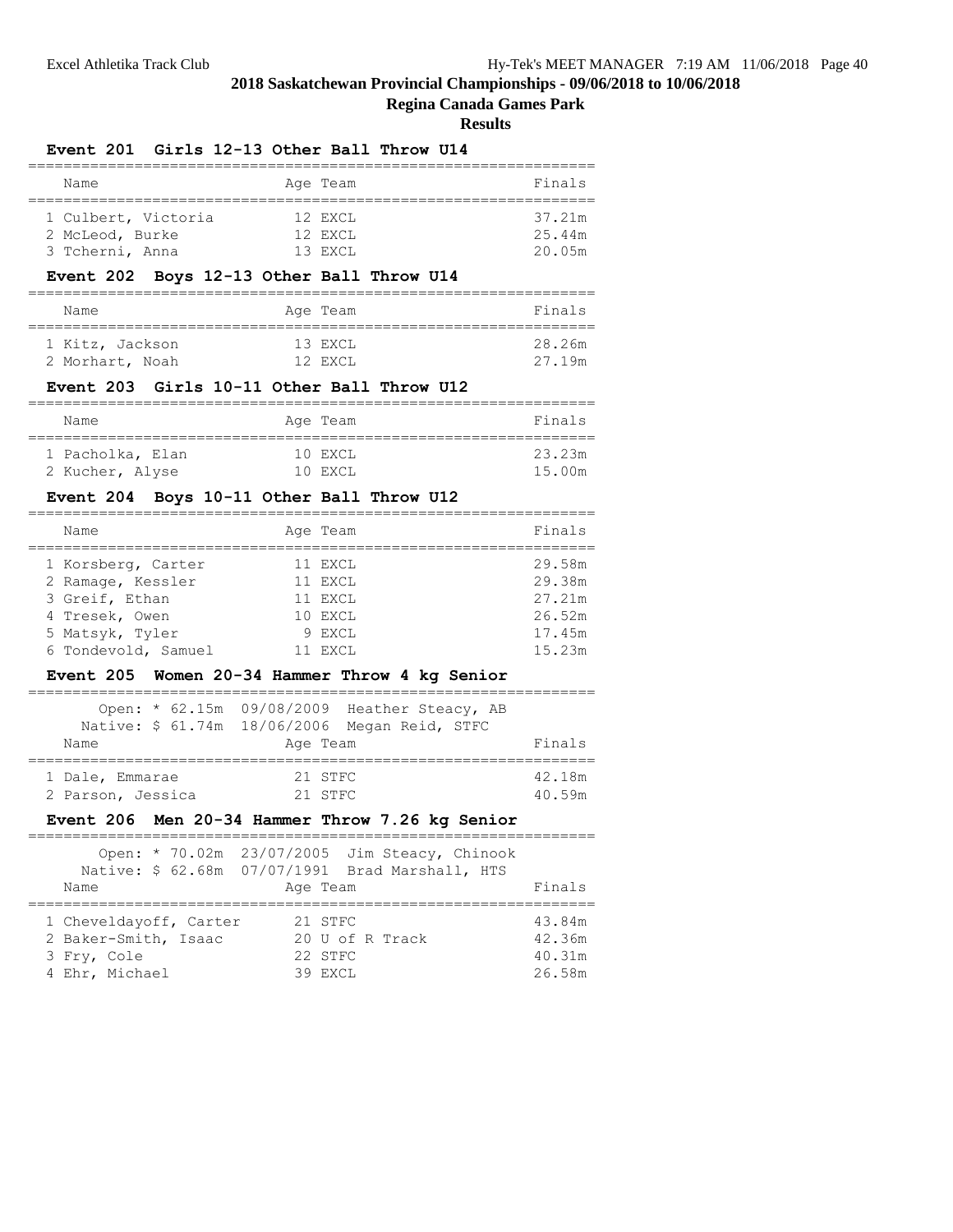## 2018 Saskatchewan Provincial Championships - 09/06/2018 to 10/06/2018

### Regina Canada Games Park

### Results

#### Event 201 Girls 12-13 Other Ball Throw U14

| | Name | Age | Team | Finals |
|---|---|---|---|---|
| 1 | Culbert, Victoria | 12 | EXCL | 37.21m |
| 2 | McLeod, Burke | 12 | EXCL | 25.44m |
| 3 | Tcherni, Anna | 13 | EXCL | 20.05m |

#### Event 202 Boys 12-13 Other Ball Throw U14

| | Name | Age | Team | Finals |
|---|---|---|---|---|
| 1 | Kitz, Jackson | 13 | EXCL | 28.26m |
| 2 | Morhart, Noah | 12 | EXCL | 27.19m |

#### Event 203 Girls 10-11 Other Ball Throw U12

| | Name | Age | Team | Finals |
|---|---|---|---|---|
| 1 | Pacholka, Elan | 10 | EXCL | 23.23m |
| 2 | Kucher, Alyse | 10 | EXCL | 15.00m |

#### Event 204 Boys 10-11 Other Ball Throw U12

| | Name | Age | Team | Finals |
|---|---|---|---|---|
| 1 | Korsberg, Carter | 11 | EXCL | 29.58m |
| 2 | Ramage, Kessler | 11 | EXCL | 29.38m |
| 3 | Greif, Ethan | 11 | EXCL | 27.21m |
| 4 | Tresek, Owen | 10 | EXCL | 26.52m |
| 5 | Matsyk, Tyler | 9 | EXCL | 17.45m |
| 6 | Tondevold, Samuel | 11 | EXCL | 15.23m |

#### Event 205 Women 20-34 Hammer Throw 4 kg Senior

Open: * 62.15m 09/08/2009 Heather Steacy, AB
Native: $ 61.74m 18/06/2006 Megan Reid, STFC

| | Name | Age | Team | Finals |
|---|---|---|---|---|
| 1 | Dale, Emmarae | 21 | STFC | 42.18m |
| 2 | Parson, Jessica | 21 | STFC | 40.59m |

#### Event 206 Men 20-34 Hammer Throw 7.26 kg Senior

Open: * 70.02m 23/07/2005 Jim Steacy, Chinook
Native: $ 62.68m 07/07/1991 Brad Marshall, HTS

| | Name | Age | Team | Finals |
|---|---|---|---|---|
| 1 | Cheveldayoff, Carter | 21 | STFC | 43.84m |
| 2 | Baker-Smith, Isaac | 20 | U of R Track | 42.36m |
| 3 | Fry, Cole | 22 | STFC | 40.31m |
| 4 | Ehr, Michael | 39 | EXCL | 26.58m |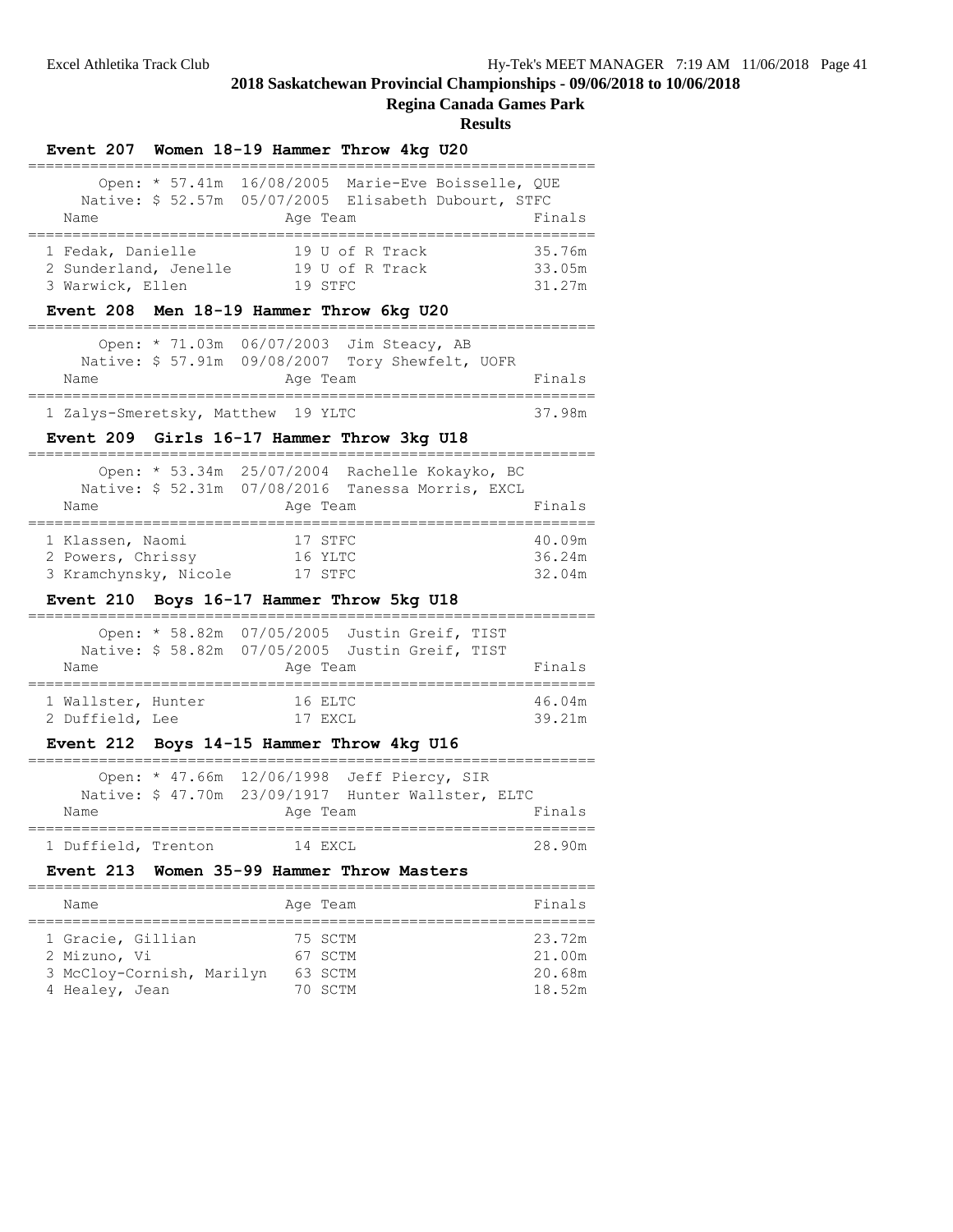# 2018 Saskatchewan Provincial Championships - 09/06/2018 to 10/06/2018

## Regina Canada Games Park

### Results

#### Event 207 Women 18-19 Hammer Throw 4kg U20

Open: * 57.41m 16/08/2005 Marie-Eve Boisselle, QUE
Native: $ 52.57m 05/07/2005 Elisabeth Dubourt, STFC

| Name | Age | Team | Finals |
|---|---|---|---|
| 1 Fedak, Danielle | 19 | U of R Track | 35.76m |
| 2 Sunderland, Jenelle | 19 | U of R Track | 33.05m |
| 3 Warwick, Ellen | 19 | STFC | 31.27m |

#### Event 208 Men 18-19 Hammer Throw 6kg U20

Open: * 71.03m 06/07/2003 Jim Steacy, AB
Native: $ 57.91m 09/08/2007 Tory Shewfelt, UOFR

| Name | Age | Team | Finals |
|---|---|---|---|
| 1 Zalys-Smeretsky, Matthew | 19 | YLTC | 37.98m |

#### Event 209 Girls 16-17 Hammer Throw 3kg U18

Open: * 53.34m 25/07/2004 Rachelle Kokayko, BC
Native: $ 52.31m 07/08/2016 Tanessa Morris, EXCL

| Name | Age | Team | Finals |
|---|---|---|---|
| 1 Klassen, Naomi | 17 | STFC | 40.09m |
| 2 Powers, Chrissy | 16 | YLTC | 36.24m |
| 3 Kramchynsky, Nicole | 17 | STFC | 32.04m |

#### Event 210 Boys 16-17 Hammer Throw 5kg U18

Open: * 58.82m 07/05/2005 Justin Greif, TIST
Native: $ 58.82m 07/05/2005 Justin Greif, TIST

| Name | Age | Team | Finals |
|---|---|---|---|
| 1 Wallster, Hunter | 16 | ELTC | 46.04m |
| 2 Duffield, Lee | 17 | EXCL | 39.21m |

#### Event 212 Boys 14-15 Hammer Throw 4kg U16

Open: * 47.66m 12/06/1998 Jeff Piercy, SIR
Native: $ 47.70m 23/09/1917 Hunter Wallster, ELTC

| Name | Age | Team | Finals |
|---|---|---|---|
| 1 Duffield, Trenton | 14 | EXCL | 28.90m |

#### Event 213 Women 35-99 Hammer Throw Masters

| Name | Age | Team | Finals |
|---|---|---|---|
| 1 Gracie, Gillian | 75 | SCTM | 23.72m |
| 2 Mizuno, Vi | 67 | SCTM | 21.00m |
| 3 McCloy-Cornish, Marilyn | 63 | SCTM | 20.68m |
| 4 Healey, Jean | 70 | SCTM | 18.52m |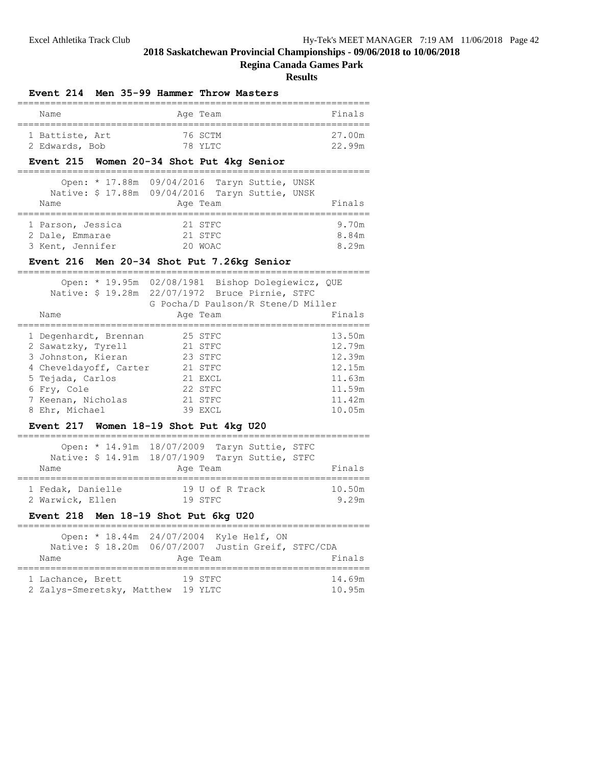## 2018 Saskatchewan Provincial Championships - 09/06/2018 to 10/06/2018

**Regina Canada Games Park**

**Results**

### Event 214 Men 35-99 Hammer Throw Masters

| Name | Age | Team | Finals |
|---|---|---|---|
| 1 Battiste, Art | 76 | SCTM | 27.00m |
| 2 Edwards, Bob | 78 | YLTC | 22.99m |

### Event 215 Women 20-34 Shot Put 4kg Senior

Open: * 17.88m 09/04/2016 Taryn Suttie, UNSK
Native: $ 17.88m 09/04/2016 Taryn Suttie, UNSK

| Name | Age | Team | Finals |
|---|---|---|---|
| 1 Parson, Jessica | 21 | STFC | 9.70m |
| 2 Dale, Emmarae | 21 | STFC | 8.84m |
| 3 Kent, Jennifer | 20 | WOAC | 8.29m |

### Event 216 Men 20-34 Shot Put 7.26kg Senior

Open: * 19.95m 02/08/1981 Bishop Dolegiewicz, QUE
Native: $ 19.28m 22/07/1972 Bruce Pirnie, STFC
G Pocha/D Paulson/R Stene/D Miller

| Name | Age | Team | Finals |
|---|---|---|---|
| 1 Degenhardt, Brennan | 25 | STFC | 13.50m |
| 2 Sawatzky, Tyrell | 21 | STFC | 12.79m |
| 3 Johnston, Kieran | 23 | STFC | 12.39m |
| 4 Cheveldayoff, Carter | 21 | STFC | 12.15m |
| 5 Tejada, Carlos | 21 | EXCL | 11.63m |
| 6 Fry, Cole | 22 | STFC | 11.59m |
| 7 Keenan, Nicholas | 21 | STFC | 11.42m |
| 8 Ehr, Michael | 39 | EXCL | 10.05m |

### Event 217 Women 18-19 Shot Put 4kg U20

Open: * 14.91m 18/07/2009 Taryn Suttie, STFC
Native: $ 14.91m 18/07/1909 Taryn Suttie, STFC

| Name | Age | Team | Finals |
|---|---|---|---|
| 1 Fedak, Danielle | 19 | U of R Track | 10.50m |
| 2 Warwick, Ellen | 19 | STFC | 9.29m |

### Event 218 Men 18-19 Shot Put 6kg U20

Open: * 18.44m 24/07/2004 Kyle Helf, ON
Native: $ 18.20m 06/07/2007 Justin Greif, STFC/CDA

| Name | Age | Team | Finals |
|---|---|---|---|
| 1 Lachance, Brett | 19 | STFC | 14.69m |
| 2 Zalys-Smeretsky, Matthew | 19 | YLTC | 10.95m |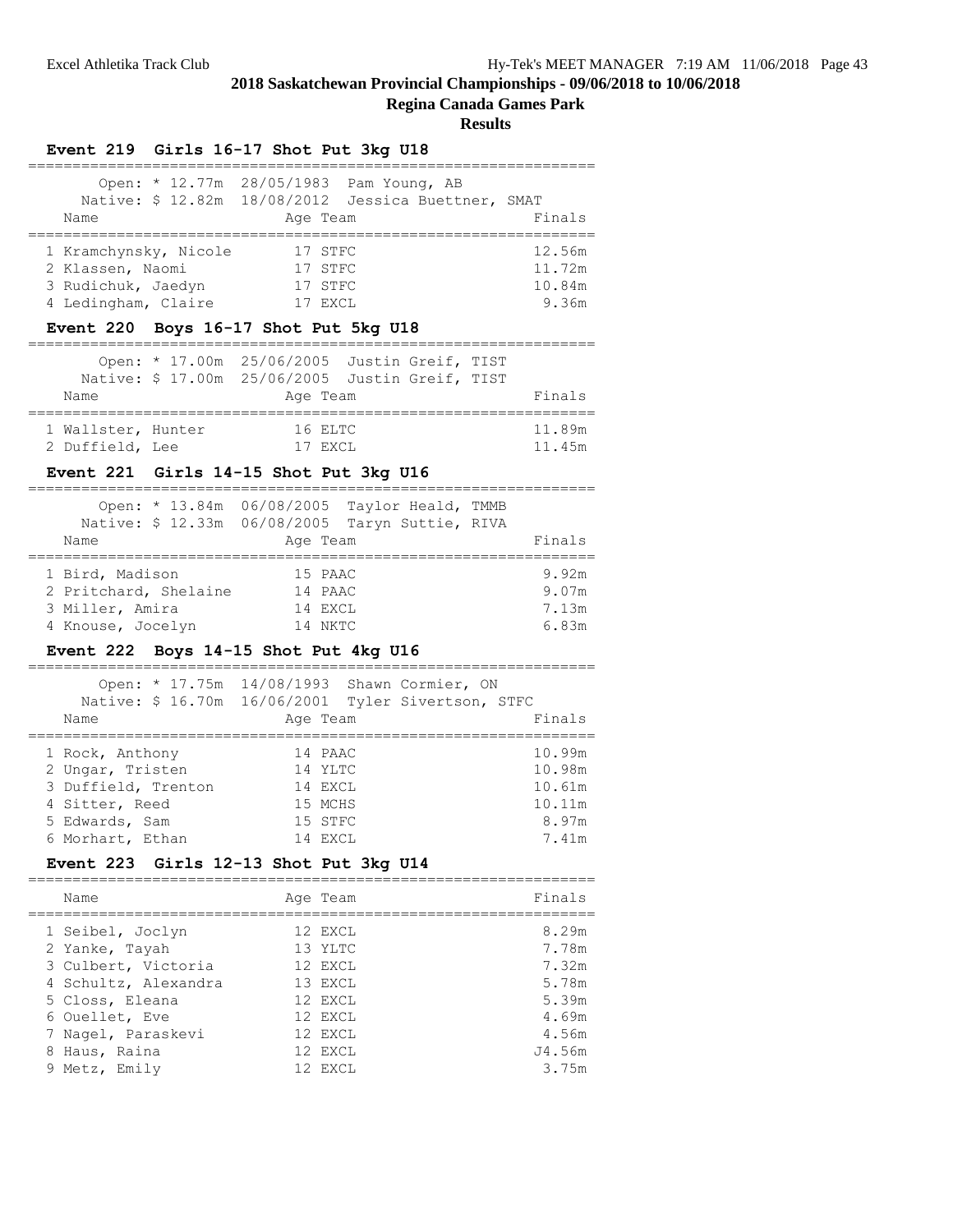# 2018 Saskatchewan Provincial Championships - 09/06/2018 to 10/06/2018

**Regina Canada Games Park**

**Results**

### Event 219 Girls 16-17 Shot Put 3kg U18

Open: * 12.77m 28/05/1983 Pam Young, AB
Native: $ 12.82m 18/08/2012 Jessica Buettner, SMAT

| Name | Age | Team | Finals |
|---|---|---|---|
| 1 Kramchynsky, Nicole | 17 | STFC | 12.56m |
| 2 Klassen, Naomi | 17 | STFC | 11.72m |
| 3 Rudichuk, Jaedyn | 17 | STFC | 10.84m |
| 4 Ledingham, Claire | 17 | EXCL | 9.36m |

### Event 220 Boys 16-17 Shot Put 5kg U18

Open: * 17.00m 25/06/2005 Justin Greif, TIST
Native: $ 17.00m 25/06/2005 Justin Greif, TIST

| Name | Age | Team | Finals |
|---|---|---|---|
| 1 Wallster, Hunter | 16 | ELTC | 11.89m |
| 2 Duffield, Lee | 17 | EXCL | 11.45m |

### Event 221 Girls 14-15 Shot Put 3kg U16

Open: * 13.84m 06/08/2005 Taylor Heald, TMMB
Native: $ 12.33m 06/08/2005 Taryn Suttie, RIVA

| Name | Age | Team | Finals |
|---|---|---|---|
| 1 Bird, Madison | 15 | PAAC | 9.92m |
| 2 Pritchard, Shelaine | 14 | PAAC | 9.07m |
| 3 Miller, Amira | 14 | EXCL | 7.13m |
| 4 Knouse, Jocelyn | 14 | NKTC | 6.83m |

### Event 222 Boys 14-15 Shot Put 4kg U16

Open: * 17.75m 14/08/1993 Shawn Cormier, ON
Native: $ 16.70m 16/06/2001 Tyler Sivertson, STFC

| Name | Age | Team | Finals |
|---|---|---|---|
| 1 Rock, Anthony | 14 | PAAC | 10.99m |
| 2 Ungar, Tristen | 14 | YLTC | 10.98m |
| 3 Duffield, Trenton | 14 | EXCL | 10.61m |
| 4 Sitter, Reed | 15 | MCHS | 10.11m |
| 5 Edwards, Sam | 15 | STFC | 8.97m |
| 6 Morhart, Ethan | 14 | EXCL | 7.41m |

### Event 223 Girls 12-13 Shot Put 3kg U14

| Name | Age | Team | Finals |
|---|---|---|---|
| 1 Seibel, Joclyn | 12 | EXCL | 8.29m |
| 2 Yanke, Tayah | 13 | YLTC | 7.78m |
| 3 Culbert, Victoria | 12 | EXCL | 7.32m |
| 4 Schultz, Alexandra | 13 | EXCL | 5.78m |
| 5 Closs, Eleana | 12 | EXCL | 5.39m |
| 6 Ouellet, Eve | 12 | EXCL | 4.69m |
| 7 Nagel, Paraskevi | 12 | EXCL | 4.56m |
| 8 Haus, Raina | 12 | EXCL | J4.56m |
| 9 Metz, Emily | 12 | EXCL | 3.75m |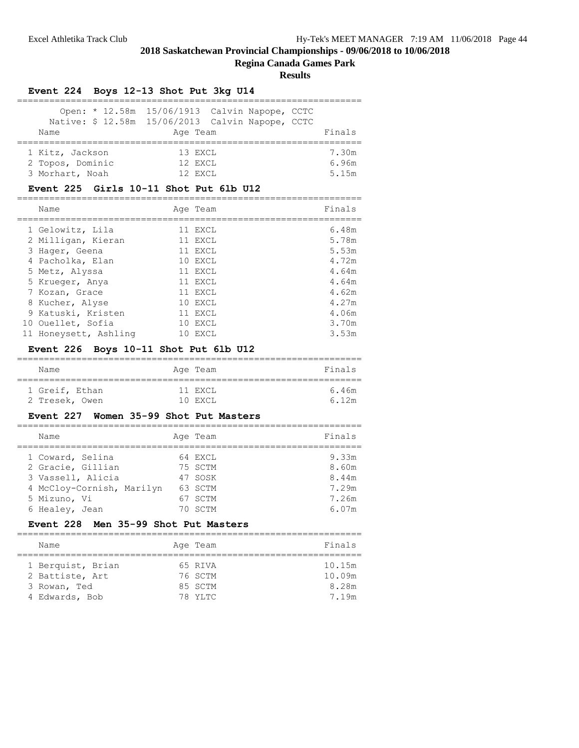## 2018 Saskatchewan Provincial Championships - 09/06/2018 to 10/06/2018

### Regina Canada Games Park

### Results

#### Event 224 Boys 12-13 Shot Put 3kg U14

Open: * 12.58m 15/06/1913 Calvin Napope, CCTC
Native: $ 12.58m 15/06/2013 Calvin Napope, CCTC

| | Name | Age | Team | Finals |
|---|---|---|---|---|
| 1 | Kitz, Jackson | 13 | EXCL | 7.30m |
| 2 | Topos, Dominic | 12 | EXCL | 6.96m |
| 3 | Morhart, Noah | 12 | EXCL | 5.15m |

#### Event 225 Girls 10-11 Shot Put 6lb U12

| | Name | Age | Team | Finals |
|---|---|---|---|---|
| 1 | Gelowitz, Lila | 11 | EXCL | 6.48m |
| 2 | Milligan, Kieran | 11 | EXCL | 5.78m |
| 3 | Hager, Geena | 11 | EXCL | 5.53m |
| 4 | Pacholka, Elan | 10 | EXCL | 4.72m |
| 5 | Metz, Alyssa | 11 | EXCL | 4.64m |
| 5 | Krueger, Anya | 11 | EXCL | 4.64m |
| 7 | Kozan, Grace | 11 | EXCL | 4.62m |
| 8 | Kucher, Alyse | 10 | EXCL | 4.27m |
| 9 | Katuski, Kristen | 11 | EXCL | 4.06m |
| 10 | Ouellet, Sofia | 10 | EXCL | 3.70m |
| 11 | Honeysett, Ashling | 10 | EXCL | 3.53m |

#### Event 226 Boys 10-11 Shot Put 6lb U12

| | Name | Age | Team | Finals |
|---|---|---|---|---|
| 1 | Greif, Ethan | 11 | EXCL | 6.46m |
| 2 | Tresek, Owen | 10 | EXCL | 6.12m |

#### Event 227 Women 35-99 Shot Put Masters

| | Name | Age | Team | Finals |
|---|---|---|---|---|
| 1 | Coward, Selina | 64 | EXCL | 9.33m |
| 2 | Gracie, Gillian | 75 | SCTM | 8.60m |
| 3 | Vassell, Alicia | 47 | SOSK | 8.44m |
| 4 | McCloy-Cornish, Marilyn | 63 | SCTM | 7.29m |
| 5 | Mizuno, Vi | 67 | SCTM | 7.26m |
| 6 | Healey, Jean | 70 | SCTM | 6.07m |

#### Event 228 Men 35-99 Shot Put Masters

| | Name | Age | Team | Finals |
|---|---|---|---|---|
| 1 | Berquist, Brian | 65 | RIVA | 10.15m |
| 2 | Battiste, Art | 76 | SCTM | 10.09m |
| 3 | Rowan, Ted | 85 | SCTM | 8.28m |
| 4 | Edwards, Bob | 78 | YLTC | 7.19m |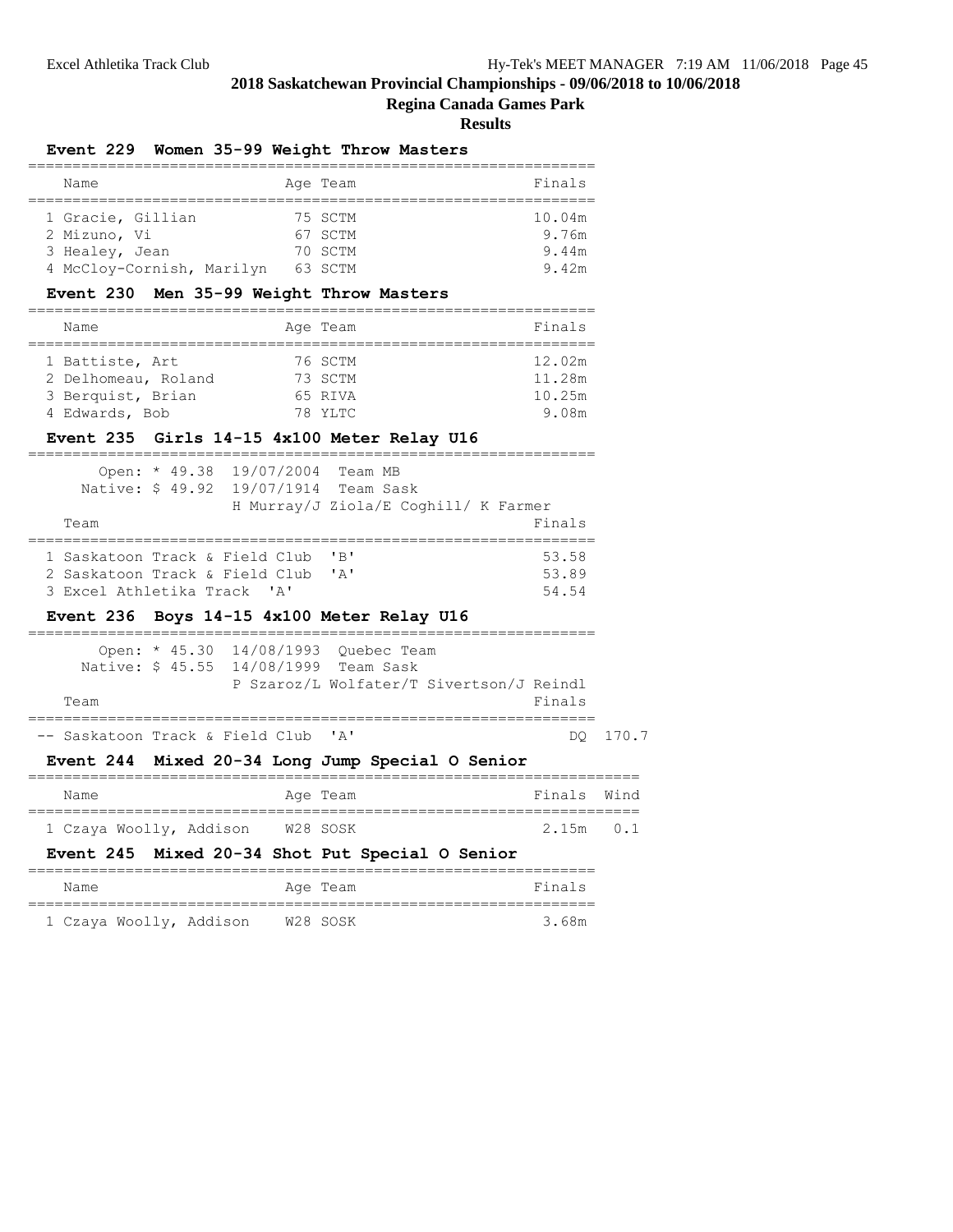## 2018 Saskatchewan Provincial Championships - 09/06/2018 to 10/06/2018

### Regina Canada Games Park

### Results

#### Event 229 Women 35-99 Weight Throw Masters

| Name | Age | Team | Finals |
|---|---|---|---|
| 1 Gracie, Gillian | 75 | SCTM | 10.04m |
| 2 Mizuno, Vi | 67 | SCTM | 9.76m |
| 3 Healey, Jean | 70 | SCTM | 9.44m |
| 4 McCloy-Cornish, Marilyn | 63 | SCTM | 9.42m |

#### Event 230 Men 35-99 Weight Throw Masters

| Name | Age | Team | Finals |
|---|---|---|---|
| 1 Battiste, Art | 76 | SCTM | 12.02m |
| 2 Delhomeau, Roland | 73 | SCTM | 11.28m |
| 3 Berquist, Brian | 65 | RIVA | 10.25m |
| 4 Edwards, Bob | 78 | YLTC | 9.08m |

#### Event 235 Girls 14-15 4x100 Meter Relay U16

Open: * 49.38 19/07/2004 Team MB
Native: $ 49.92 19/07/1914 Team Sask
H Murray/J Ziola/E Coghill/ K Farmer

| Team | Finals |
|---|---|
| 1 Saskatoon Track & Field Club 'B' | 53.58 |
| 2 Saskatoon Track & Field Club 'A' | 53.89 |
| 3 Excel Athletika Track 'A' | 54.54 |

#### Event 236 Boys 14-15 4x100 Meter Relay U16

Open: * 45.30 14/08/1993 Quebec Team
Native: $ 45.55 14/08/1999 Team Sask
P Szaroz/L Wolfater/T Sivertson/J Reindl

| Team | Finals | |
|---|---|---|
| -- Saskatoon Track & Field Club 'A' | DQ | 170.7 |

#### Event 244 Mixed 20-34 Long Jump Special O Senior

| Name | Age | Team | Finals | Wind |
|---|---|---|---|---|
| 1 Czaya Woolly, Addison | W28 | SOSK | 2.15m | 0.1 |

#### Event 245 Mixed 20-34 Shot Put Special O Senior

| Name | Age | Team | Finals |
|---|---|---|---|
| 1 Czaya Woolly, Addison | W28 | SOSK | 3.68m |